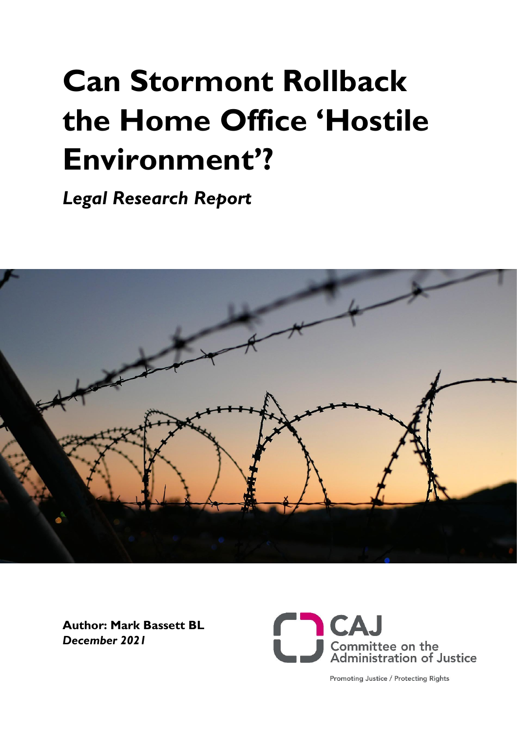# Can Stormont Rollback the Home Office 'Hostile Environment'?

*Legal Research Report*

**Author: Mark Bassett BL**
***December 2021***

CAJ
Committee on the Administration of Justice

Promoting Justice / Protecting Rights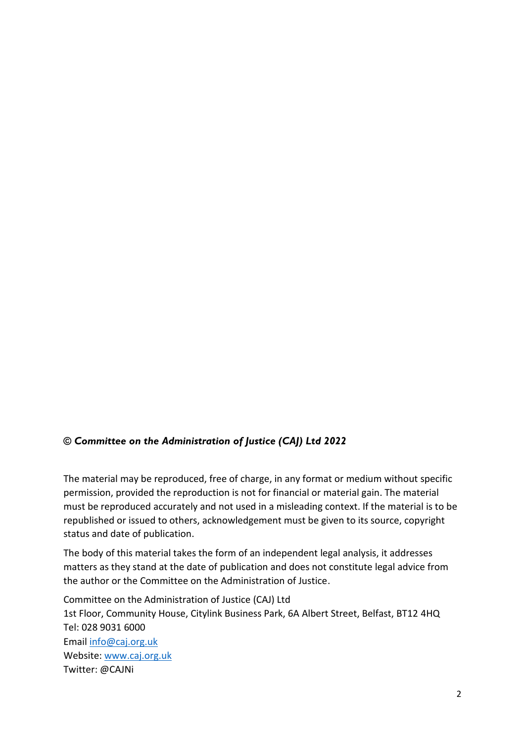***© Committee on the Administration of Justice (CAJ) Ltd 2022***

The material may be reproduced, free of charge, in any format or medium without specific permission, provided the reproduction is not for financial or material gain. The material must be reproduced accurately and not used in a misleading context. If the material is to be republished or issued to others, acknowledgement must be given to its source, copyright status and date of publication.

The body of this material takes the form of an independent legal analysis, it addresses matters as they stand at the date of publication and does not constitute legal advice from the author or the Committee on the Administration of Justice.

Committee on the Administration of Justice (CAJ) Ltd
1st Floor, Community House, Citylink Business Park, 6A Albert Street, Belfast, BT12 4HQ
Tel: 028 9031 6000
Email [info@caj.org.uk](mailto:info@caj.org.uk)
Website: [www.caj.org.uk](http://www.caj.org.uk)
Twitter: @CAJNi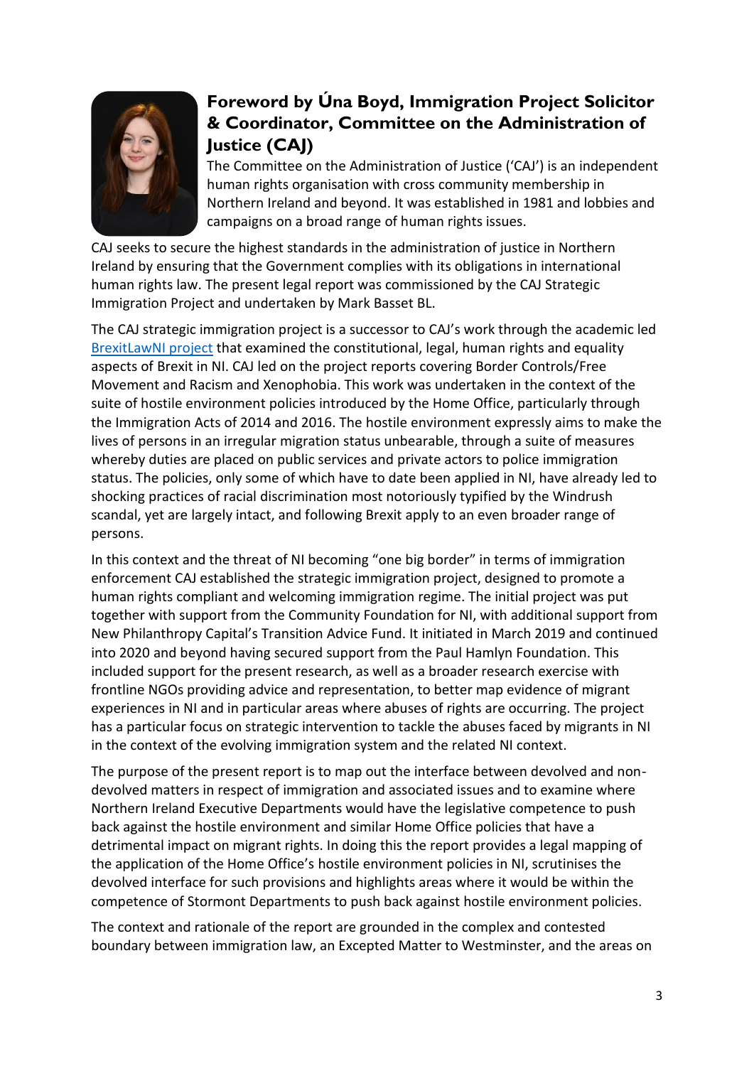## Foreword by Úna Boyd, Immigration Project Solicitor & Coordinator, Committee on the Administration of Justice (CAJ)

The Committee on the Administration of Justice ('CAJ') is an independent human rights organisation with cross community membership in Northern Ireland and beyond. It was established in 1981 and lobbies and campaigns on a broad range of human rights issues.

CAJ seeks to secure the highest standards in the administration of justice in Northern Ireland by ensuring that the Government complies with its obligations in international human rights law. The present legal report was commissioned by the CAJ Strategic Immigration Project and undertaken by Mark Basset BL.

The CAJ strategic immigration project is a successor to CAJ's work through the academic led BrexitLawNI project that examined the constitutional, legal, human rights and equality aspects of Brexit in NI. CAJ led on the project reports covering Border Controls/Free Movement and Racism and Xenophobia. This work was undertaken in the context of the suite of hostile environment policies introduced by the Home Office, particularly through the Immigration Acts of 2014 and 2016. The hostile environment expressly aims to make the lives of persons in an irregular migration status unbearable, through a suite of measures whereby duties are placed on public services and private actors to police immigration status. The policies, only some of which have to date been applied in NI, have already led to shocking practices of racial discrimination most notoriously typified by the Windrush scandal, yet are largely intact, and following Brexit apply to an even broader range of persons.

In this context and the threat of NI becoming "one big border" in terms of immigration enforcement CAJ established the strategic immigration project, designed to promote a human rights compliant and welcoming immigration regime. The initial project was put together with support from the Community Foundation for NI, with additional support from New Philanthropy Capital's Transition Advice Fund. It initiated in March 2019 and continued into 2020 and beyond having secured support from the Paul Hamlyn Foundation. This included support for the present research, as well as a broader research exercise with frontline NGOs providing advice and representation, to better map evidence of migrant experiences in NI and in particular areas where abuses of rights are occurring. The project has a particular focus on strategic intervention to tackle the abuses faced by migrants in NI in the context of the evolving immigration system and the related NI context.

The purpose of the present report is to map out the interface between devolved and non-devolved matters in respect of immigration and associated issues and to examine where Northern Ireland Executive Departments would have the legislative competence to push back against the hostile environment and similar Home Office policies that have a detrimental impact on migrant rights. In doing this the report provides a legal mapping of the application of the Home Office's hostile environment policies in NI, scrutinises the devolved interface for such provisions and highlights areas where it would be within the competence of Stormont Departments to push back against hostile environment policies.

The context and rationale of the report are grounded in the complex and contested boundary between immigration law, an Excepted Matter to Westminster, and the areas on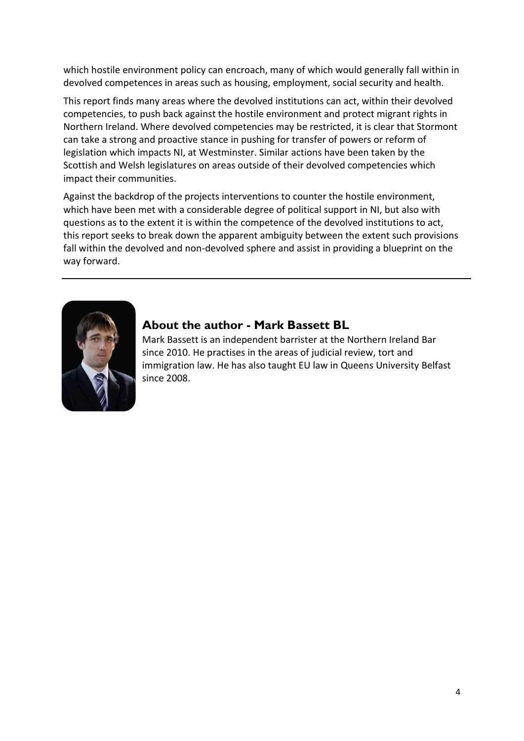which hostile environment policy can encroach, many of which would generally fall within in devolved competences in areas such as housing, employment, social security and health.

This report finds many areas where the devolved institutions can act, within their devolved competencies, to push back against the hostile environment and protect migrant rights in Northern Ireland. Where devolved competencies may be restricted, it is clear that Stormont can take a strong and proactive stance in pushing for transfer of powers or reform of legislation which impacts NI, at Westminster. Similar actions have been taken by the Scottish and Welsh legislatures on areas outside of their devolved competencies which impact their communities.

Against the backdrop of the projects interventions to counter the hostile environment, which have been met with a considerable degree of political support in NI, but also with questions as to the extent it is within the competence of the devolved institutions to act, this report seeks to break down the apparent ambiguity between the extent such provisions fall within the devolved and non-devolved sphere and assist in providing a blueprint on the way forward.

---

## About the author - Mark Bassett BL

Mark Bassett is an independent barrister at the Northern Ireland Bar since 2010. He practises in the areas of judicial review, tort and immigration law. He has also taught EU law in Queens University Belfast since 2008.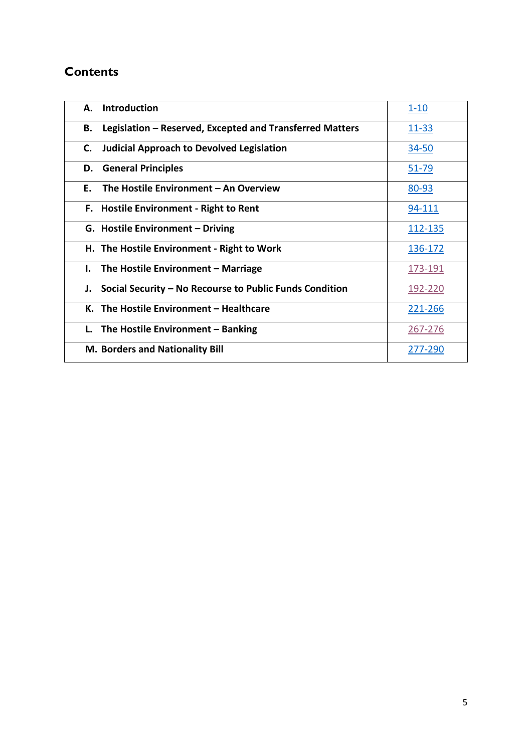## Contents

| | |
|---|---|
| **A. Introduction** | 1-10 |
| **B. Legislation – Reserved, Excepted and Transferred Matters** | 11-33 |
| **C. Judicial Approach to Devolved Legislation** | 34-50 |
| **D. General Principles** | 51-79 |
| **E. The Hostile Environment – An Overview** | 80-93 |
| **F. Hostile Environment - Right to Rent** | 94-111 |
| **G. Hostile Environment – Driving** | 112-135 |
| **H. The Hostile Environment - Right to Work** | 136-172 |
| **I. The Hostile Environment – Marriage** | 173-191 |
| **J. Social Security – No Recourse to Public Funds Condition** | 192-220 |
| **K. The Hostile Environment – Healthcare** | 221-266 |
| **L. The Hostile Environment – Banking** | 267-276 |
| **M. Borders and Nationality Bill** | 277-290 |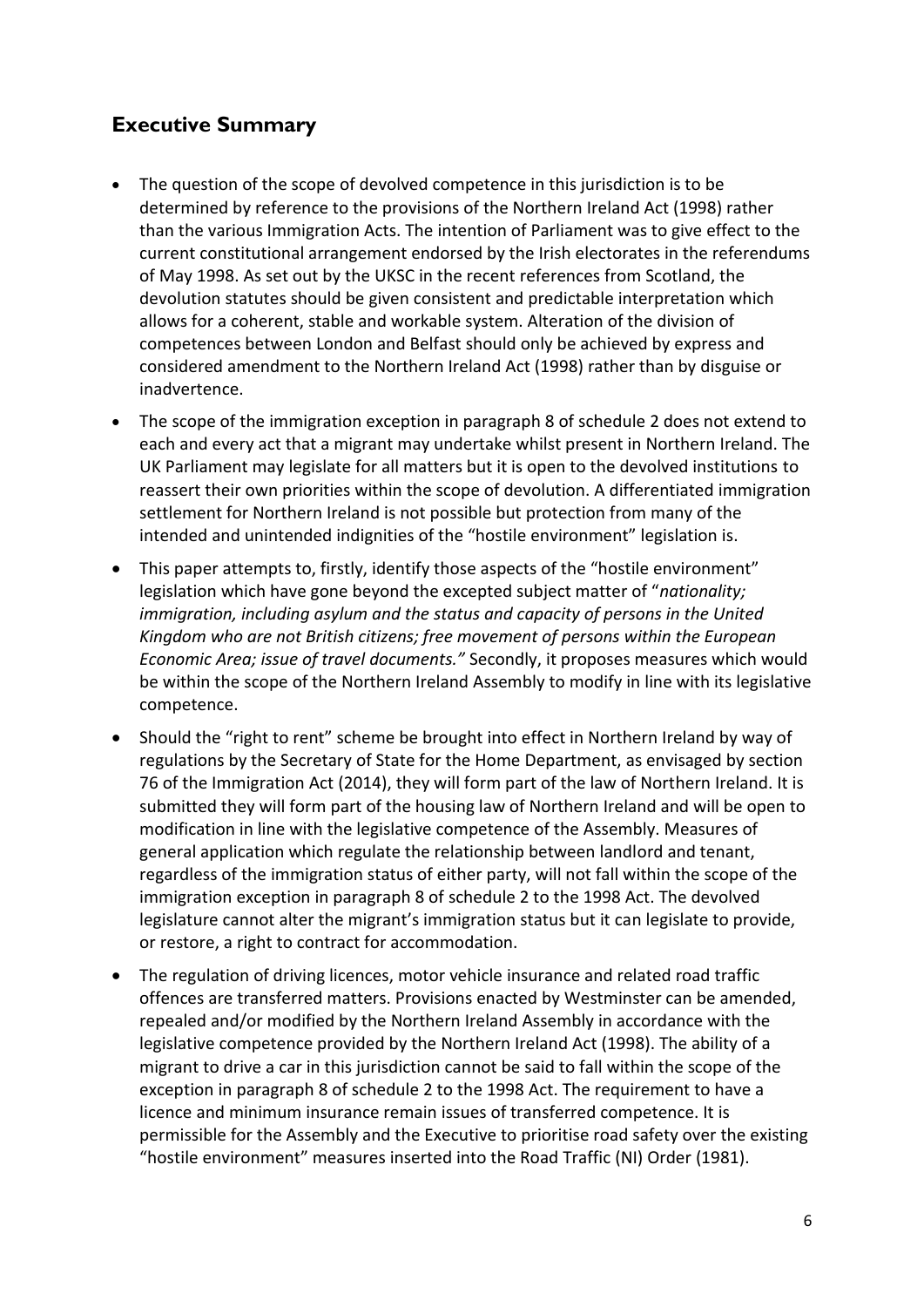## Executive Summary

- The question of the scope of devolved competence in this jurisdiction is to be determined by reference to the provisions of the Northern Ireland Act (1998) rather than the various Immigration Acts. The intention of Parliament was to give effect to the current constitutional arrangement endorsed by the Irish electorates in the referendums of May 1998. As set out by the UKSC in the recent references from Scotland, the devolution statutes should be given consistent and predictable interpretation which allows for a coherent, stable and workable system. Alteration of the division of competences between London and Belfast should only be achieved by express and considered amendment to the Northern Ireland Act (1998) rather than by disguise or inadvertence.
- The scope of the immigration exception in paragraph 8 of schedule 2 does not extend to each and every act that a migrant may undertake whilst present in Northern Ireland. The UK Parliament may legislate for all matters but it is open to the devolved institutions to reassert their own priorities within the scope of devolution. A differentiated immigration settlement for Northern Ireland is not possible but protection from many of the intended and unintended indignities of the "hostile environment" legislation is.
- This paper attempts to, firstly, identify those aspects of the "hostile environment" legislation which have gone beyond the excepted subject matter of "*nationality; immigration, including asylum and the status and capacity of persons in the United Kingdom who are not British citizens; free movement of persons within the European Economic Area; issue of travel documents."* Secondly, it proposes measures which would be within the scope of the Northern Ireland Assembly to modify in line with its legislative competence.
- Should the "right to rent" scheme be brought into effect in Northern Ireland by way of regulations by the Secretary of State for the Home Department, as envisaged by section 76 of the Immigration Act (2014), they will form part of the law of Northern Ireland. It is submitted they will form part of the housing law of Northern Ireland and will be open to modification in line with the legislative competence of the Assembly. Measures of general application which regulate the relationship between landlord and tenant, regardless of the immigration status of either party, will not fall within the scope of the immigration exception in paragraph 8 of schedule 2 to the 1998 Act. The devolved legislature cannot alter the migrant's immigration status but it can legislate to provide, or restore, a right to contract for accommodation.
- The regulation of driving licences, motor vehicle insurance and related road traffic offences are transferred matters. Provisions enacted by Westminster can be amended, repealed and/or modified by the Northern Ireland Assembly in accordance with the legislative competence provided by the Northern Ireland Act (1998). The ability of a migrant to drive a car in this jurisdiction cannot be said to fall within the scope of the exception in paragraph 8 of schedule 2 to the 1998 Act. The requirement to have a licence and minimum insurance remain issues of transferred competence. It is permissible for the Assembly and the Executive to prioritise road safety over the existing "hostile environment" measures inserted into the Road Traffic (NI) Order (1981).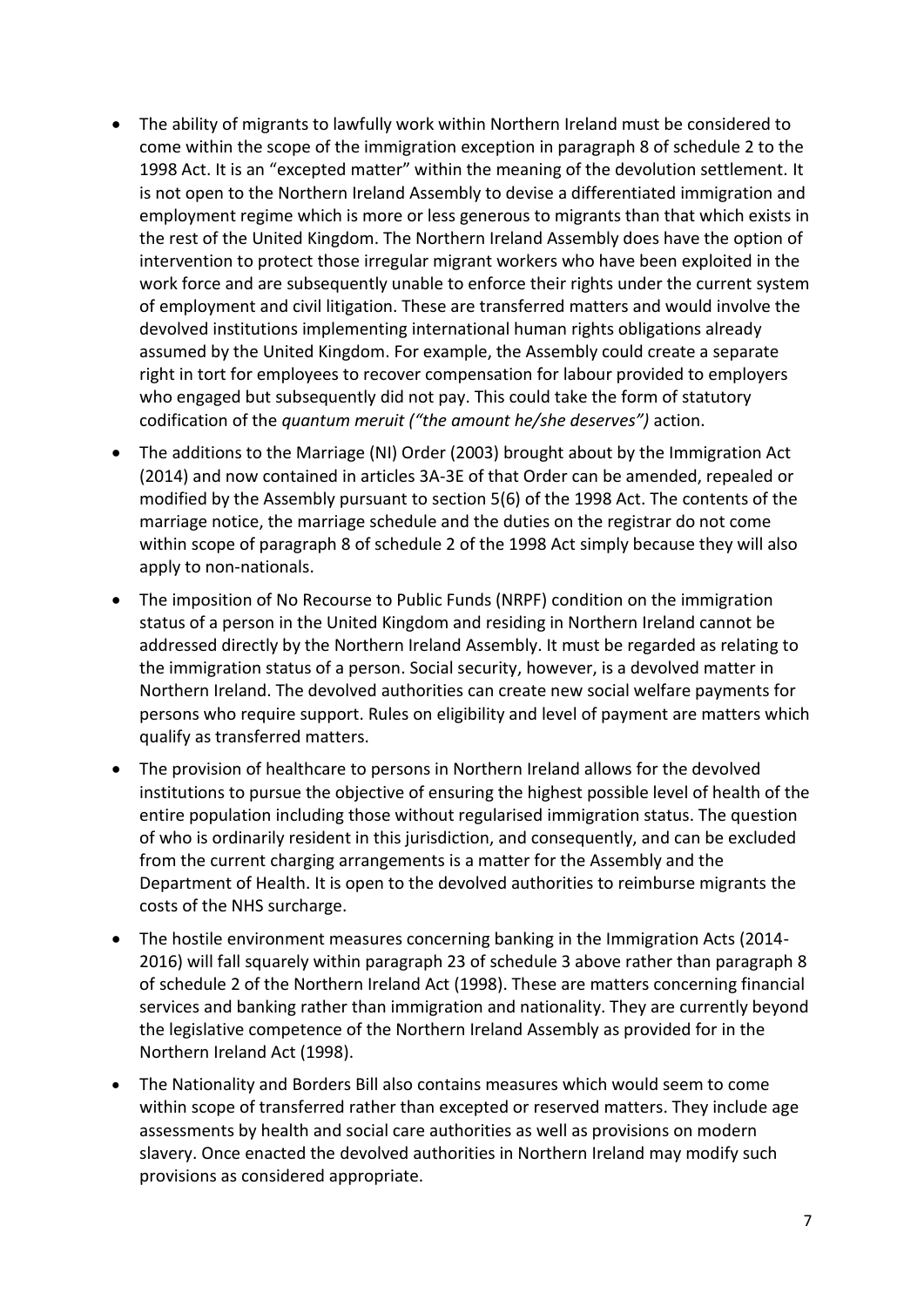- The ability of migrants to lawfully work within Northern Ireland must be considered to come within the scope of the immigration exception in paragraph 8 of schedule 2 to the 1998 Act. It is an "excepted matter" within the meaning of the devolution settlement. It is not open to the Northern Ireland Assembly to devise a differentiated immigration and employment regime which is more or less generous to migrants than that which exists in the rest of the United Kingdom. The Northern Ireland Assembly does have the option of intervention to protect those irregular migrant workers who have been exploited in the work force and are subsequently unable to enforce their rights under the current system of employment and civil litigation. These are transferred matters and would involve the devolved institutions implementing international human rights obligations already assumed by the United Kingdom. For example, the Assembly could create a separate right in tort for employees to recover compensation for labour provided to employers who engaged but subsequently did not pay. This could take the form of statutory codification of the *quantum meruit ("the amount he/she deserves")* action.
- The additions to the Marriage (NI) Order (2003) brought about by the Immigration Act (2014) and now contained in articles 3A-3E of that Order can be amended, repealed or modified by the Assembly pursuant to section 5(6) of the 1998 Act. The contents of the marriage notice, the marriage schedule and the duties on the registrar do not come within scope of paragraph 8 of schedule 2 of the 1998 Act simply because they will also apply to non-nationals.
- The imposition of No Recourse to Public Funds (NRPF) condition on the immigration status of a person in the United Kingdom and residing in Northern Ireland cannot be addressed directly by the Northern Ireland Assembly. It must be regarded as relating to the immigration status of a person. Social security, however, is a devolved matter in Northern Ireland. The devolved authorities can create new social welfare payments for persons who require support. Rules on eligibility and level of payment are matters which qualify as transferred matters.
- The provision of healthcare to persons in Northern Ireland allows for the devolved institutions to pursue the objective of ensuring the highest possible level of health of the entire population including those without regularised immigration status. The question of who is ordinarily resident in this jurisdiction, and consequently, and can be excluded from the current charging arrangements is a matter for the Assembly and the Department of Health. It is open to the devolved authorities to reimburse migrants the costs of the NHS surcharge.
- The hostile environment measures concerning banking in the Immigration Acts (2014-2016) will fall squarely within paragraph 23 of schedule 3 above rather than paragraph 8 of schedule 2 of the Northern Ireland Act (1998). These are matters concerning financial services and banking rather than immigration and nationality. They are currently beyond the legislative competence of the Northern Ireland Assembly as provided for in the Northern Ireland Act (1998).
- The Nationality and Borders Bill also contains measures which would seem to come within scope of transferred rather than excepted or reserved matters. They include age assessments by health and social care authorities as well as provisions on modern slavery. Once enacted the devolved authorities in Northern Ireland may modify such provisions as considered appropriate.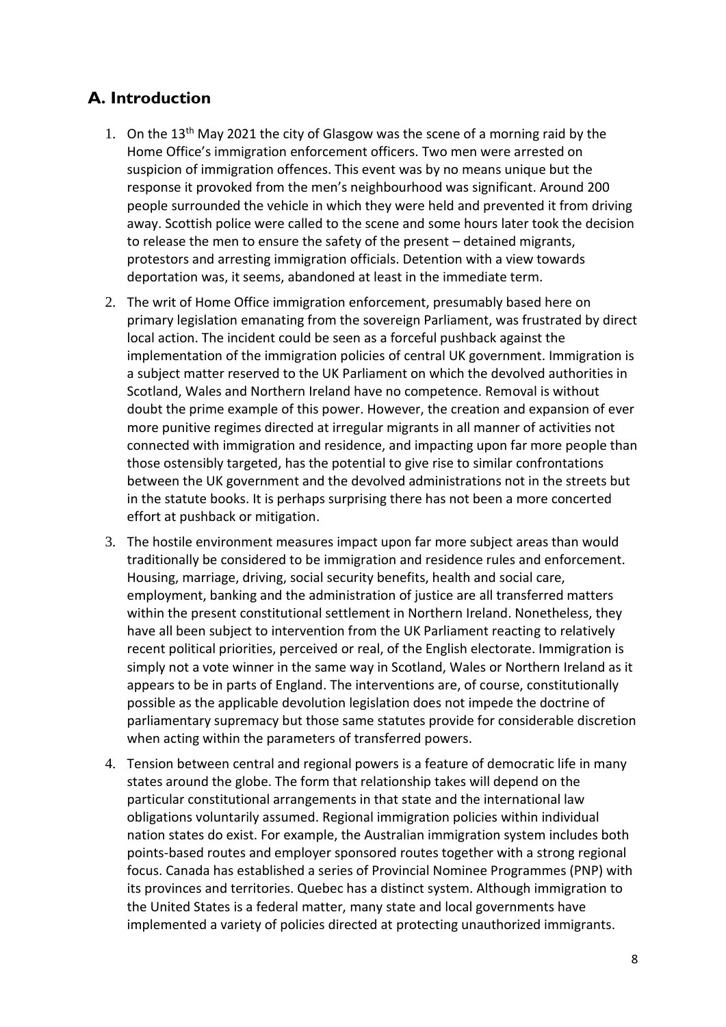## A. Introduction

1. On the 13th May 2021 the city of Glasgow was the scene of a morning raid by the Home Office's immigration enforcement officers. Two men were arrested on suspicion of immigration offences. This event was by no means unique but the response it provoked from the men's neighbourhood was significant. Around 200 people surrounded the vehicle in which they were held and prevented it from driving away. Scottish police were called to the scene and some hours later took the decision to release the men to ensure the safety of the present – detained migrants, protestors and arresting immigration officials. Detention with a view towards deportation was, it seems, abandoned at least in the immediate term.

2. The writ of Home Office immigration enforcement, presumably based here on primary legislation emanating from the sovereign Parliament, was frustrated by direct local action. The incident could be seen as a forceful pushback against the implementation of the immigration policies of central UK government. Immigration is a subject matter reserved to the UK Parliament on which the devolved authorities in Scotland, Wales and Northern Ireland have no competence. Removal is without doubt the prime example of this power. However, the creation and expansion of ever more punitive regimes directed at irregular migrants in all manner of activities not connected with immigration and residence, and impacting upon far more people than those ostensibly targeted, has the potential to give rise to similar confrontations between the UK government and the devolved administrations not in the streets but in the statute books. It is perhaps surprising there has not been a more concerted effort at pushback or mitigation.

3. The hostile environment measures impact upon far more subject areas than would traditionally be considered to be immigration and residence rules and enforcement. Housing, marriage, driving, social security benefits, health and social care, employment, banking and the administration of justice are all transferred matters within the present constitutional settlement in Northern Ireland. Nonetheless, they have all been subject to intervention from the UK Parliament reacting to relatively recent political priorities, perceived or real, of the English electorate. Immigration is simply not a vote winner in the same way in Scotland, Wales or Northern Ireland as it appears to be in parts of England. The interventions are, of course, constitutionally possible as the applicable devolution legislation does not impede the doctrine of parliamentary supremacy but those same statutes provide for considerable discretion when acting within the parameters of transferred powers.

4. Tension between central and regional powers is a feature of democratic life in many states around the globe. The form that relationship takes will depend on the particular constitutional arrangements in that state and the international law obligations voluntarily assumed. Regional immigration policies within individual nation states do exist. For example, the Australian immigration system includes both points-based routes and employer sponsored routes together with a strong regional focus. Canada has established a series of Provincial Nominee Programmes (PNP) with its provinces and territories. Quebec has a distinct system. Although immigration to the United States is a federal matter, many state and local governments have implemented a variety of policies directed at protecting unauthorized immigrants.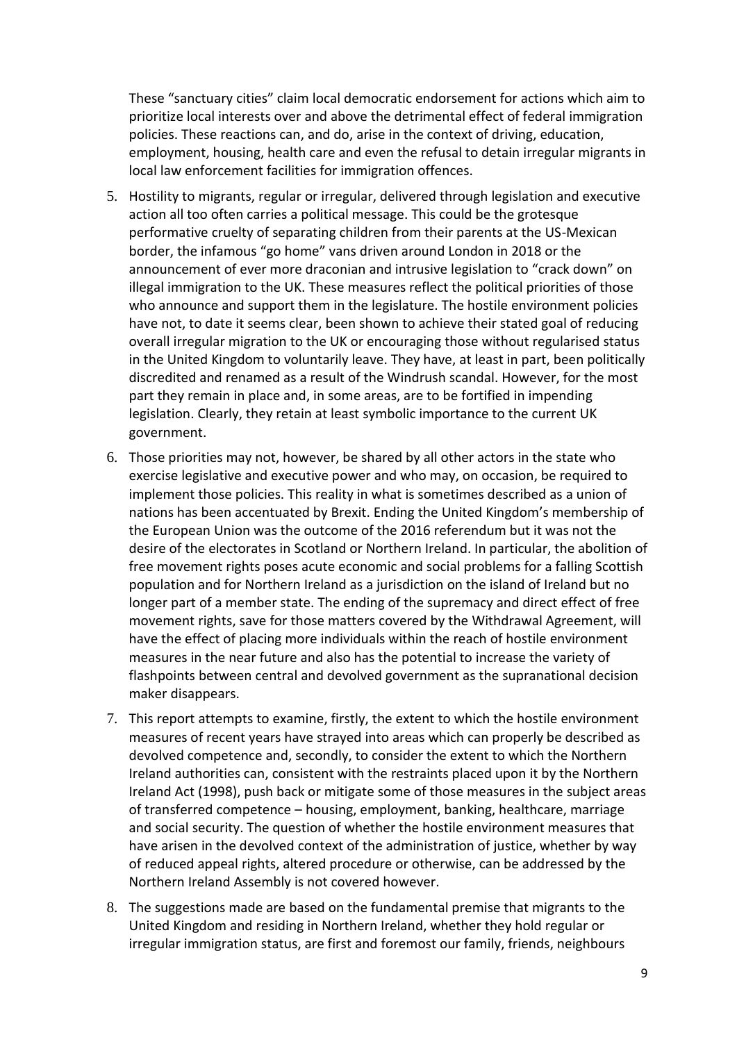These "sanctuary cities" claim local democratic endorsement for actions which aim to prioritize local interests over and above the detrimental effect of federal immigration policies. These reactions can, and do, arise in the context of driving, education, employment, housing, health care and even the refusal to detain irregular migrants in local law enforcement facilities for immigration offences.

5. Hostility to migrants, regular or irregular, delivered through legislation and executive action all too often carries a political message. This could be the grotesque performative cruelty of separating children from their parents at the US-Mexican border, the infamous "go home" vans driven around London in 2018 or the announcement of ever more draconian and intrusive legislation to "crack down" on illegal immigration to the UK. These measures reflect the political priorities of those who announce and support them in the legislature. The hostile environment policies have not, to date it seems clear, been shown to achieve their stated goal of reducing overall irregular migration to the UK or encouraging those without regularised status in the United Kingdom to voluntarily leave. They have, at least in part, been politically discredited and renamed as a result of the Windrush scandal. However, for the most part they remain in place and, in some areas, are to be fortified in impending legislation. Clearly, they retain at least symbolic importance to the current UK government.

6. Those priorities may not, however, be shared by all other actors in the state who exercise legislative and executive power and who may, on occasion, be required to implement those policies. This reality in what is sometimes described as a union of nations has been accentuated by Brexit. Ending the United Kingdom's membership of the European Union was the outcome of the 2016 referendum but it was not the desire of the electorates in Scotland or Northern Ireland. In particular, the abolition of free movement rights poses acute economic and social problems for a falling Scottish population and for Northern Ireland as a jurisdiction on the island of Ireland but no longer part of a member state. The ending of the supremacy and direct effect of free movement rights, save for those matters covered by the Withdrawal Agreement, will have the effect of placing more individuals within the reach of hostile environment measures in the near future and also has the potential to increase the variety of flashpoints between central and devolved government as the supranational decision maker disappears.

7. This report attempts to examine, firstly, the extent to which the hostile environment measures of recent years have strayed into areas which can properly be described as devolved competence and, secondly, to consider the extent to which the Northern Ireland authorities can, consistent with the restraints placed upon it by the Northern Ireland Act (1998), push back or mitigate some of those measures in the subject areas of transferred competence – housing, employment, banking, healthcare, marriage and social security. The question of whether the hostile environment measures that have arisen in the devolved context of the administration of justice, whether by way of reduced appeal rights, altered procedure or otherwise, can be addressed by the Northern Ireland Assembly is not covered however.

8. The suggestions made are based on the fundamental premise that migrants to the United Kingdom and residing in Northern Ireland, whether they hold regular or irregular immigration status, are first and foremost our family, friends, neighbours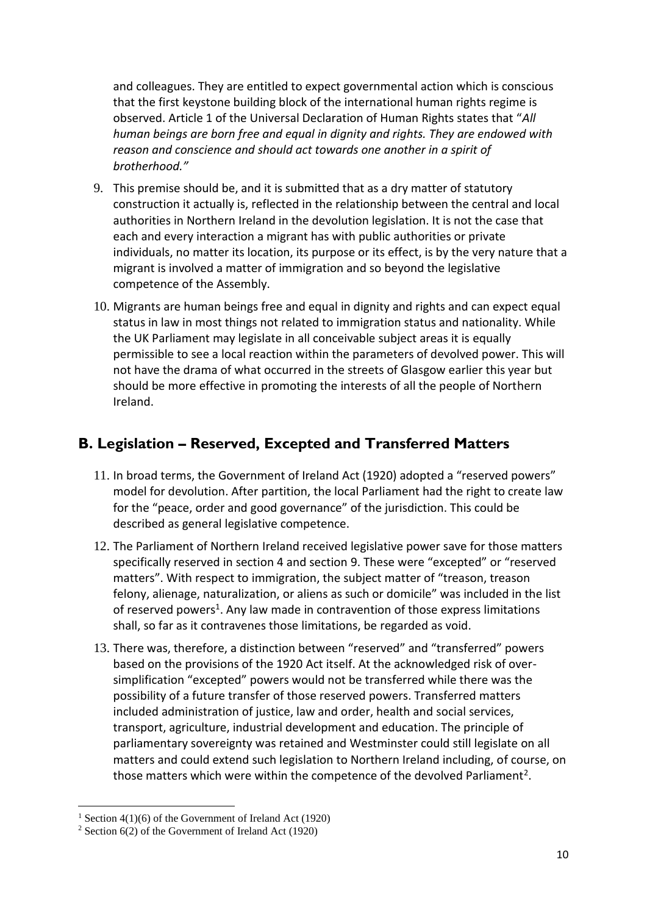and colleagues. They are entitled to expect governmental action which is conscious that the first keystone building block of the international human rights regime is observed. Article 1 of the Universal Declaration of Human Rights states that "*All human beings are born free and equal in dignity and rights. They are endowed with reason and conscience and should act towards one another in a spirit of brotherhood."*

9. This premise should be, and it is submitted that as a dry matter of statutory construction it actually is, reflected in the relationship between the central and local authorities in Northern Ireland in the devolution legislation. It is not the case that each and every interaction a migrant has with public authorities or private individuals, no matter its location, its purpose or its effect, is by the very nature that a migrant is involved a matter of immigration and so beyond the legislative competence of the Assembly.

10. Migrants are human beings free and equal in dignity and rights and can expect equal status in law in most things not related to immigration status and nationality. While the UK Parliament may legislate in all conceivable subject areas it is equally permissible to see a local reaction within the parameters of devolved power. This will not have the drama of what occurred in the streets of Glasgow earlier this year but should be more effective in promoting the interests of all the people of Northern Ireland.

## B. Legislation – Reserved, Excepted and Transferred Matters

11. In broad terms, the Government of Ireland Act (1920) adopted a "reserved powers" model for devolution. After partition, the local Parliament had the right to create law for the "peace, order and good governance" of the jurisdiction. This could be described as general legislative competence.

12. The Parliament of Northern Ireland received legislative power save for those matters specifically reserved in section 4 and section 9. These were "excepted" or "reserved matters". With respect to immigration, the subject matter of "treason, treason felony, alienage, naturalization, or aliens as such or domicile" was included in the list of reserved powers[1]. Any law made in contravention of those express limitations shall, so far as it contravenes those limitations, be regarded as void.

13. There was, therefore, a distinction between "reserved" and "transferred" powers based on the provisions of the 1920 Act itself. At the acknowledged risk of over-simplification "excepted" powers would not be transferred while there was the possibility of a future transfer of those reserved powers. Transferred matters included administration of justice, law and order, health and social services, transport, agriculture, industrial development and education. The principle of parliamentary sovereignty was retained and Westminster could still legislate on all matters and could extend such legislation to Northern Ireland including, of course, on those matters which were within the competence of the devolved Parliament[2].

---

[1] Section 4(1)(6) of the Government of Ireland Act (1920)

[2] Section 6(2) of the Government of Ireland Act (1920)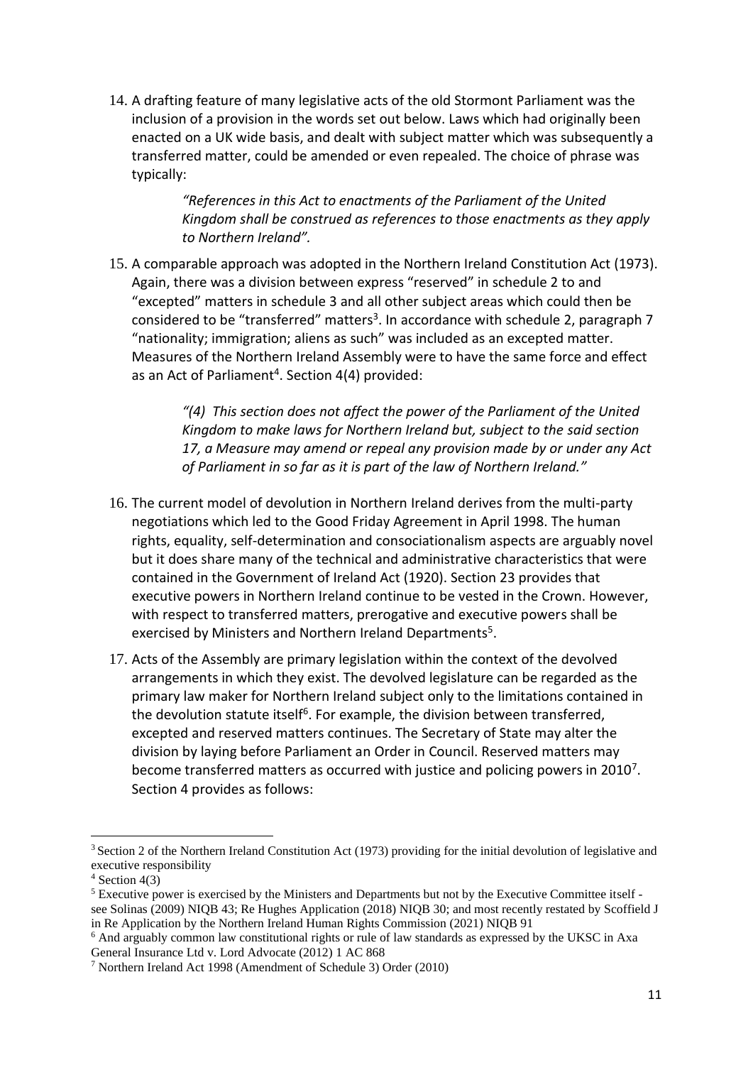14. A drafting feature of many legislative acts of the old Stormont Parliament was the inclusion of a provision in the words set out below. Laws which had originally been enacted on a UK wide basis, and dealt with subject matter which was subsequently a transferred matter, could be amended or even repealed. The choice of phrase was typically:

> *"References in this Act to enactments of the Parliament of the United Kingdom shall be construed as references to those enactments as they apply to Northern Ireland".*

15. A comparable approach was adopted in the Northern Ireland Constitution Act (1973). Again, there was a division between express "reserved" in schedule 2 to and "excepted" matters in schedule 3 and all other subject areas which could then be considered to be "transferred" matters[3]. In accordance with schedule 2, paragraph 7 "nationality; immigration; aliens as such" was included as an excepted matter. Measures of the Northern Ireland Assembly were to have the same force and effect as an Act of Parliament[4]. Section 4(4) provided:

> *"(4) This section does not affect the power of the Parliament of the United Kingdom to make laws for Northern Ireland but, subject to the said section 17, a Measure may amend or repeal any provision made by or under any Act of Parliament in so far as it is part of the law of Northern Ireland."*

16. The current model of devolution in Northern Ireland derives from the multi-party negotiations which led to the Good Friday Agreement in April 1998. The human rights, equality, self-determination and consociationalism aspects are arguably novel but it does share many of the technical and administrative characteristics that were contained in the Government of Ireland Act (1920). Section 23 provides that executive powers in Northern Ireland continue to be vested in the Crown. However, with respect to transferred matters, prerogative and executive powers shall be exercised by Ministers and Northern Ireland Departments[5].

17. Acts of the Assembly are primary legislation within the context of the devolved arrangements in which they exist. The devolved legislature can be regarded as the primary law maker for Northern Ireland subject only to the limitations contained in the devolution statute itself[6]. For example, the division between transferred, excepted and reserved matters continues. The Secretary of State may alter the division by laying before Parliament an Order in Council. Reserved matters may become transferred matters as occurred with justice and policing powers in 2010[7]. Section 4 provides as follows:

---

[3] Section 2 of the Northern Ireland Constitution Act (1973) providing for the initial devolution of legislative and executive responsibility

[4] Section 4(3)

[5] Executive power is exercised by the Ministers and Departments but not by the Executive Committee itself - see Solinas (2009) NIQB 43; Re Hughes Application (2018) NIQB 30; and most recently restated by Scoffield J in Re Application by the Northern Ireland Human Rights Commission (2021) NIQB 91

[6] And arguably common law constitutional rights or rule of law standards as expressed by the UKSC in Axa General Insurance Ltd v. Lord Advocate (2012) 1 AC 868

[7] Northern Ireland Act 1998 (Amendment of Schedule 3) Order (2010)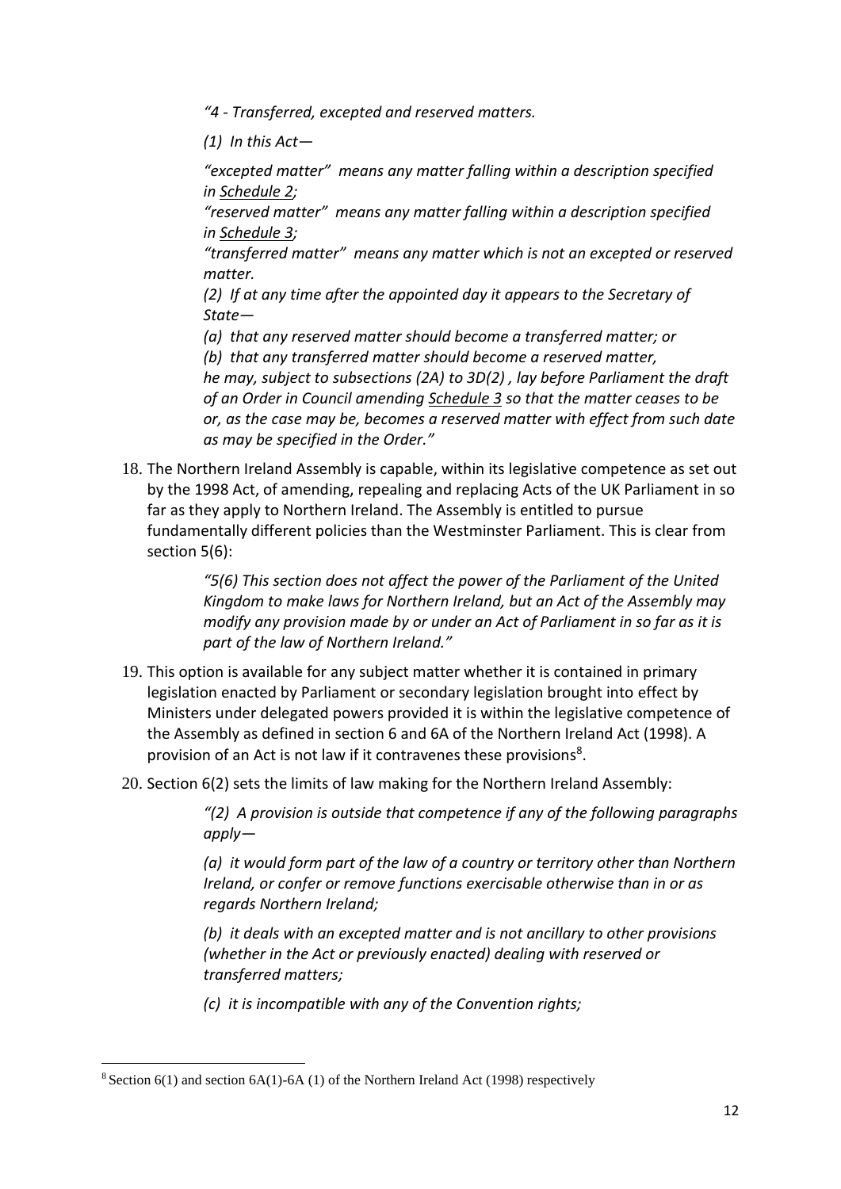*"4 - Transferred, excepted and reserved matters.*

*(1) In this Act—*

*"excepted matter" means any matter falling within a description specified in Schedule 2;*
*"reserved matter" means any matter falling within a description specified in Schedule 3;*
*"transferred matter" means any matter which is not an excepted or reserved matter.*
*(2) If at any time after the appointed day it appears to the Secretary of State—*
*(a) that any reserved matter should become a transferred matter; or*
*(b) that any transferred matter should become a reserved matter,*
*he may, subject to subsections (2A) to 3D(2) , lay before Parliament the draft of an Order in Council amending Schedule 3 so that the matter ceases to be or, as the case may be, becomes a reserved matter with effect from such date as may be specified in the Order."*

18. The Northern Ireland Assembly is capable, within its legislative competence as set out by the 1998 Act, of amending, repealing and replacing Acts of the UK Parliament in so far as they apply to Northern Ireland. The Assembly is entitled to pursue fundamentally different policies than the Westminster Parliament. This is clear from section 5(6):

> *"5(6) This section does not affect the power of the Parliament of the United Kingdom to make laws for Northern Ireland, but an Act of the Assembly may modify any provision made by or under an Act of Parliament in so far as it is part of the law of Northern Ireland."*

19. This option is available for any subject matter whether it is contained in primary legislation enacted by Parliament or secondary legislation brought into effect by Ministers under delegated powers provided it is within the legislative competence of the Assembly as defined in section 6 and 6A of the Northern Ireland Act (1998). A provision of an Act is not law if it contravenes these provisions[8].

20. Section 6(2) sets the limits of law making for the Northern Ireland Assembly:

> *"(2) A provision is outside that competence if any of the following paragraphs apply—*
>
> *(a) it would form part of the law of a country or territory other than Northern Ireland, or confer or remove functions exercisable otherwise than in or as regards Northern Ireland;*
>
> *(b) it deals with an excepted matter and is not ancillary to other provisions (whether in the Act or previously enacted) dealing with reserved or transferred matters;*
>
> *(c) it is incompatible with any of the Convention rights;*

---

[8] Section 6(1) and section 6A(1)-6A (1) of the Northern Ireland Act (1998) respectively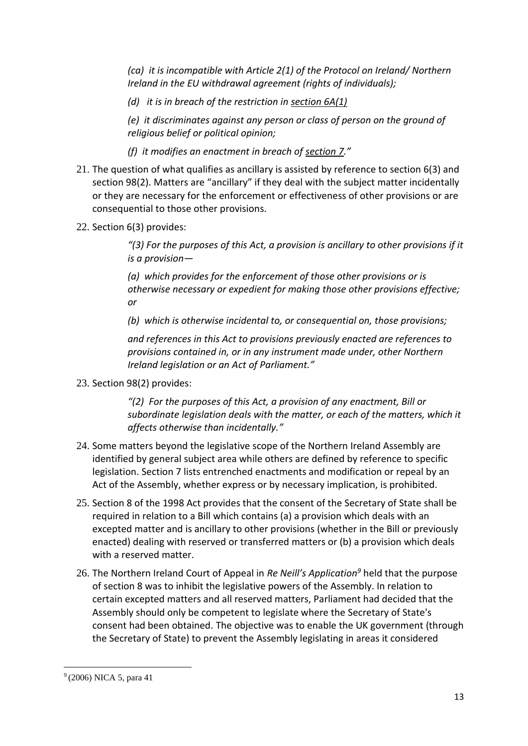> *(ca) it is incompatible with Article 2(1) of the Protocol on Ireland/ Northern Ireland in the EU withdrawal agreement (rights of individuals);*
>
> *(d) it is in breach of the restriction in section 6A(1)*
>
> *(e) it discriminates against any person or class of person on the ground of religious belief or political opinion;*
>
> *(f) it modifies an enactment in breach of section 7."*

21. The question of what qualifies as ancillary is assisted by reference to section 6(3) and section 98(2). Matters are "ancillary" if they deal with the subject matter incidentally or they are necessary for the enforcement or effectiveness of other provisions or are consequential to those other provisions.

22. Section 6(3) provides:

> *"(3) For the purposes of this Act, a provision is ancillary to other provisions if it is a provision—*
>
> *(a) which provides for the enforcement of those other provisions or is otherwise necessary or expedient for making those other provisions effective; or*
>
> *(b) which is otherwise incidental to, or consequential on, those provisions;*
>
> *and references in this Act to provisions previously enacted are references to provisions contained in, or in any instrument made under, other Northern Ireland legislation or an Act of Parliament."*

23. Section 98(2) provides:

> *"(2) For the purposes of this Act, a provision of any enactment, Bill or subordinate legislation deals with the matter, or each of the matters, which it affects otherwise than incidentally."*

24. Some matters beyond the legislative scope of the Northern Ireland Assembly are identified by general subject area while others are defined by reference to specific legislation. Section 7 lists entrenched enactments and modification or repeal by an Act of the Assembly, whether express or by necessary implication, is prohibited.

25. Section 8 of the 1998 Act provides that the consent of the Secretary of State shall be required in relation to a Bill which contains (a) a provision which deals with an excepted matter and is ancillary to other provisions (whether in the Bill or previously enacted) dealing with reserved or transferred matters or (b) a provision which deals with a reserved matter.

26. The Northern Ireland Court of Appeal in *Re Neill's Application*[9] held that the purpose of section 8 was to inhibit the legislative powers of the Assembly. In relation to certain excepted matters and all reserved matters, Parliament had decided that the Assembly should only be competent to legislate where the Secretary of State's consent had been obtained. The objective was to enable the UK government (through the Secretary of State) to prevent the Assembly legislating in areas it considered

---

[9] (2006) NICA 5, para 41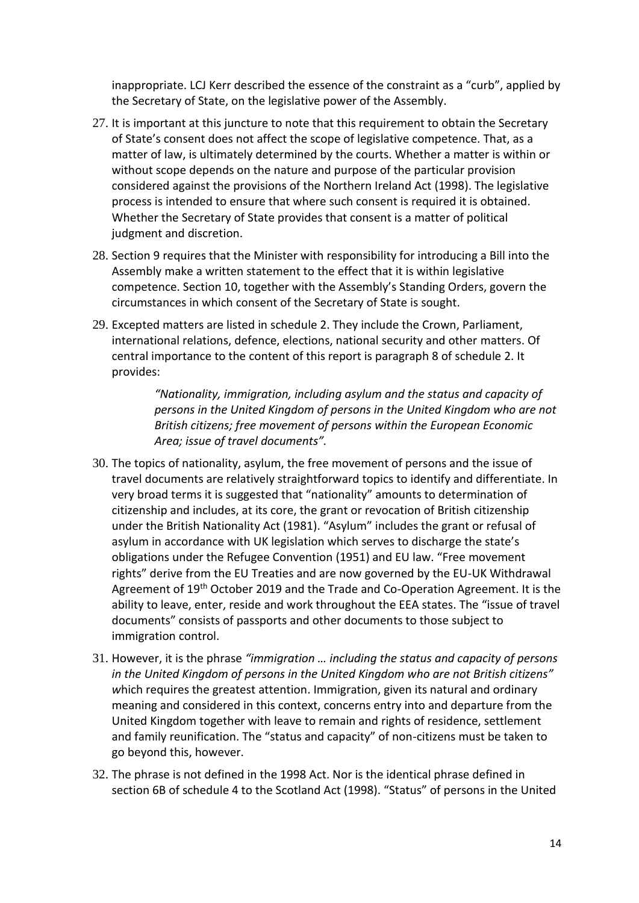inappropriate. LCJ Kerr described the essence of the constraint as a "curb", applied by the Secretary of State, on the legislative power of the Assembly.

27. It is important at this juncture to note that this requirement to obtain the Secretary of State's consent does not affect the scope of legislative competence. That, as a matter of law, is ultimately determined by the courts. Whether a matter is within or without scope depends on the nature and purpose of the particular provision considered against the provisions of the Northern Ireland Act (1998). The legislative process is intended to ensure that where such consent is required it is obtained. Whether the Secretary of State provides that consent is a matter of political judgment and discretion.

28. Section 9 requires that the Minister with responsibility for introducing a Bill into the Assembly make a written statement to the effect that it is within legislative competence. Section 10, together with the Assembly's Standing Orders, govern the circumstances in which consent of the Secretary of State is sought.

29. Excepted matters are listed in schedule 2. They include the Crown, Parliament, international relations, defence, elections, national security and other matters. Of central importance to the content of this report is paragraph 8 of schedule 2. It provides:

> *"Nationality, immigration, including asylum and the status and capacity of persons in the United Kingdom of persons in the United Kingdom who are not British citizens; free movement of persons within the European Economic Area; issue of travel documents".*

30. The topics of nationality, asylum, the free movement of persons and the issue of travel documents are relatively straightforward topics to identify and differentiate. In very broad terms it is suggested that "nationality" amounts to determination of citizenship and includes, at its core, the grant or revocation of British citizenship under the British Nationality Act (1981). "Asylum" includes the grant or refusal of asylum in accordance with UK legislation which serves to discharge the state's obligations under the Refugee Convention (1951) and EU law. "Free movement rights" derive from the EU Treaties and are now governed by the EU-UK Withdrawal Agreement of 19th October 2019 and the Trade and Co-Operation Agreement. It is the ability to leave, enter, reside and work throughout the EEA states. The "issue of travel documents" consists of passports and other documents to those subject to immigration control.

31. However, it is the phrase *"immigration … including the status and capacity of persons in the United Kingdom of persons in the United Kingdom who are not British citizens"* which requires the greatest attention. Immigration, given its natural and ordinary meaning and considered in this context, concerns entry into and departure from the United Kingdom together with leave to remain and rights of residence, settlement and family reunification. The "status and capacity" of non-citizens must be taken to go beyond this, however.

32. The phrase is not defined in the 1998 Act. Nor is the identical phrase defined in section 6B of schedule 4 to the Scotland Act (1998). "Status" of persons in the United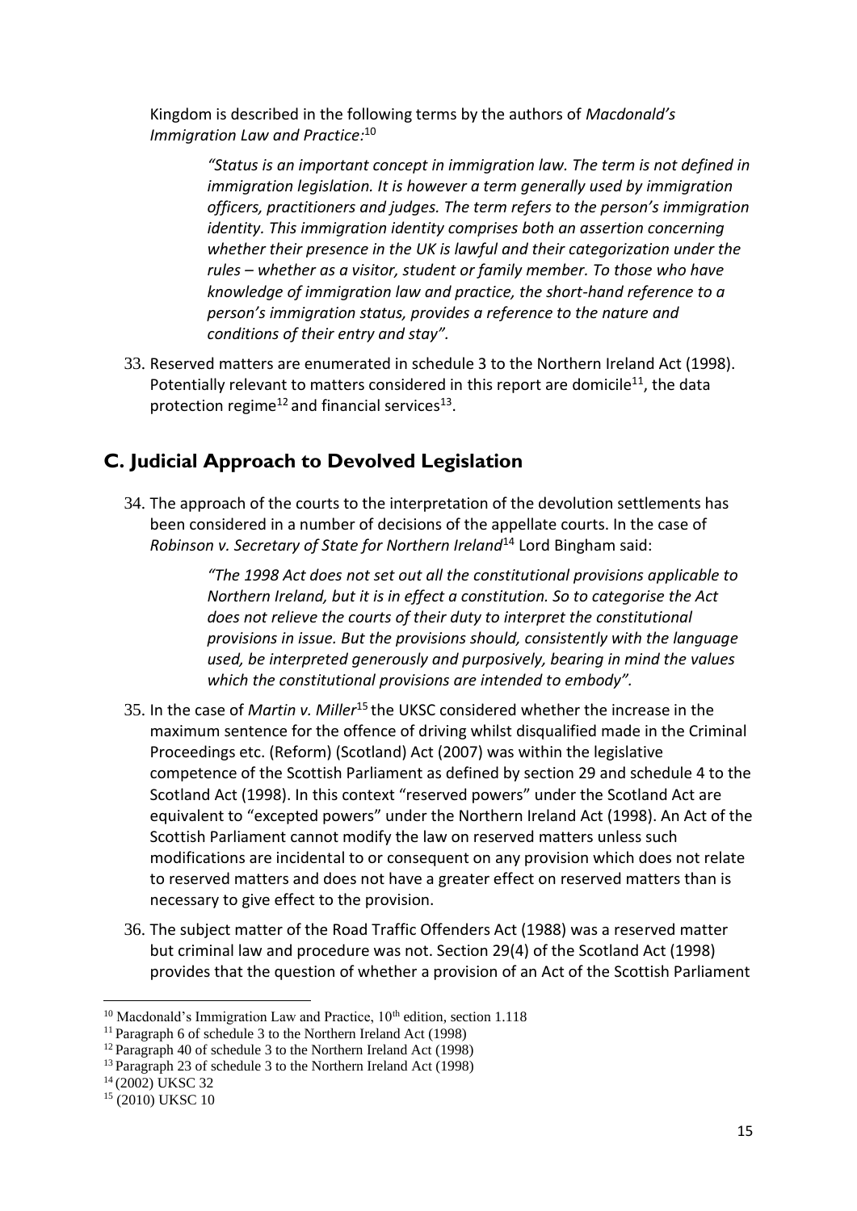Kingdom is described in the following terms by the authors of *Macdonald's Immigration Law and Practice:*[10]

> *"Status is an important concept in immigration law. The term is not defined in immigration legislation. It is however a term generally used by immigration officers, practitioners and judges. The term refers to the person's immigration identity. This immigration identity comprises both an assertion concerning whether their presence in the UK is lawful and their categorization under the rules – whether as a visitor, student or family member. To those who have knowledge of immigration law and practice, the short-hand reference to a person's immigration status, provides a reference to the nature and conditions of their entry and stay".*

33. Reserved matters are enumerated in schedule 3 to the Northern Ireland Act (1998). Potentially relevant to matters considered in this report are domicile[11], the data protection regime[12] and financial services[13].

## C. Judicial Approach to Devolved Legislation

34. The approach of the courts to the interpretation of the devolution settlements has been considered in a number of decisions of the appellate courts. In the case of *Robinson v. Secretary of State for Northern Ireland*[14] Lord Bingham said:

> *"The 1998 Act does not set out all the constitutional provisions applicable to Northern Ireland, but it is in effect a constitution. So to categorise the Act does not relieve the courts of their duty to interpret the constitutional provisions in issue. But the provisions should, consistently with the language used, be interpreted generously and purposively, bearing in mind the values which the constitutional provisions are intended to embody".*

35. In the case of *Martin v. Miller*[15] the UKSC considered whether the increase in the maximum sentence for the offence of driving whilst disqualified made in the Criminal Proceedings etc. (Reform) (Scotland) Act (2007) was within the legislative competence of the Scottish Parliament as defined by section 29 and schedule 4 to the Scotland Act (1998). In this context "reserved powers" under the Scotland Act are equivalent to "excepted powers" under the Northern Ireland Act (1998). An Act of the Scottish Parliament cannot modify the law on reserved matters unless such modifications are incidental to or consequent on any provision which does not relate to reserved matters and does not have a greater effect on reserved matters than is necessary to give effect to the provision.

36. The subject matter of the Road Traffic Offenders Act (1988) was a reserved matter but criminal law and procedure was not. Section 29(4) of the Scotland Act (1998) provides that the question of whether a provision of an Act of the Scottish Parliament

---

[10] Macdonald's Immigration Law and Practice, 10th edition, section 1.118
[11] Paragraph 6 of schedule 3 to the Northern Ireland Act (1998)
[12] Paragraph 40 of schedule 3 to the Northern Ireland Act (1998)
[13] Paragraph 23 of schedule 3 to the Northern Ireland Act (1998)
[14] (2002) UKSC 32
[15] (2010) UKSC 10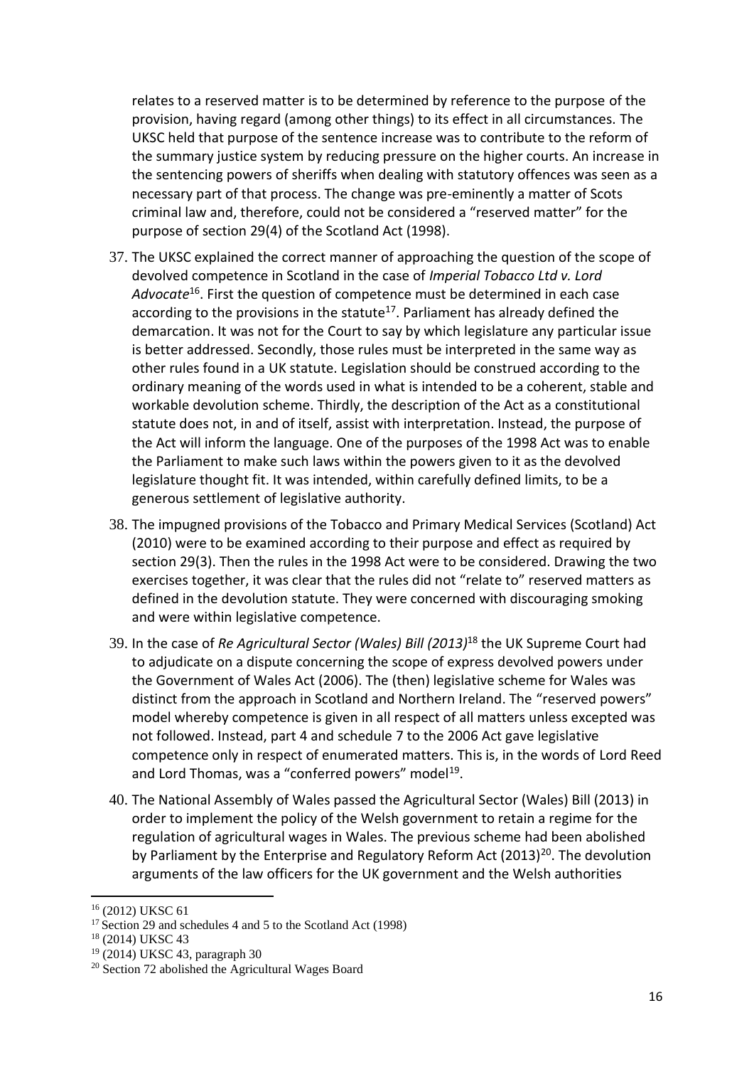relates to a reserved matter is to be determined by reference to the purpose of the provision, having regard (among other things) to its effect in all circumstances. The UKSC held that purpose of the sentence increase was to contribute to the reform of the summary justice system by reducing pressure on the higher courts. An increase in the sentencing powers of sheriffs when dealing with statutory offences was seen as a necessary part of that process. The change was pre-eminently a matter of Scots criminal law and, therefore, could not be considered a "reserved matter" for the purpose of section 29(4) of the Scotland Act (1998).

37. The UKSC explained the correct manner of approaching the question of the scope of devolved competence in Scotland in the case of *Imperial Tobacco Ltd v. Lord Advocate*[16]. First the question of competence must be determined in each case according to the provisions in the statute[17]. Parliament has already defined the demarcation. It was not for the Court to say by which legislature any particular issue is better addressed. Secondly, those rules must be interpreted in the same way as other rules found in a UK statute. Legislation should be construed according to the ordinary meaning of the words used in what is intended to be a coherent, stable and workable devolution scheme. Thirdly, the description of the Act as a constitutional statute does not, in and of itself, assist with interpretation. Instead, the purpose of the Act will inform the language. One of the purposes of the 1998 Act was to enable the Parliament to make such laws within the powers given to it as the devolved legislature thought fit. It was intended, within carefully defined limits, to be a generous settlement of legislative authority.

38. The impugned provisions of the Tobacco and Primary Medical Services (Scotland) Act (2010) were to be examined according to their purpose and effect as required by section 29(3). Then the rules in the 1998 Act were to be considered. Drawing the two exercises together, it was clear that the rules did not "relate to" reserved matters as defined in the devolution statute. They were concerned with discouraging smoking and were within legislative competence.

39. In the case of *Re Agricultural Sector (Wales) Bill (2013)*[18] the UK Supreme Court had to adjudicate on a dispute concerning the scope of express devolved powers under the Government of Wales Act (2006). The (then) legislative scheme for Wales was distinct from the approach in Scotland and Northern Ireland. The "reserved powers" model whereby competence is given in all respect of all matters unless excepted was not followed. Instead, part 4 and schedule 7 to the 2006 Act gave legislative competence only in respect of enumerated matters. This is, in the words of Lord Reed and Lord Thomas, was a "conferred powers" model[19].

40. The National Assembly of Wales passed the Agricultural Sector (Wales) Bill (2013) in order to implement the policy of the Welsh government to retain a regime for the regulation of agricultural wages in Wales. The previous scheme had been abolished by Parliament by the Enterprise and Regulatory Reform Act (2013)[20]. The devolution arguments of the law officers for the UK government and the Welsh authorities

---

[16] (2012) UKSC 61

[17] Section 29 and schedules 4 and 5 to the Scotland Act (1998)

[18] (2014) UKSC 43

[19] (2014) UKSC 43, paragraph 30

[20] Section 72 abolished the Agricultural Wages Board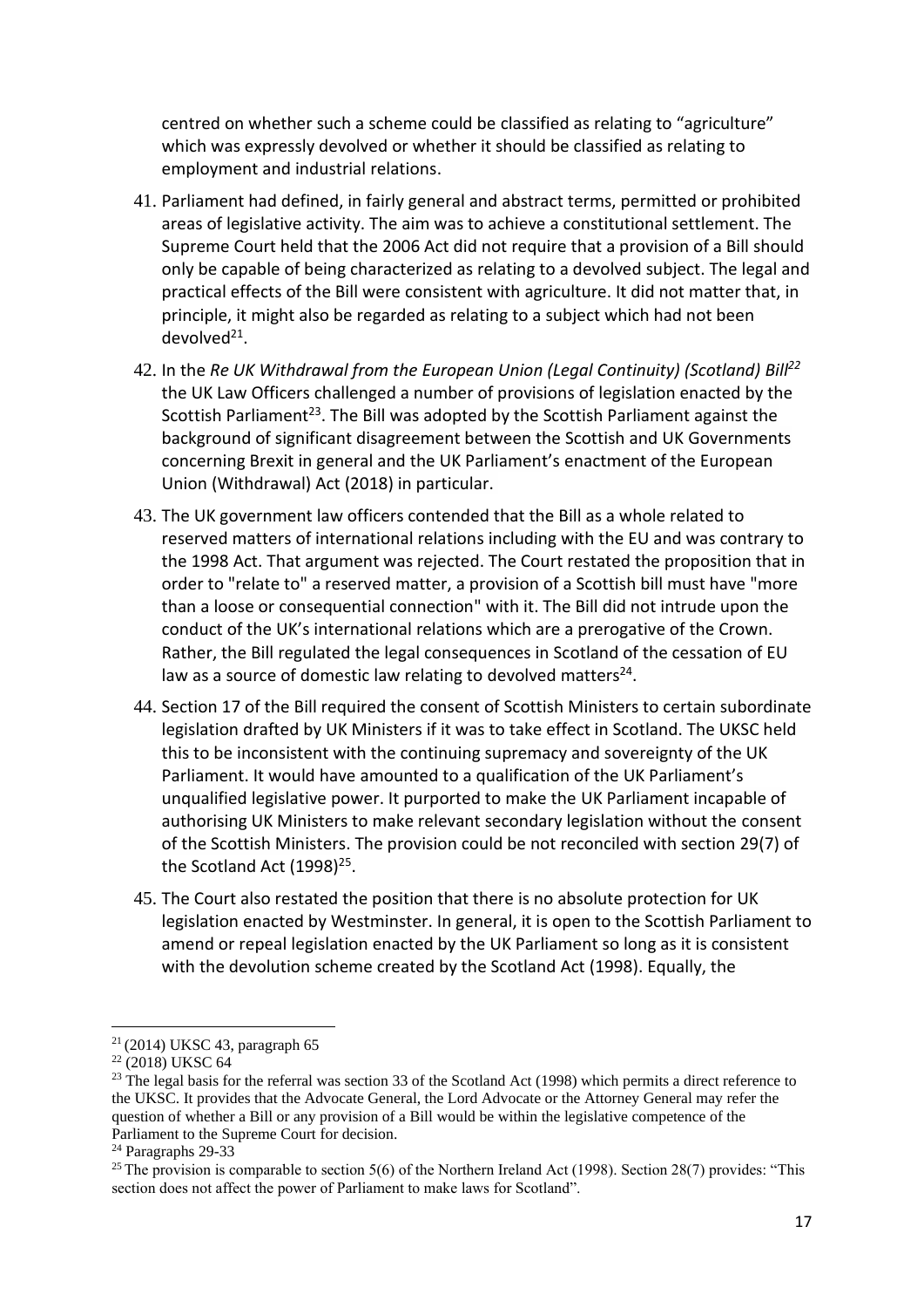centred on whether such a scheme could be classified as relating to "agriculture" which was expressly devolved or whether it should be classified as relating to employment and industrial relations.

41. Parliament had defined, in fairly general and abstract terms, permitted or prohibited areas of legislative activity. The aim was to achieve a constitutional settlement. The Supreme Court held that the 2006 Act did not require that a provision of a Bill should only be capable of being characterized as relating to a devolved subject. The legal and practical effects of the Bill were consistent with agriculture. It did not matter that, in principle, it might also be regarded as relating to a subject which had not been devolved[21].

42. In the *Re UK Withdrawal from the European Union (Legal Continuity) (Scotland) Bill*[22] the UK Law Officers challenged a number of provisions of legislation enacted by the Scottish Parliament[23]. The Bill was adopted by the Scottish Parliament against the background of significant disagreement between the Scottish and UK Governments concerning Brexit in general and the UK Parliament's enactment of the European Union (Withdrawal) Act (2018) in particular.

43. The UK government law officers contended that the Bill as a whole related to reserved matters of international relations including with the EU and was contrary to the 1998 Act. That argument was rejected. The Court restated the proposition that in order to "relate to" a reserved matter, a provision of a Scottish bill must have "more than a loose or consequential connection" with it. The Bill did not intrude upon the conduct of the UK's international relations which are a prerogative of the Crown. Rather, the Bill regulated the legal consequences in Scotland of the cessation of EU law as a source of domestic law relating to devolved matters[24].

44. Section 17 of the Bill required the consent of Scottish Ministers to certain subordinate legislation drafted by UK Ministers if it was to take effect in Scotland. The UKSC held this to be inconsistent with the continuing supremacy and sovereignty of the UK Parliament. It would have amounted to a qualification of the UK Parliament's unqualified legislative power. It purported to make the UK Parliament incapable of authorising UK Ministers to make relevant secondary legislation without the consent of the Scottish Ministers. The provision could be not reconciled with section 29(7) of the Scotland Act (1998)[25].

45. The Court also restated the position that there is no absolute protection for UK legislation enacted by Westminster. In general, it is open to the Scottish Parliament to amend or repeal legislation enacted by the UK Parliament so long as it is consistent with the devolution scheme created by the Scotland Act (1998). Equally, the

---

[21] (2014) UKSC 43, paragraph 65

[22] (2018) UKSC 64

[23] The legal basis for the referral was section 33 of the Scotland Act (1998) which permits a direct reference to the UKSC. It provides that the Advocate General, the Lord Advocate or the Attorney General may refer the question of whether a Bill or any provision of a Bill would be within the legislative competence of the Parliament to the Supreme Court for decision.

[24] Paragraphs 29-33

[25] The provision is comparable to section 5(6) of the Northern Ireland Act (1998). Section 28(7) provides: "This section does not affect the power of Parliament to make laws for Scotland".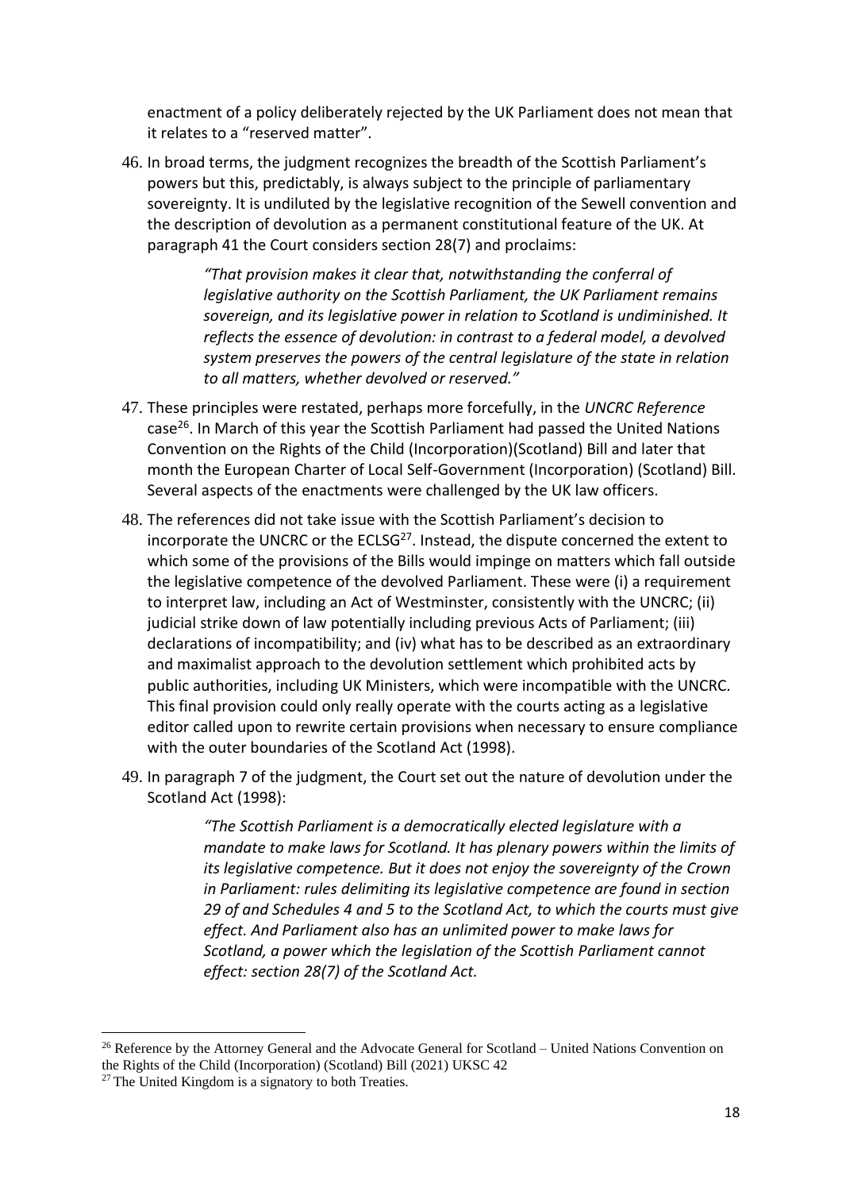enactment of a policy deliberately rejected by the UK Parliament does not mean that it relates to a "reserved matter".

46. In broad terms, the judgment recognizes the breadth of the Scottish Parliament's powers but this, predictably, is always subject to the principle of parliamentary sovereignty. It is undiluted by the legislative recognition of the Sewell convention and the description of devolution as a permanent constitutional feature of the UK. At paragraph 41 the Court considers section 28(7) and proclaims:

> *"That provision makes it clear that, notwithstanding the conferral of legislative authority on the Scottish Parliament, the UK Parliament remains sovereign, and its legislative power in relation to Scotland is undiminished. It reflects the essence of devolution: in contrast to a federal model, a devolved system preserves the powers of the central legislature of the state in relation to all matters, whether devolved or reserved."*

47. These principles were restated, perhaps more forcefully, in the *UNCRC Reference* case[26]. In March of this year the Scottish Parliament had passed the United Nations Convention on the Rights of the Child (Incorporation)(Scotland) Bill and later that month the European Charter of Local Self-Government (Incorporation) (Scotland) Bill. Several aspects of the enactments were challenged by the UK law officers.

48. The references did not take issue with the Scottish Parliament's decision to incorporate the UNCRC or the ECLSG[27]. Instead, the dispute concerned the extent to which some of the provisions of the Bills would impinge on matters which fall outside the legislative competence of the devolved Parliament. These were (i) a requirement to interpret law, including an Act of Westminster, consistently with the UNCRC; (ii) judicial strike down of law potentially including previous Acts of Parliament; (iii) declarations of incompatibility; and (iv) what has to be described as an extraordinary and maximalist approach to the devolution settlement which prohibited acts by public authorities, including UK Ministers, which were incompatible with the UNCRC. This final provision could only really operate with the courts acting as a legislative editor called upon to rewrite certain provisions when necessary to ensure compliance with the outer boundaries of the Scotland Act (1998).

49. In paragraph 7 of the judgment, the Court set out the nature of devolution under the Scotland Act (1998):

> *"The Scottish Parliament is a democratically elected legislature with a mandate to make laws for Scotland. It has plenary powers within the limits of its legislative competence. But it does not enjoy the sovereignty of the Crown in Parliament: rules delimiting its legislative competence are found in section 29 of and Schedules 4 and 5 to the Scotland Act, to which the courts must give effect. And Parliament also has an unlimited power to make laws for Scotland, a power which the legislation of the Scottish Parliament cannot effect: section 28(7) of the Scotland Act.*

---

[26] Reference by the Attorney General and the Advocate General for Scotland – United Nations Convention on the Rights of the Child (Incorporation) (Scotland) Bill (2021) UKSC 42

[27] The United Kingdom is a signatory to both Treaties.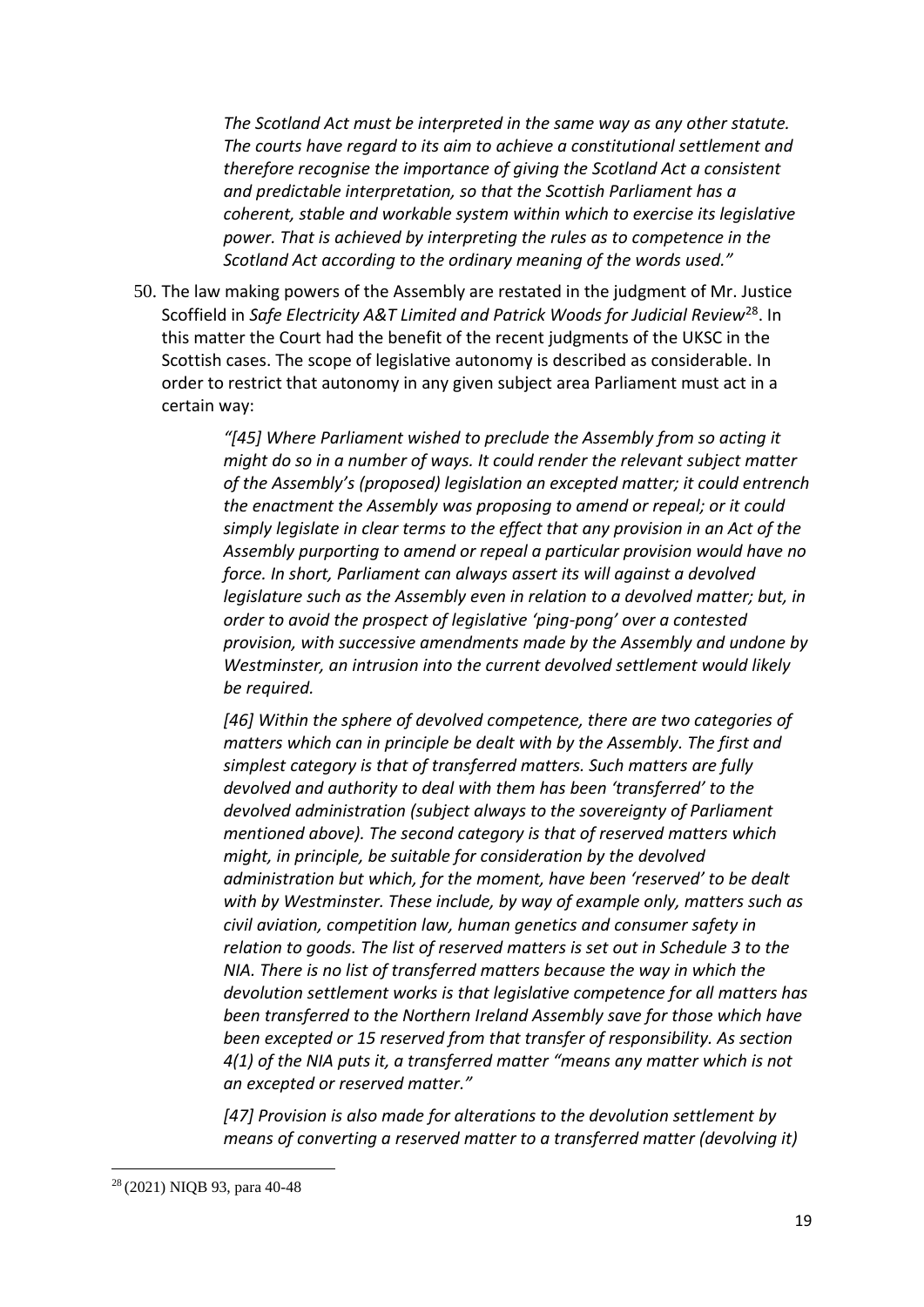> *The Scotland Act must be interpreted in the same way as any other statute. The courts have regard to its aim to achieve a constitutional settlement and therefore recognise the importance of giving the Scotland Act a consistent and predictable interpretation, so that the Scottish Parliament has a coherent, stable and workable system within which to exercise its legislative power. That is achieved by interpreting the rules as to competence in the Scotland Act according to the ordinary meaning of the words used."*

50. The law making powers of the Assembly are restated in the judgment of Mr. Justice Scoffield in *Safe Electricity A&T Limited and Patrick Woods for Judicial Review*[28]. In this matter the Court had the benefit of the recent judgments of the UKSC in the Scottish cases. The scope of legislative autonomy is described as considerable. In order to restrict that autonomy in any given subject area Parliament must act in a certain way:

> *"[45] Where Parliament wished to preclude the Assembly from so acting it might do so in a number of ways. It could render the relevant subject matter of the Assembly's (proposed) legislation an excepted matter; it could entrench the enactment the Assembly was proposing to amend or repeal; or it could simply legislate in clear terms to the effect that any provision in an Act of the Assembly purporting to amend or repeal a particular provision would have no force. In short, Parliament can always assert its will against a devolved legislature such as the Assembly even in relation to a devolved matter; but, in order to avoid the prospect of legislative 'ping-pong' over a contested provision, with successive amendments made by the Assembly and undone by Westminster, an intrusion into the current devolved settlement would likely be required.*
>
> *[46] Within the sphere of devolved competence, there are two categories of matters which can in principle be dealt with by the Assembly. The first and simplest category is that of transferred matters. Such matters are fully devolved and authority to deal with them has been 'transferred' to the devolved administration (subject always to the sovereignty of Parliament mentioned above). The second category is that of reserved matters which might, in principle, be suitable for consideration by the devolved administration but which, for the moment, have been 'reserved' to be dealt with by Westminster. These include, by way of example only, matters such as civil aviation, competition law, human genetics and consumer safety in relation to goods. The list of reserved matters is set out in Schedule 3 to the NIA. There is no list of transferred matters because the way in which the devolution settlement works is that legislative competence for all matters has been transferred to the Northern Ireland Assembly save for those which have been excepted or 15 reserved from that transfer of responsibility. As section 4(1) of the NIA puts it, a transferred matter "means any matter which is not an excepted or reserved matter."*
>
> *[47] Provision is also made for alterations to the devolution settlement by means of converting a reserved matter to a transferred matter (devolving it)*

[28] (2021) NIQB 93, para 40-48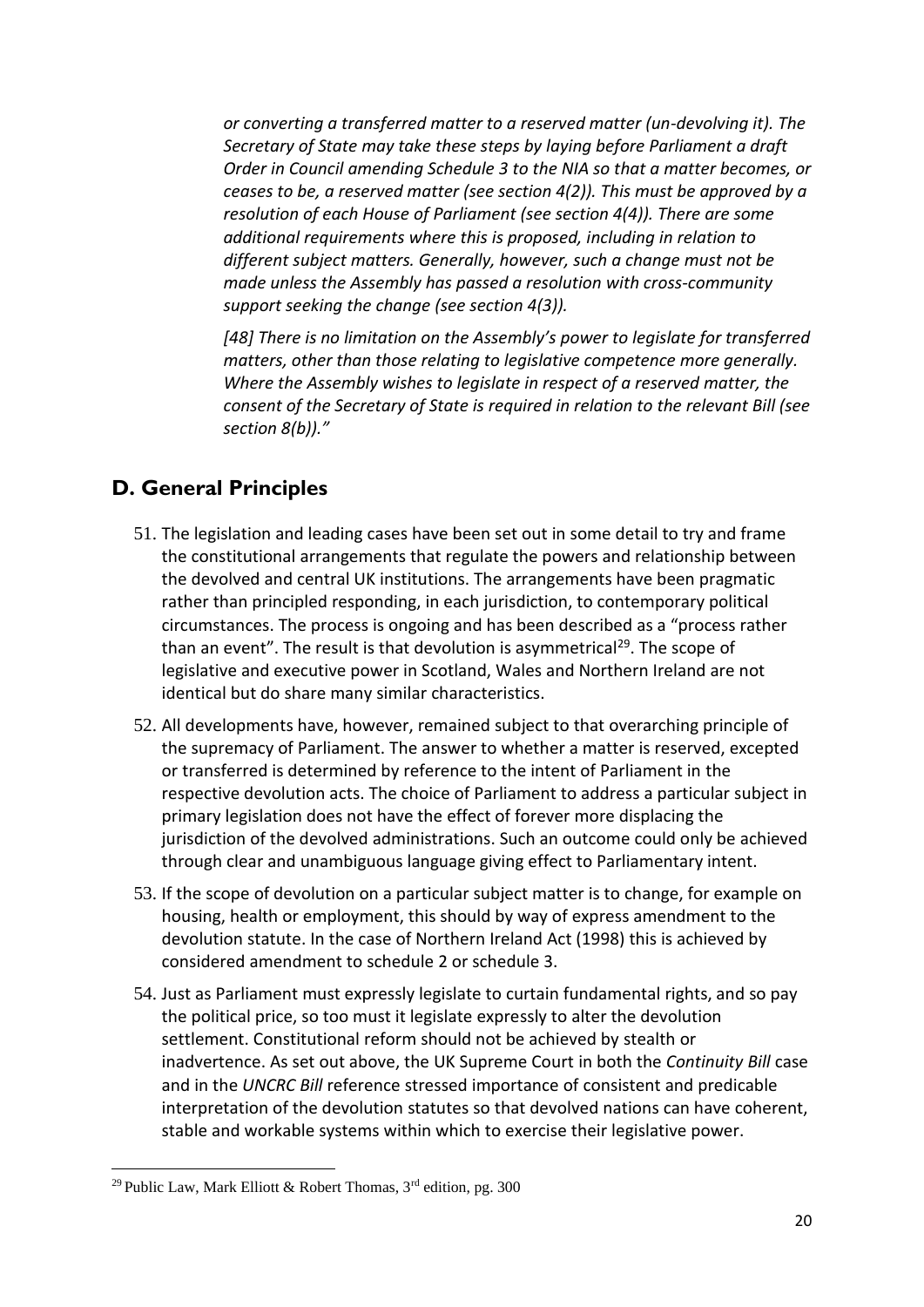*or converting a transferred matter to a reserved matter (un-devolving it). The Secretary of State may take these steps by laying before Parliament a draft Order in Council amending Schedule 3 to the NIA so that a matter becomes, or ceases to be, a reserved matter (see section 4(2)). This must be approved by a resolution of each House of Parliament (see section 4(4)). There are some additional requirements where this is proposed, including in relation to different subject matters. Generally, however, such a change must not be made unless the Assembly has passed a resolution with cross-community support seeking the change (see section 4(3)).*

*[48] There is no limitation on the Assembly's power to legislate for transferred matters, other than those relating to legislative competence more generally. Where the Assembly wishes to legislate in respect of a reserved matter, the consent of the Secretary of State is required in relation to the relevant Bill (see section 8(b))."*

## D. General Principles

51. The legislation and leading cases have been set out in some detail to try and frame the constitutional arrangements that regulate the powers and relationship between the devolved and central UK institutions. The arrangements have been pragmatic rather than principled responding, in each jurisdiction, to contemporary political circumstances. The process is ongoing and has been described as a "process rather than an event". The result is that devolution is asymmetrical[29]. The scope of legislative and executive power in Scotland, Wales and Northern Ireland are not identical but do share many similar characteristics.

52. All developments have, however, remained subject to that overarching principle of the supremacy of Parliament. The answer to whether a matter is reserved, excepted or transferred is determined by reference to the intent of Parliament in the respective devolution acts. The choice of Parliament to address a particular subject in primary legislation does not have the effect of forever more displacing the jurisdiction of the devolved administrations. Such an outcome could only be achieved through clear and unambiguous language giving effect to Parliamentary intent.

53. If the scope of devolution on a particular subject matter is to change, for example on housing, health or employment, this should by way of express amendment to the devolution statute. In the case of Northern Ireland Act (1998) this is achieved by considered amendment to schedule 2 or schedule 3.

54. Just as Parliament must expressly legislate to curtain fundamental rights, and so pay the political price, so too must it legislate expressly to alter the devolution settlement. Constitutional reform should not be achieved by stealth or inadvertence. As set out above, the UK Supreme Court in both the *Continuity Bill* case and in the *UNCRC Bill* reference stressed importance of consistent and predicable interpretation of the devolution statutes so that devolved nations can have coherent, stable and workable systems within which to exercise their legislative power.

---

[29] Public Law, Mark Elliott & Robert Thomas, 3rd edition, pg. 300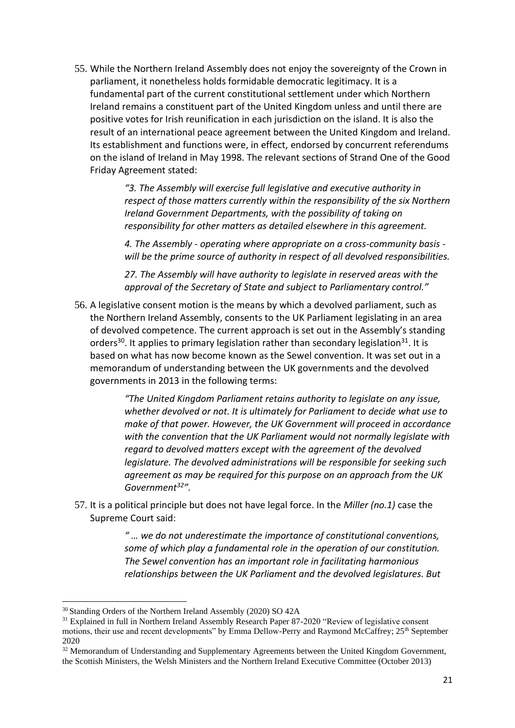55. While the Northern Ireland Assembly does not enjoy the sovereignty of the Crown in parliament, it nonetheless holds formidable democratic legitimacy. It is a fundamental part of the current constitutional settlement under which Northern Ireland remains a constituent part of the United Kingdom unless and until there are positive votes for Irish reunification in each jurisdiction on the island. It is also the result of an international peace agreement between the United Kingdom and Ireland. Its establishment and functions were, in effect, endorsed by concurrent referendums on the island of Ireland in May 1998. The relevant sections of Strand One of the Good Friday Agreement stated:

> *"3. The Assembly will exercise full legislative and executive authority in respect of those matters currently within the responsibility of the six Northern Ireland Government Departments, with the possibility of taking on responsibility for other matters as detailed elsewhere in this agreement.*
>
> *4. The Assembly - operating where appropriate on a cross-community basis - will be the prime source of authority in respect of all devolved responsibilities.*
>
> *27. The Assembly will have authority to legislate in reserved areas with the approval of the Secretary of State and subject to Parliamentary control."*

56. A legislative consent motion is the means by which a devolved parliament, such as the Northern Ireland Assembly, consents to the UK Parliament legislating in an area of devolved competence. The current approach is set out in the Assembly's standing orders[30]. It applies to primary legislation rather than secondary legislation[31]. It is based on what has now become known as the Sewel convention. It was set out in a memorandum of understanding between the UK governments and the devolved governments in 2013 in the following terms:

> *"The United Kingdom Parliament retains authority to legislate on any issue, whether devolved or not. It is ultimately for Parliament to decide what use to make of that power. However, the UK Government will proceed in accordance with the convention that the UK Parliament would not normally legislate with regard to devolved matters except with the agreement of the devolved legislature. The devolved administrations will be responsible for seeking such agreement as may be required for this purpose on an approach from the UK Government[32]".*

57. It is a political principle but does not have legal force. In the *Miller (no.1)* case the Supreme Court said:

> *" … we do not underestimate the importance of constitutional conventions, some of which play a fundamental role in the operation of our constitution. The Sewel convention has an important role in facilitating harmonious relationships between the UK Parliament and the devolved legislatures. But*

---

[30] Standing Orders of the Northern Ireland Assembly (2020) SO 42A

[31] Explained in full in Northern Ireland Assembly Research Paper 87-2020 "Review of legislative consent motions, their use and recent developments" by Emma Dellow-Perry and Raymond McCaffrey; 25th September 2020

[32] Memorandum of Understanding and Supplementary Agreements between the United Kingdom Government, the Scottish Ministers, the Welsh Ministers and the Northern Ireland Executive Committee (October 2013)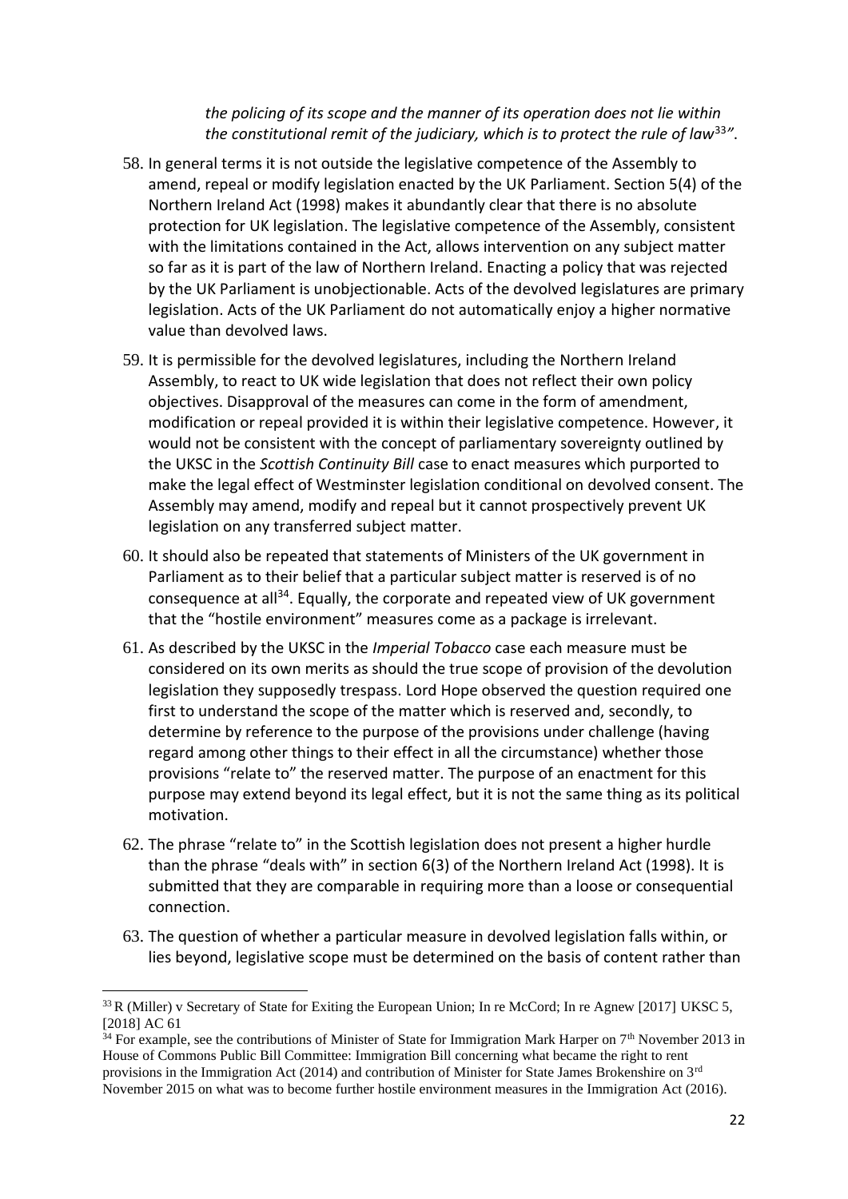> *the policing of its scope and the manner of its operation does not lie within the constitutional remit of the judiciary, which is to protect the rule of law*[33]*"*.

58. In general terms it is not outside the legislative competence of the Assembly to amend, repeal or modify legislation enacted by the UK Parliament. Section 5(4) of the Northern Ireland Act (1998) makes it abundantly clear that there is no absolute protection for UK legislation. The legislative competence of the Assembly, consistent with the limitations contained in the Act, allows intervention on any subject matter so far as it is part of the law of Northern Ireland. Enacting a policy that was rejected by the UK Parliament is unobjectionable. Acts of the devolved legislatures are primary legislation. Acts of the UK Parliament do not automatically enjoy a higher normative value than devolved laws.

59. It is permissible for the devolved legislatures, including the Northern Ireland Assembly, to react to UK wide legislation that does not reflect their own policy objectives. Disapproval of the measures can come in the form of amendment, modification or repeal provided it is within their legislative competence. However, it would not be consistent with the concept of parliamentary sovereignty outlined by the UKSC in the *Scottish Continuity Bill* case to enact measures which purported to make the legal effect of Westminster legislation conditional on devolved consent. The Assembly may amend, modify and repeal but it cannot prospectively prevent UK legislation on any transferred subject matter.

60. It should also be repeated that statements of Ministers of the UK government in Parliament as to their belief that a particular subject matter is reserved is of no consequence at all[34]. Equally, the corporate and repeated view of UK government that the "hostile environment" measures come as a package is irrelevant.

61. As described by the UKSC in the *Imperial Tobacco* case each measure must be considered on its own merits as should the true scope of provision of the devolution legislation they supposedly trespass. Lord Hope observed the question required one first to understand the scope of the matter which is reserved and, secondly, to determine by reference to the purpose of the provisions under challenge (having regard among other things to their effect in all the circumstance) whether those provisions "relate to" the reserved matter. The purpose of an enactment for this purpose may extend beyond its legal effect, but it is not the same thing as its political motivation.

62. The phrase "relate to" in the Scottish legislation does not present a higher hurdle than the phrase "deals with" in section 6(3) of the Northern Ireland Act (1998). It is submitted that they are comparable in requiring more than a loose or consequential connection.

63. The question of whether a particular measure in devolved legislation falls within, or lies beyond, legislative scope must be determined on the basis of content rather than

---

[33] R (Miller) v Secretary of State for Exiting the European Union; In re McCord; In re Agnew [2017] UKSC 5, [2018] AC 61

[34] For example, see the contributions of Minister of State for Immigration Mark Harper on 7th November 2013 in House of Commons Public Bill Committee: Immigration Bill concerning what became the right to rent provisions in the Immigration Act (2014) and contribution of Minister for State James Brokenshire on 3rd November 2015 on what was to become further hostile environment measures in the Immigration Act (2016).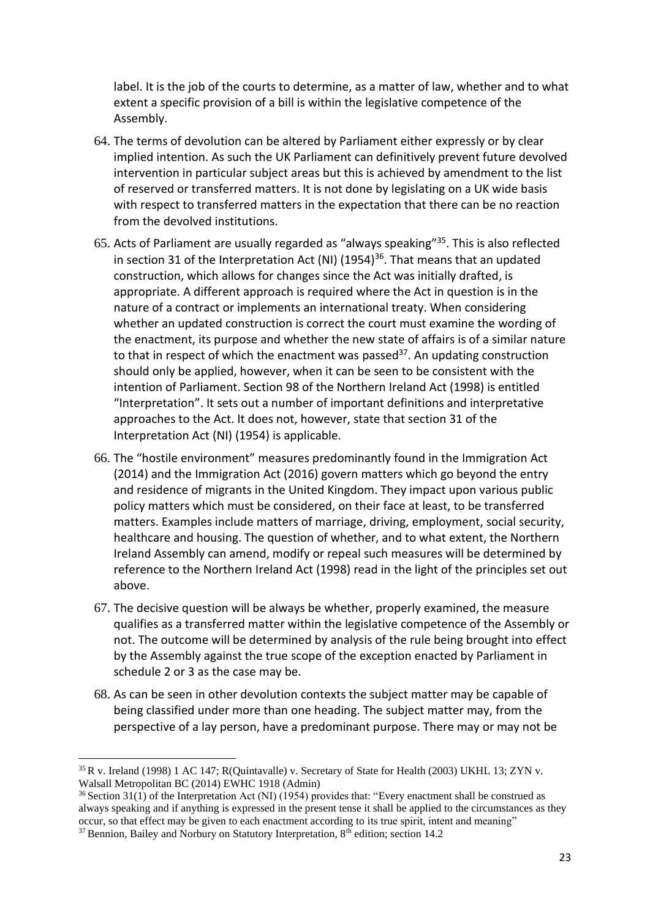label. It is the job of the courts to determine, as a matter of law, whether and to what extent a specific provision of a bill is within the legislative competence of the Assembly.

64. The terms of devolution can be altered by Parliament either expressly or by clear implied intention. As such the UK Parliament can definitively prevent future devolved intervention in particular subject areas but this is achieved by amendment to the list of reserved or transferred matters. It is not done by legislating on a UK wide basis with respect to transferred matters in the expectation that there can be no reaction from the devolved institutions.

65. Acts of Parliament are usually regarded as "always speaking"[35]. This is also reflected in section 31 of the Interpretation Act (NI) (1954)[36]. That means that an updated construction, which allows for changes since the Act was initially drafted, is appropriate. A different approach is required where the Act in question is in the nature of a contract or implements an international treaty. When considering whether an updated construction is correct the court must examine the wording of the enactment, its purpose and whether the new state of affairs is of a similar nature to that in respect of which the enactment was passed[37]. An updating construction should only be applied, however, when it can be seen to be consistent with the intention of Parliament. Section 98 of the Northern Ireland Act (1998) is entitled "Interpretation". It sets out a number of important definitions and interpretative approaches to the Act. It does not, however, state that section 31 of the Interpretation Act (NI) (1954) is applicable.

66. The "hostile environment" measures predominantly found in the Immigration Act (2014) and the Immigration Act (2016) govern matters which go beyond the entry and residence of migrants in the United Kingdom. They impact upon various public policy matters which must be considered, on their face at least, to be transferred matters. Examples include matters of marriage, driving, employment, social security, healthcare and housing. The question of whether, and to what extent, the Northern Ireland Assembly can amend, modify or repeal such measures will be determined by reference to the Northern Ireland Act (1998) read in the light of the principles set out above.

67. The decisive question will be always be whether, properly examined, the measure qualifies as a transferred matter within the legislative competence of the Assembly or not. The outcome will be determined by analysis of the rule being brought into effect by the Assembly against the true scope of the exception enacted by Parliament in schedule 2 or 3 as the case may be.

68. As can be seen in other devolution contexts the subject matter may be capable of being classified under more than one heading. The subject matter may, from the perspective of a lay person, have a predominant purpose. There may or may not be

---

[35] R v. Ireland (1998) 1 AC 147; R(Quintavalle) v. Secretary of State for Health (2003) UKHL 13; ZYN v. Walsall Metropolitan BC (2014) EWHC 1918 (Admin)

[36] Section 31(1) of the Interpretation Act (NI) (1954) provides that: "Every enactment shall be construed as always speaking and if anything is expressed in the present tense it shall be applied to the circumstances as they occur, so that effect may be given to each enactment according to its true spirit, intent and meaning"

[37] Bennion, Bailey and Norbury on Statutory Interpretation, 8th edition; section 14.2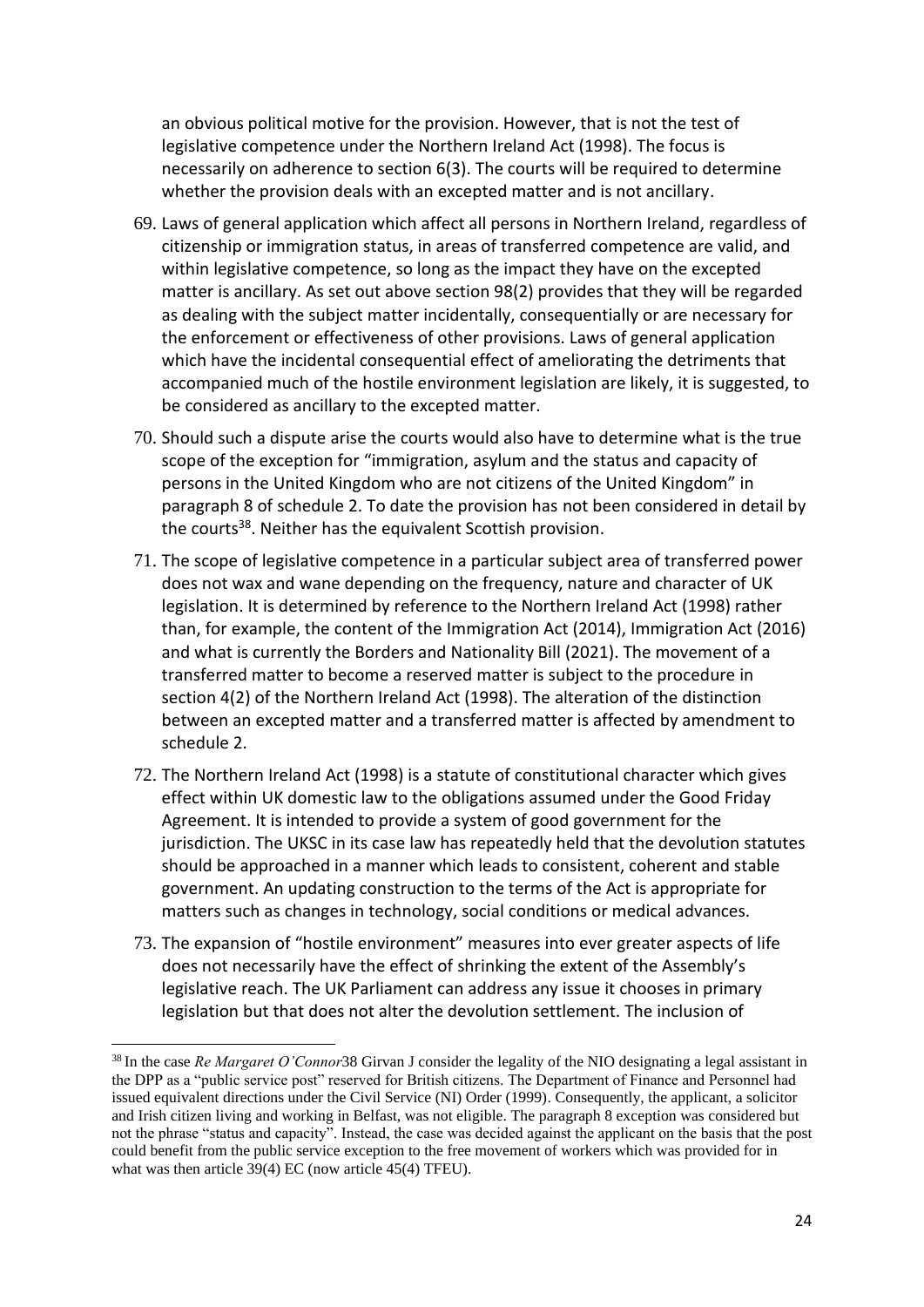an obvious political motive for the provision. However, that is not the test of legislative competence under the Northern Ireland Act (1998). The focus is necessarily on adherence to section 6(3). The courts will be required to determine whether the provision deals with an excepted matter and is not ancillary.

69. Laws of general application which affect all persons in Northern Ireland, regardless of citizenship or immigration status, in areas of transferred competence are valid, and within legislative competence, so long as the impact they have on the excepted matter is ancillary. As set out above section 98(2) provides that they will be regarded as dealing with the subject matter incidentally, consequentially or are necessary for the enforcement or effectiveness of other provisions. Laws of general application which have the incidental consequential effect of ameliorating the detriments that accompanied much of the hostile environment legislation are likely, it is suggested, to be considered as ancillary to the excepted matter.

70. Should such a dispute arise the courts would also have to determine what is the true scope of the exception for "immigration, asylum and the status and capacity of persons in the United Kingdom who are not citizens of the United Kingdom" in paragraph 8 of schedule 2. To date the provision has not been considered in detail by the courts[38]. Neither has the equivalent Scottish provision.

71. The scope of legislative competence in a particular subject area of transferred power does not wax and wane depending on the frequency, nature and character of UK legislation. It is determined by reference to the Northern Ireland Act (1998) rather than, for example, the content of the Immigration Act (2014), Immigration Act (2016) and what is currently the Borders and Nationality Bill (2021). The movement of a transferred matter to become a reserved matter is subject to the procedure in section 4(2) of the Northern Ireland Act (1998). The alteration of the distinction between an excepted matter and a transferred matter is affected by amendment to schedule 2.

72. The Northern Ireland Act (1998) is a statute of constitutional character which gives effect within UK domestic law to the obligations assumed under the Good Friday Agreement. It is intended to provide a system of good government for the jurisdiction. The UKSC in its case law has repeatedly held that the devolution statutes should be approached in a manner which leads to consistent, coherent and stable government. An updating construction to the terms of the Act is appropriate for matters such as changes in technology, social conditions or medical advances.

73. The expansion of "hostile environment" measures into ever greater aspects of life does not necessarily have the effect of shrinking the extent of the Assembly's legislative reach. The UK Parliament can address any issue it chooses in primary legislation but that does not alter the devolution settlement. The inclusion of

---

[38] In the case *Re Margaret O'Connor*38 Girvan J consider the legality of the NIO designating a legal assistant in the DPP as a "public service post" reserved for British citizens. The Department of Finance and Personnel had issued equivalent directions under the Civil Service (NI) Order (1999). Consequently, the applicant, a solicitor and Irish citizen living and working in Belfast, was not eligible. The paragraph 8 exception was considered but not the phrase "status and capacity". Instead, the case was decided against the applicant on the basis that the post could benefit from the public service exception to the free movement of workers which was provided for in what was then article 39(4) EC (now article 45(4) TFEU).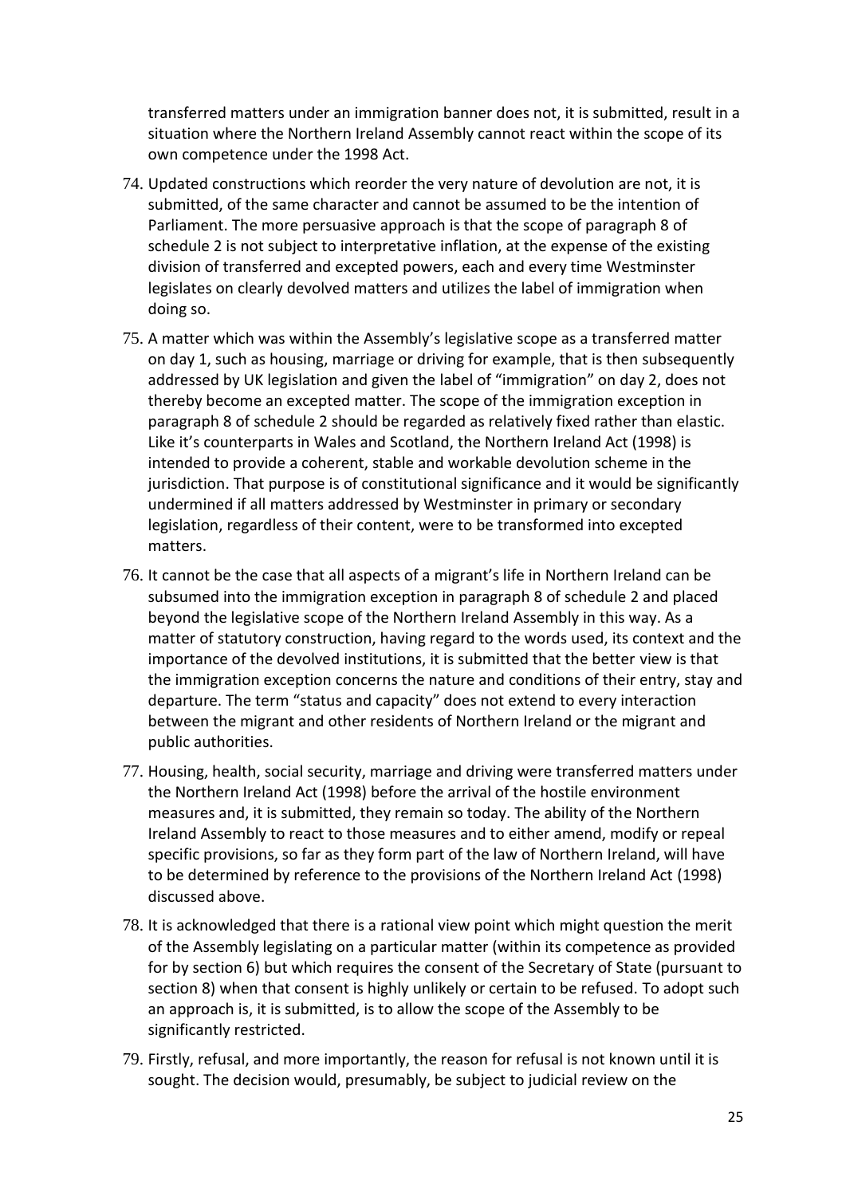transferred matters under an immigration banner does not, it is submitted, result in a situation where the Northern Ireland Assembly cannot react within the scope of its own competence under the 1998 Act.

74. Updated constructions which reorder the very nature of devolution are not, it is submitted, of the same character and cannot be assumed to be the intention of Parliament. The more persuasive approach is that the scope of paragraph 8 of schedule 2 is not subject to interpretative inflation, at the expense of the existing division of transferred and excepted powers, each and every time Westminster legislates on clearly devolved matters and utilizes the label of immigration when doing so.

75. A matter which was within the Assembly's legislative scope as a transferred matter on day 1, such as housing, marriage or driving for example, that is then subsequently addressed by UK legislation and given the label of "immigration" on day 2, does not thereby become an excepted matter. The scope of the immigration exception in paragraph 8 of schedule 2 should be regarded as relatively fixed rather than elastic. Like it's counterparts in Wales and Scotland, the Northern Ireland Act (1998) is intended to provide a coherent, stable and workable devolution scheme in the jurisdiction. That purpose is of constitutional significance and it would be significantly undermined if all matters addressed by Westminster in primary or secondary legislation, regardless of their content, were to be transformed into excepted matters.

76. It cannot be the case that all aspects of a migrant's life in Northern Ireland can be subsumed into the immigration exception in paragraph 8 of schedule 2 and placed beyond the legislative scope of the Northern Ireland Assembly in this way. As a matter of statutory construction, having regard to the words used, its context and the importance of the devolved institutions, it is submitted that the better view is that the immigration exception concerns the nature and conditions of their entry, stay and departure. The term "status and capacity" does not extend to every interaction between the migrant and other residents of Northern Ireland or the migrant and public authorities.

77. Housing, health, social security, marriage and driving were transferred matters under the Northern Ireland Act (1998) before the arrival of the hostile environment measures and, it is submitted, they remain so today. The ability of the Northern Ireland Assembly to react to those measures and to either amend, modify or repeal specific provisions, so far as they form part of the law of Northern Ireland, will have to be determined by reference to the provisions of the Northern Ireland Act (1998) discussed above.

78. It is acknowledged that there is a rational view point which might question the merit of the Assembly legislating on a particular matter (within its competence as provided for by section 6) but which requires the consent of the Secretary of State (pursuant to section 8) when that consent is highly unlikely or certain to be refused. To adopt such an approach is, it is submitted, is to allow the scope of the Assembly to be significantly restricted.

79. Firstly, refusal, and more importantly, the reason for refusal is not known until it is sought. The decision would, presumably, be subject to judicial review on the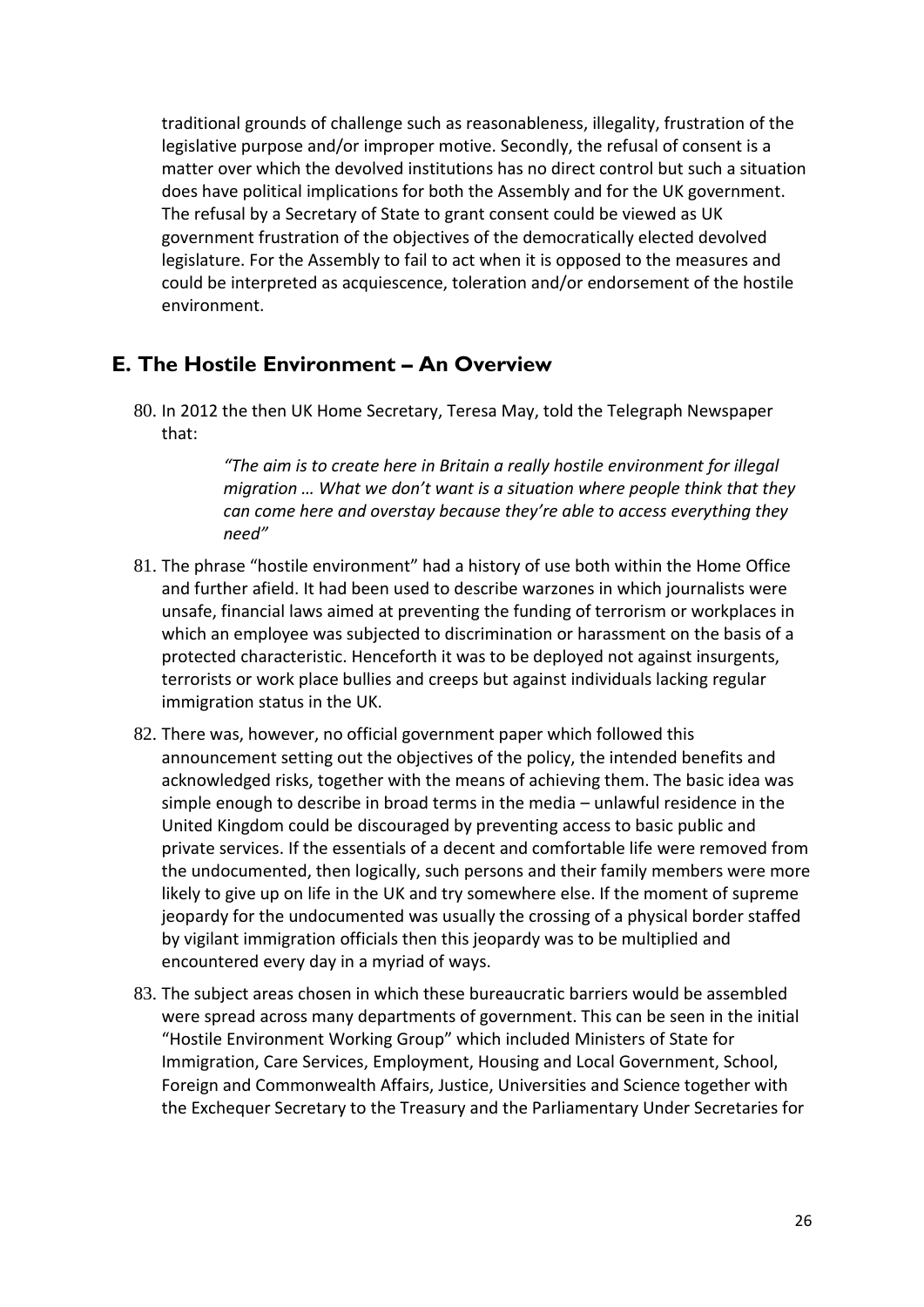traditional grounds of challenge such as reasonableness, illegality, frustration of the legislative purpose and/or improper motive. Secondly, the refusal of consent is a matter over which the devolved institutions has no direct control but such a situation does have political implications for both the Assembly and for the UK government. The refusal by a Secretary of State to grant consent could be viewed as UK government frustration of the objectives of the democratically elected devolved legislature. For the Assembly to fail to act when it is opposed to the measures and could be interpreted as acquiescence, toleration and/or endorsement of the hostile environment.

## E. The Hostile Environment – An Overview

80. In 2012 the then UK Home Secretary, Teresa May, told the Telegraph Newspaper that:

> *"The aim is to create here in Britain a really hostile environment for illegal migration … What we don't want is a situation where people think that they can come here and overstay because they're able to access everything they need"*

81. The phrase "hostile environment" had a history of use both within the Home Office and further afield. It had been used to describe warzones in which journalists were unsafe, financial laws aimed at preventing the funding of terrorism or workplaces in which an employee was subjected to discrimination or harassment on the basis of a protected characteristic. Henceforth it was to be deployed not against insurgents, terrorists or work place bullies and creeps but against individuals lacking regular immigration status in the UK.

82. There was, however, no official government paper which followed this announcement setting out the objectives of the policy, the intended benefits and acknowledged risks, together with the means of achieving them. The basic idea was simple enough to describe in broad terms in the media – unlawful residence in the United Kingdom could be discouraged by preventing access to basic public and private services. If the essentials of a decent and comfortable life were removed from the undocumented, then logically, such persons and their family members were more likely to give up on life in the UK and try somewhere else. If the moment of supreme jeopardy for the undocumented was usually the crossing of a physical border staffed by vigilant immigration officials then this jeopardy was to be multiplied and encountered every day in a myriad of ways.

83. The subject areas chosen in which these bureaucratic barriers would be assembled were spread across many departments of government. This can be seen in the initial "Hostile Environment Working Group" which included Ministers of State for Immigration, Care Services, Employment, Housing and Local Government, School, Foreign and Commonwealth Affairs, Justice, Universities and Science together with the Exchequer Secretary to the Treasury and the Parliamentary Under Secretaries for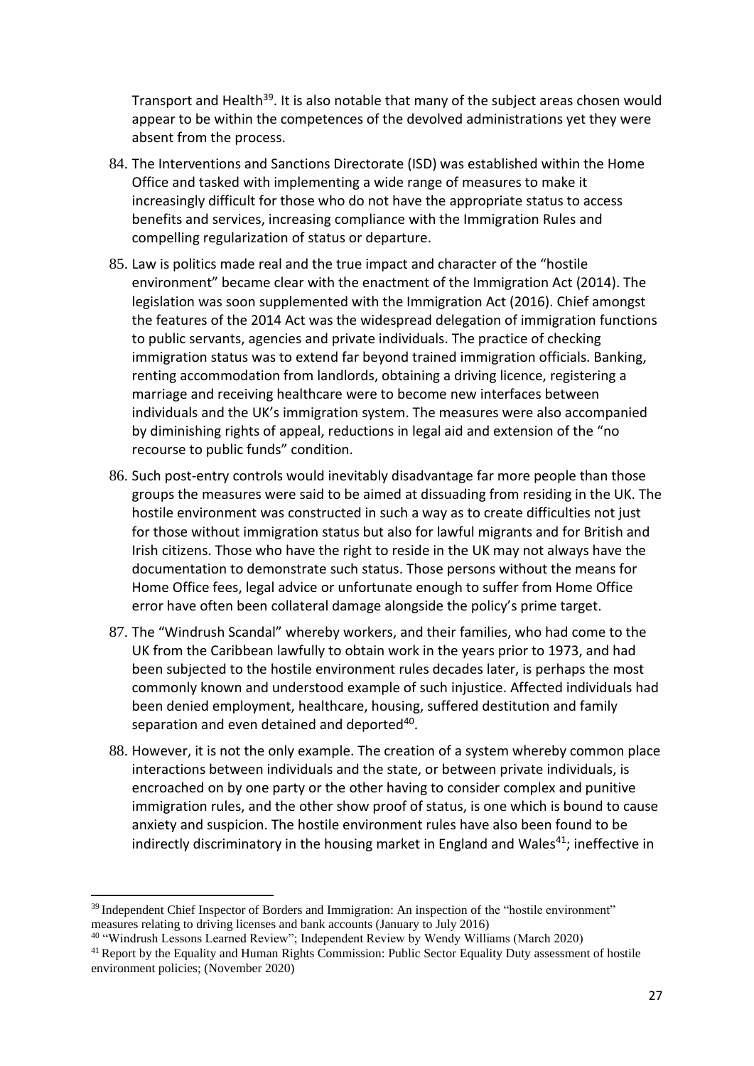Transport and Health[39]. It is also notable that many of the subject areas chosen would appear to be within the competences of the devolved administrations yet they were absent from the process.

84. The Interventions and Sanctions Directorate (ISD) was established within the Home Office and tasked with implementing a wide range of measures to make it increasingly difficult for those who do not have the appropriate status to access benefits and services, increasing compliance with the Immigration Rules and compelling regularization of status or departure.

85. Law is politics made real and the true impact and character of the "hostile environment" became clear with the enactment of the Immigration Act (2014). The legislation was soon supplemented with the Immigration Act (2016). Chief amongst the features of the 2014 Act was the widespread delegation of immigration functions to public servants, agencies and private individuals. The practice of checking immigration status was to extend far beyond trained immigration officials. Banking, renting accommodation from landlords, obtaining a driving licence, registering a marriage and receiving healthcare were to become new interfaces between individuals and the UK's immigration system. The measures were also accompanied by diminishing rights of appeal, reductions in legal aid and extension of the "no recourse to public funds" condition.

86. Such post-entry controls would inevitably disadvantage far more people than those groups the measures were said to be aimed at dissuading from residing in the UK. The hostile environment was constructed in such a way as to create difficulties not just for those without immigration status but also for lawful migrants and for British and Irish citizens. Those who have the right to reside in the UK may not always have the documentation to demonstrate such status. Those persons without the means for Home Office fees, legal advice or unfortunate enough to suffer from Home Office error have often been collateral damage alongside the policy's prime target.

87. The "Windrush Scandal" whereby workers, and their families, who had come to the UK from the Caribbean lawfully to obtain work in the years prior to 1973, and had been subjected to the hostile environment rules decades later, is perhaps the most commonly known and understood example of such injustice. Affected individuals had been denied employment, healthcare, housing, suffered destitution and family separation and even detained and deported[40].

88. However, it is not the only example. The creation of a system whereby common place interactions between individuals and the state, or between private individuals, is encroached on by one party or the other having to consider complex and punitive immigration rules, and the other show proof of status, is one which is bound to cause anxiety and suspicion. The hostile environment rules have also been found to be indirectly discriminatory in the housing market in England and Wales[41]; ineffective in

---

[39] Independent Chief Inspector of Borders and Immigration: An inspection of the "hostile environment" measures relating to driving licenses and bank accounts (January to July 2016)

[40] "Windrush Lessons Learned Review"; Independent Review by Wendy Williams (March 2020)

[41] Report by the Equality and Human Rights Commission: Public Sector Equality Duty assessment of hostile environment policies; (November 2020)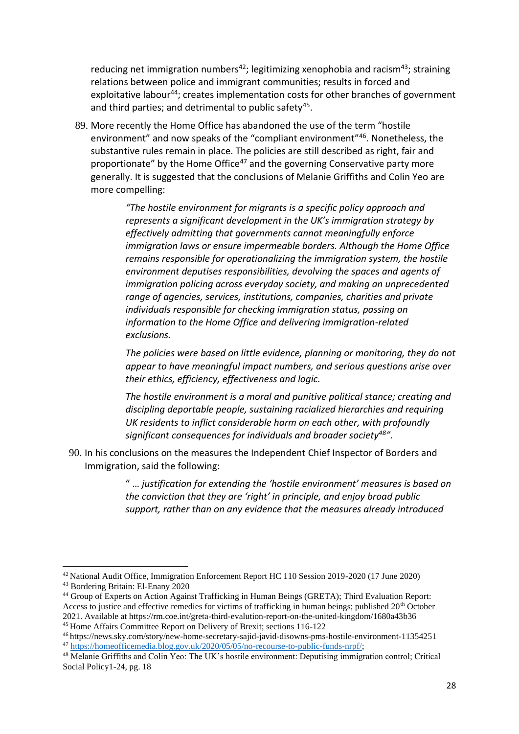reducing net immigration numbers[42]; legitimizing xenophobia and racism[43]; straining relations between police and immigrant communities; results in forced and exploitative labour[44]; creates implementation costs for other branches of government and third parties; and detrimental to public safety[45].

89. More recently the Home Office has abandoned the use of the term "hostile environment" and now speaks of the "compliant environment"[46]. Nonetheless, the substantive rules remain in place. The policies are still described as right, fair and proportionate" by the Home Office[47] and the governing Conservative party more generally. It is suggested that the conclusions of Melanie Griffiths and Colin Yeo are more compelling:

> *"The hostile environment for migrants is a specific policy approach and represents a significant development in the UK's immigration strategy by effectively admitting that governments cannot meaningfully enforce immigration laws or ensure impermeable borders. Although the Home Office remains responsible for operationalizing the immigration system, the hostile environment deputises responsibilities, devolving the spaces and agents of immigration policing across everyday society, and making an unprecedented range of agencies, services, institutions, companies, charities and private individuals responsible for checking immigration status, passing on information to the Home Office and delivering immigration-related exclusions.*
>
> *The policies were based on little evidence, planning or monitoring, they do not appear to have meaningful impact numbers, and serious questions arise over their ethics, efficiency, effectiveness and logic.*
>
> *The hostile environment is a moral and punitive political stance; creating and discipling deportable people, sustaining racialized hierarchies and requiring UK residents to inflict considerable harm on each other, with profoundly significant consequences for individuals and broader society[48]".*

90. In his conclusions on the measures the Independent Chief Inspector of Borders and Immigration, said the following:

> " … *justification for extending the 'hostile environment' measures is based on the conviction that they are 'right' in principle, and enjoy broad public support, rather than on any evidence that the measures already introduced*

---

[42] National Audit Office, Immigration Enforcement Report HC 110 Session 2019-2020 (17 June 2020)

[43] Bordering Britain: El-Enany 2020

[44] Group of Experts on Action Against Trafficking in Human Beings (GRETA); Third Evaluation Report: Access to justice and effective remedies for victims of trafficking in human beings; published 20th October 2021. Available at https://rm.coe.int/greta-third-evalution-report-on-the-united-kingdom/1680a43b36

[45] Home Affairs Committee Report on Delivery of Brexit; sections 116-122

[46] https://news.sky.com/story/new-home-secretary-sajid-javid-disowns-pms-hostile-environment-11354251

[47] https://homeofficemedia.blog.gov.uk/2020/05/05/no-recourse-to-public-funds-nrpf/;

[48] Melanie Griffiths and Colin Yeo: The UK's hostile environment: Deputising immigration control; Critical Social Policy1-24, pg. 18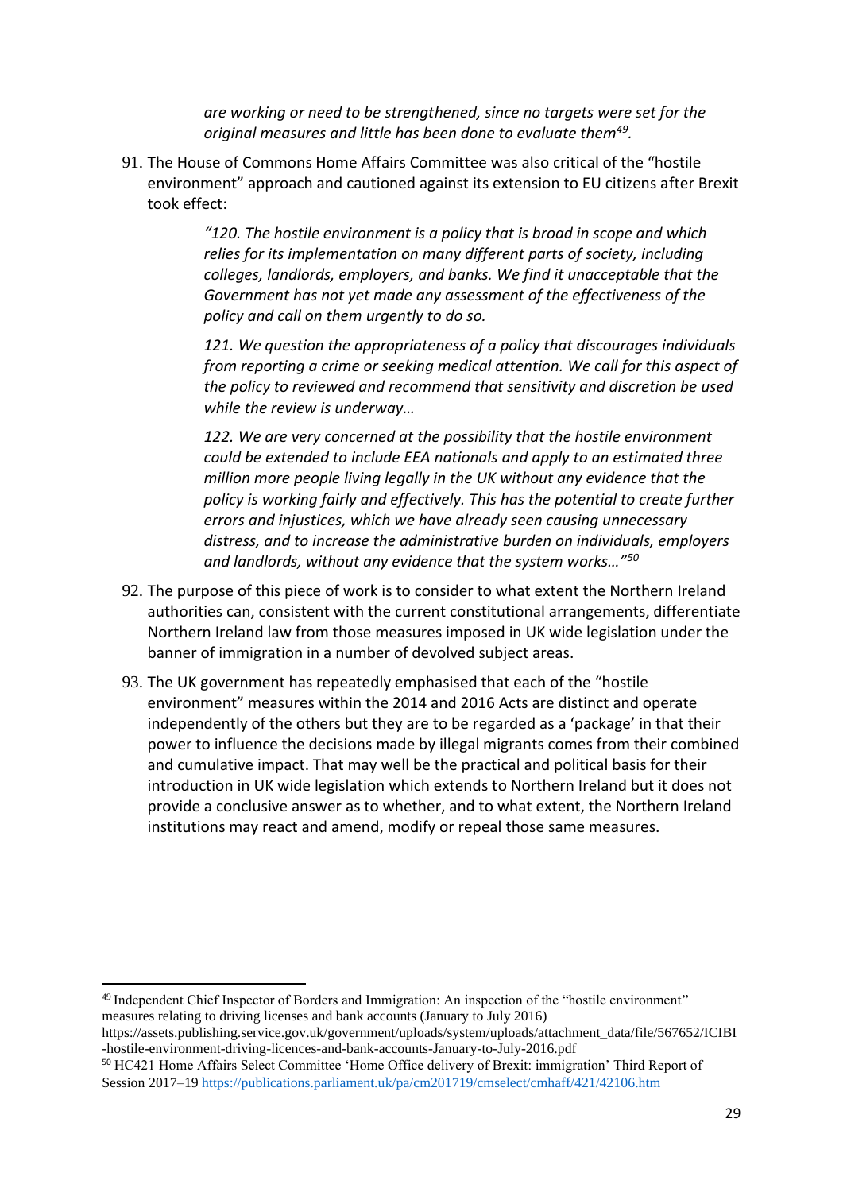> *are working or need to be strengthened, since no targets were set for the original measures and little has been done to evaluate them[49].*

91. The House of Commons Home Affairs Committee was also critical of the "hostile environment" approach and cautioned against its extension to EU citizens after Brexit took effect:

> *"120. The hostile environment is a policy that is broad in scope and which relies for its implementation on many different parts of society, including colleges, landlords, employers, and banks. We find it unacceptable that the Government has not yet made any assessment of the effectiveness of the policy and call on them urgently to do so.*
>
> *121. We question the appropriateness of a policy that discourages individuals from reporting a crime or seeking medical attention. We call for this aspect of the policy to reviewed and recommend that sensitivity and discretion be used while the review is underway…*
>
> *122. We are very concerned at the possibility that the hostile environment could be extended to include EEA nationals and apply to an estimated three million more people living legally in the UK without any evidence that the policy is working fairly and effectively. This has the potential to create further errors and injustices, which we have already seen causing unnecessary distress, and to increase the administrative burden on individuals, employers and landlords, without any evidence that the system works…"[50]*

92. The purpose of this piece of work is to consider to what extent the Northern Ireland authorities can, consistent with the current constitutional arrangements, differentiate Northern Ireland law from those measures imposed in UK wide legislation under the banner of immigration in a number of devolved subject areas.

93. The UK government has repeatedly emphasised that each of the "hostile environment" measures within the 2014 and 2016 Acts are distinct and operate independently of the others but they are to be regarded as a 'package' in that their power to influence the decisions made by illegal migrants comes from their combined and cumulative impact. That may well be the practical and political basis for their introduction in UK wide legislation which extends to Northern Ireland but it does not provide a conclusive answer as to whether, and to what extent, the Northern Ireland institutions may react and amend, modify or repeal those same measures.

---

[49] Independent Chief Inspector of Borders and Immigration: An inspection of the "hostile environment" measures relating to driving licenses and bank accounts (January to July 2016) https://assets.publishing.service.gov.uk/government/uploads/system/uploads/attachment_data/file/567652/ICIBI-hostile-environment-driving-licences-and-bank-accounts-January-to-July-2016.pdf

[50] HC421 Home Affairs Select Committee 'Home Office delivery of Brexit: immigration' Third Report of Session 2017–19 https://publications.parliament.uk/pa/cm201719/cmselect/cmhaff/421/42106.htm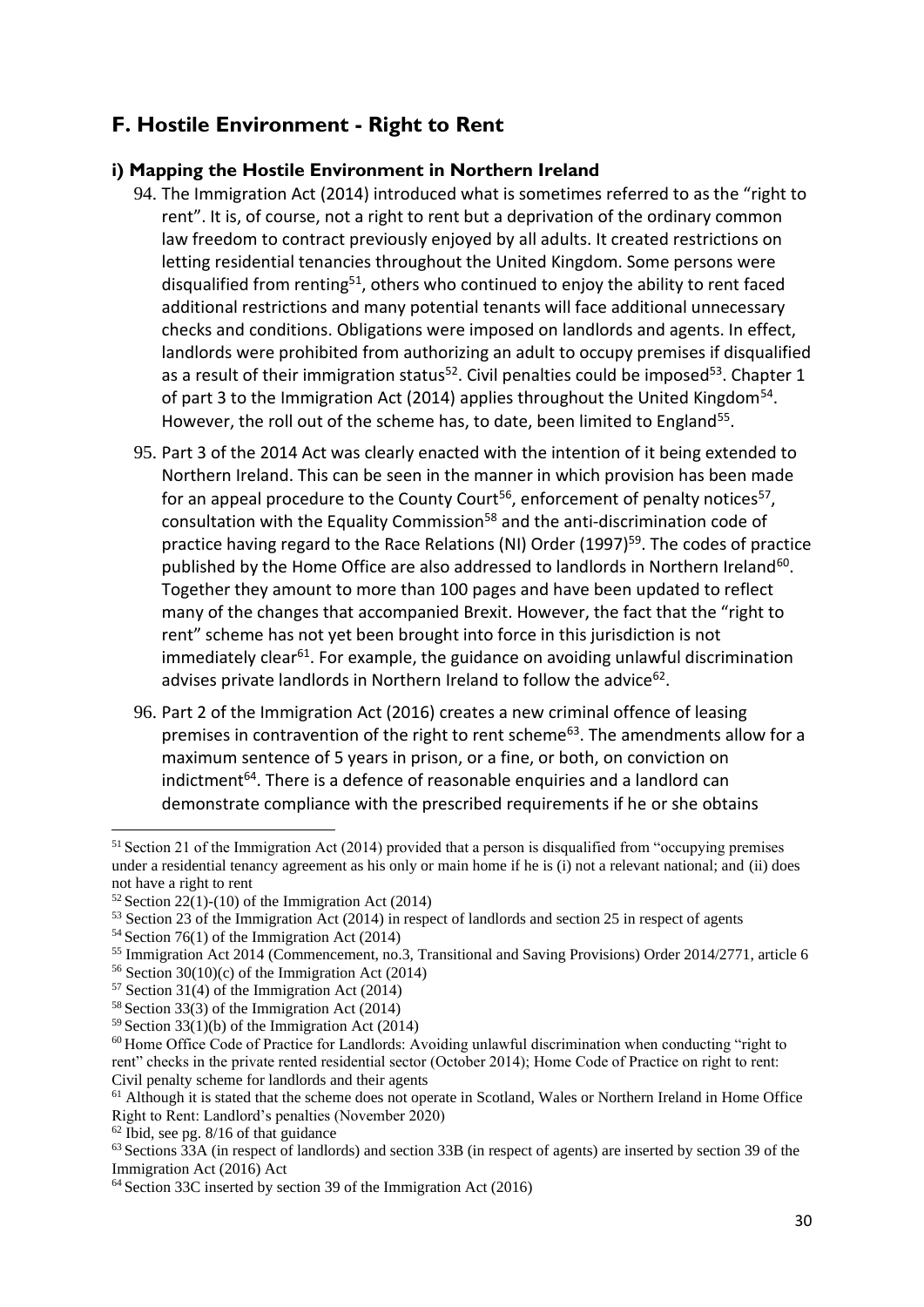## F. Hostile Environment - Right to Rent

### i) Mapping the Hostile Environment in Northern Ireland

94. The Immigration Act (2014) introduced what is sometimes referred to as the "right to rent". It is, of course, not a right to rent but a deprivation of the ordinary common law freedom to contract previously enjoyed by all adults. It created restrictions on letting residential tenancies throughout the United Kingdom. Some persons were disqualified from renting[51], others who continued to enjoy the ability to rent faced additional restrictions and many potential tenants will face additional unnecessary checks and conditions. Obligations were imposed on landlords and agents. In effect, landlords were prohibited from authorizing an adult to occupy premises if disqualified as a result of their immigration status[52]. Civil penalties could be imposed[53]. Chapter 1 of part 3 to the Immigration Act (2014) applies throughout the United Kingdom[54]. However, the roll out of the scheme has, to date, been limited to England[55].

95. Part 3 of the 2014 Act was clearly enacted with the intention of it being extended to Northern Ireland. This can be seen in the manner in which provision has been made for an appeal procedure to the County Court[56], enforcement of penalty notices[57], consultation with the Equality Commission[58] and the anti-discrimination code of practice having regard to the Race Relations (NI) Order (1997)[59]. The codes of practice published by the Home Office are also addressed to landlords in Northern Ireland[60]. Together they amount to more than 100 pages and have been updated to reflect many of the changes that accompanied Brexit. However, the fact that the "right to rent" scheme has not yet been brought into force in this jurisdiction is not immediately clear[61]. For example, the guidance on avoiding unlawful discrimination advises private landlords in Northern Ireland to follow the advice[62].

96. Part 2 of the Immigration Act (2016) creates a new criminal offence of leasing premises in contravention of the right to rent scheme[63]. The amendments allow for a maximum sentence of 5 years in prison, or a fine, or both, on conviction on indictment[64]. There is a defence of reasonable enquiries and a landlord can demonstrate compliance with the prescribed requirements if he or she obtains

---

[51] Section 21 of the Immigration Act (2014) provided that a person is disqualified from "occupying premises under a residential tenancy agreement as his only or main home if he is (i) not a relevant national; and (ii) does not have a right to rent

[52] Section 22(1)-(10) of the Immigration Act (2014)

[53] Section 23 of the Immigration Act (2014) in respect of landlords and section 25 in respect of agents

[54] Section 76(1) of the Immigration Act (2014)

[55] Immigration Act 2014 (Commencement, no.3, Transitional and Saving Provisions) Order 2014/2771, article 6

[56] Section 30(10)(c) of the Immigration Act (2014)

[57] Section 31(4) of the Immigration Act (2014)

[58] Section 33(3) of the Immigration Act (2014)

[59] Section 33(1)(b) of the Immigration Act (2014)

[60] Home Office Code of Practice for Landlords: Avoiding unlawful discrimination when conducting "right to rent" checks in the private rented residential sector (October 2014); Home Code of Practice on right to rent: Civil penalty scheme for landlords and their agents

[61] Although it is stated that the scheme does not operate in Scotland, Wales or Northern Ireland in Home Office Right to Rent: Landlord's penalties (November 2020)

[62] Ibid, see pg. 8/16 of that guidance

[63] Sections 33A (in respect of landlords) and section 33B (in respect of agents) are inserted by section 39 of the Immigration Act (2016) Act

[64] Section 33C inserted by section 39 of the Immigration Act (2016)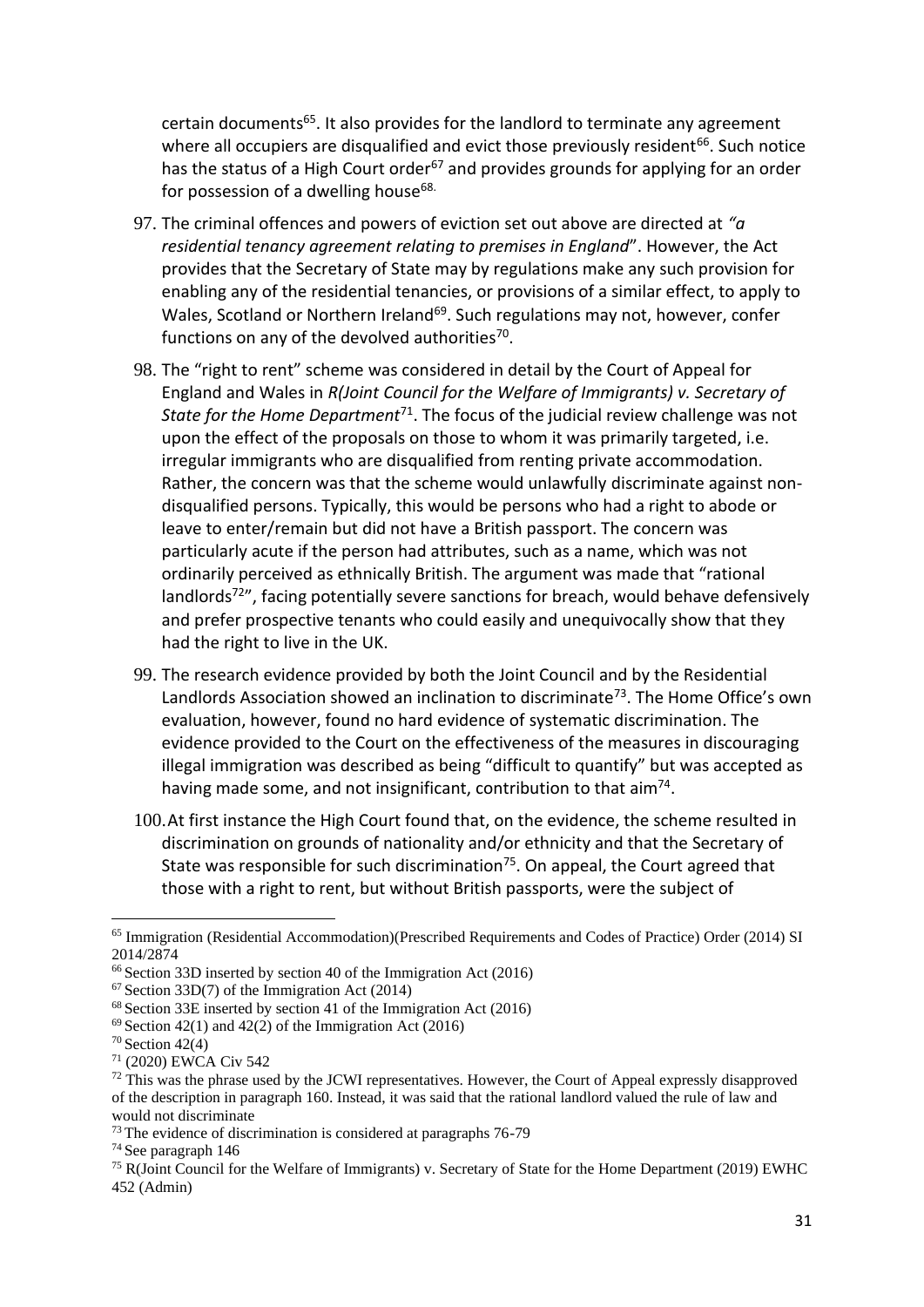certain documents[65]. It also provides for the landlord to terminate any agreement where all occupiers are disqualified and evict those previously resident[66]. Such notice has the status of a High Court order[67] and provides grounds for applying for an order for possession of a dwelling house[68].

97. The criminal offences and powers of eviction set out above are directed at *"a residential tenancy agreement relating to premises in England*". However, the Act provides that the Secretary of State may by regulations make any such provision for enabling any of the residential tenancies, or provisions of a similar effect, to apply to Wales, Scotland or Northern Ireland[69]. Such regulations may not, however, confer functions on any of the devolved authorities[70].

98. The "right to rent" scheme was considered in detail by the Court of Appeal for England and Wales in *R(Joint Council for the Welfare of Immigrants) v. Secretary of State for the Home Department*[71]. The focus of the judicial review challenge was not upon the effect of the proposals on those to whom it was primarily targeted, i.e. irregular immigrants who are disqualified from renting private accommodation. Rather, the concern was that the scheme would unlawfully discriminate against non-disqualified persons. Typically, this would be persons who had a right to abode or leave to enter/remain but did not have a British passport. The concern was particularly acute if the person had attributes, such as a name, which was not ordinarily perceived as ethnically British. The argument was made that "rational landlords[72]", facing potentially severe sanctions for breach, would behave defensively and prefer prospective tenants who could easily and unequivocally show that they had the right to live in the UK.

99. The research evidence provided by both the Joint Council and by the Residential Landlords Association showed an inclination to discriminate[73]. The Home Office's own evaluation, however, found no hard evidence of systematic discrimination. The evidence provided to the Court on the effectiveness of the measures in discouraging illegal immigration was described as being "difficult to quantify" but was accepted as having made some, and not insignificant, contribution to that aim[74].

100. At first instance the High Court found that, on the evidence, the scheme resulted in discrimination on grounds of nationality and/or ethnicity and that the Secretary of State was responsible for such discrimination[75]. On appeal, the Court agreed that those with a right to rent, but without British passports, were the subject of

---

[65] Immigration (Residential Accommodation)(Prescribed Requirements and Codes of Practice) Order (2014) SI 2014/2874

[66] Section 33D inserted by section 40 of the Immigration Act (2016)

[67] Section 33D(7) of the Immigration Act (2014)

[68] Section 33E inserted by section 41 of the Immigration Act (2016)

[69] Section 42(1) and 42(2) of the Immigration Act (2016)

[70] Section 42(4)

[71] (2020) EWCA Civ 542

[72] This was the phrase used by the JCWI representatives. However, the Court of Appeal expressly disapproved of the description in paragraph 160. Instead, it was said that the rational landlord valued the rule of law and would not discriminate

[73] The evidence of discrimination is considered at paragraphs 76-79

[74] See paragraph 146

[75] R(Joint Council for the Welfare of Immigrants) v. Secretary of State for the Home Department (2019) EWHC 452 (Admin)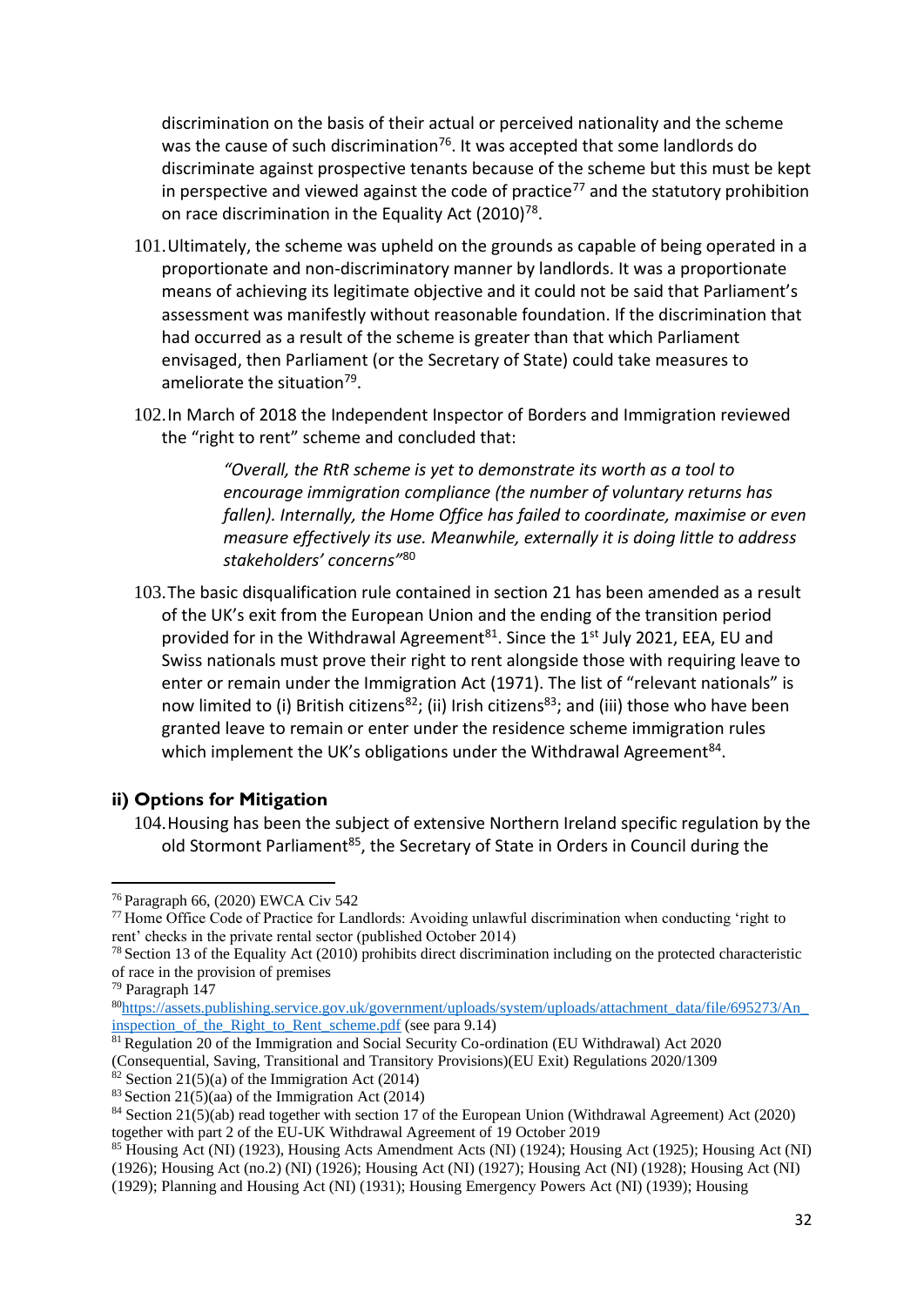discrimination on the basis of their actual or perceived nationality and the scheme was the cause of such discrimination[76]. It was accepted that some landlords do discriminate against prospective tenants because of the scheme but this must be kept in perspective and viewed against the code of practice[77] and the statutory prohibition on race discrimination in the Equality Act (2010)[78].

101. Ultimately, the scheme was upheld on the grounds as capable of being operated in a proportionate and non-discriminatory manner by landlords. It was a proportionate means of achieving its legitimate objective and it could not be said that Parliament's assessment was manifestly without reasonable foundation. If the discrimination that had occurred as a result of the scheme is greater than that which Parliament envisaged, then Parliament (or the Secretary of State) could take measures to ameliorate the situation[79].

102. In March of 2018 the Independent Inspector of Borders and Immigration reviewed the "right to rent" scheme and concluded that:

> *"Overall, the RtR scheme is yet to demonstrate its worth as a tool to encourage immigration compliance (the number of voluntary returns has fallen). Internally, the Home Office has failed to coordinate, maximise or even measure effectively its use. Meanwhile, externally it is doing little to address stakeholders' concerns"*[80]

103. The basic disqualification rule contained in section 21 has been amended as a result of the UK's exit from the European Union and the ending of the transition period provided for in the Withdrawal Agreement[81]. Since the 1st July 2021, EEA, EU and Swiss nationals must prove their right to rent alongside those with requiring leave to enter or remain under the Immigration Act (1971). The list of "relevant nationals" is now limited to (i) British citizens[82]; (ii) Irish citizens[83]; and (iii) those who have been granted leave to remain or enter under the residence scheme immigration rules which implement the UK's obligations under the Withdrawal Agreement[84].

### ii) Options for Mitigation

104. Housing has been the subject of extensive Northern Ireland specific regulation by the old Stormont Parliament[85], the Secretary of State in Orders in Council during the

---

[76] Paragraph 66, (2020) EWCA Civ 542

[77] Home Office Code of Practice for Landlords: Avoiding unlawful discrimination when conducting 'right to rent' checks in the private rental sector (published October 2014)

[78] Section 13 of the Equality Act (2010) prohibits direct discrimination including on the protected characteristic of race in the provision of premises

[79] Paragraph 147

[80] https://assets.publishing.service.gov.uk/government/uploads/system/uploads/attachment_data/file/695273/An_inspection_of_the_Right_to_Rent_scheme.pdf (see para 9.14)

[81] Regulation 20 of the Immigration and Social Security Co-ordination (EU Withdrawal) Act 2020 (Consequential, Saving, Transitional and Transitory Provisions)(EU Exit) Regulations 2020/1309

[82] Section 21(5)(a) of the Immigration Act (2014)

[83] Section 21(5)(aa) of the Immigration Act (2014)

[84] Section 21(5)(ab) read together with section 17 of the European Union (Withdrawal Agreement) Act (2020) together with part 2 of the EU-UK Withdrawal Agreement of 19 October 2019

[85] Housing Act (NI) (1923), Housing Acts Amendment Acts (NI) (1924); Housing Act (1925); Housing Act (NI) (1926); Housing Act (no.2) (NI) (1926); Housing Act (NI) (1927); Housing Act (NI) (1928); Housing Act (NI) (1929); Planning and Housing Act (NI) (1931); Housing Emergency Powers Act (NI) (1939); Housing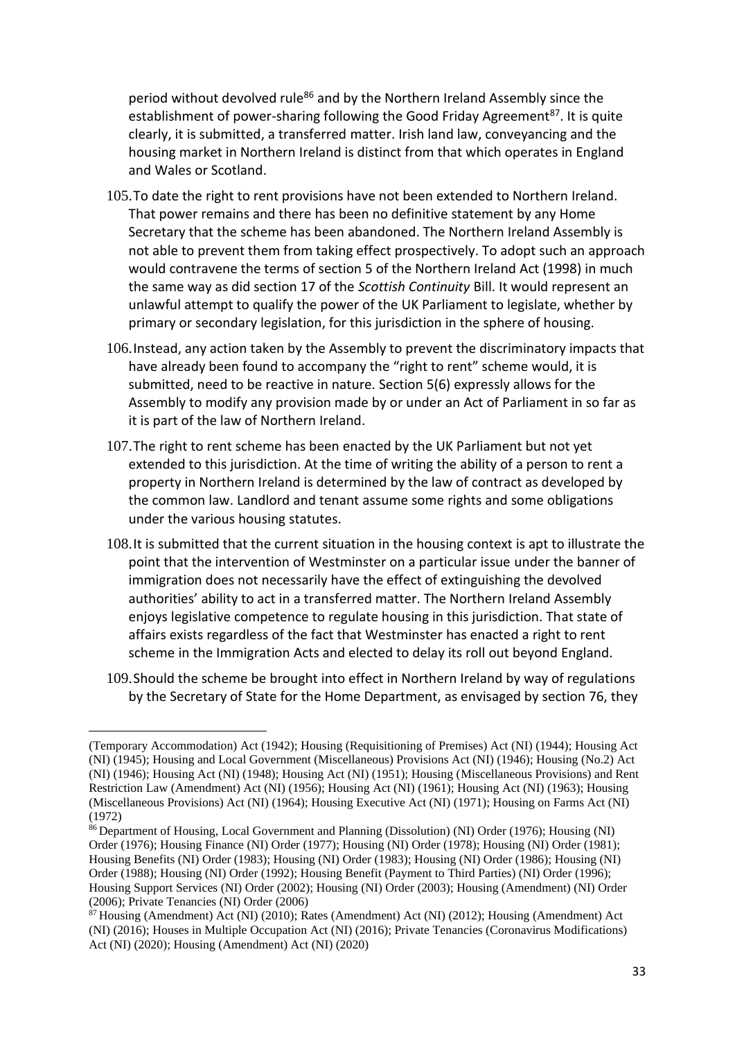period without devolved rule[86] and by the Northern Ireland Assembly since the establishment of power-sharing following the Good Friday Agreement[87]. It is quite clearly, it is submitted, a transferred matter. Irish land law, conveyancing and the housing market in Northern Ireland is distinct from that which operates in England and Wales or Scotland.

105. To date the right to rent provisions have not been extended to Northern Ireland. That power remains and there has been no definitive statement by any Home Secretary that the scheme has been abandoned. The Northern Ireland Assembly is not able to prevent them from taking effect prospectively. To adopt such an approach would contravene the terms of section 5 of the Northern Ireland Act (1998) in much the same way as did section 17 of the *Scottish Continuity* Bill. It would represent an unlawful attempt to qualify the power of the UK Parliament to legislate, whether by primary or secondary legislation, for this jurisdiction in the sphere of housing.

106. Instead, any action taken by the Assembly to prevent the discriminatory impacts that have already been found to accompany the "right to rent" scheme would, it is submitted, need to be reactive in nature. Section 5(6) expressly allows for the Assembly to modify any provision made by or under an Act of Parliament in so far as it is part of the law of Northern Ireland.

107. The right to rent scheme has been enacted by the UK Parliament but not yet extended to this jurisdiction. At the time of writing the ability of a person to rent a property in Northern Ireland is determined by the law of contract as developed by the common law. Landlord and tenant assume some rights and some obligations under the various housing statutes.

108. It is submitted that the current situation in the housing context is apt to illustrate the point that the intervention of Westminster on a particular issue under the banner of immigration does not necessarily have the effect of extinguishing the devolved authorities' ability to act in a transferred matter. The Northern Ireland Assembly enjoys legislative competence to regulate housing in this jurisdiction. That state of affairs exists regardless of the fact that Westminster has enacted a right to rent scheme in the Immigration Acts and elected to delay its roll out beyond England.

109. Should the scheme be brought into effect in Northern Ireland by way of regulations by the Secretary of State for the Home Department, as envisaged by section 76, they

---

(Temporary Accommodation) Act (1942); Housing (Requisitioning of Premises) Act (NI) (1944); Housing Act (NI) (1945); Housing and Local Government (Miscellaneous) Provisions Act (NI) (1946); Housing (No.2) Act (NI) (1946); Housing Act (NI) (1948); Housing Act (NI) (1951); Housing (Miscellaneous Provisions) and Rent Restriction Law (Amendment) Act (NI) (1956); Housing Act (NI) (1961); Housing Act (NI) (1963); Housing (Miscellaneous Provisions) Act (NI) (1964); Housing Executive Act (NI) (1971); Housing on Farms Act (NI) (1972)

[86] Department of Housing, Local Government and Planning (Dissolution) (NI) Order (1976); Housing (NI) Order (1976); Housing Finance (NI) Order (1977); Housing (NI) Order (1978); Housing (NI) Order (1981); Housing Benefits (NI) Order (1983); Housing (NI) Order (1983); Housing (NI) Order (1986); Housing (NI) Order (1988); Housing (NI) Order (1992); Housing Benefit (Payment to Third Parties) (NI) Order (1996); Housing Support Services (NI) Order (2002); Housing (NI) Order (2003); Housing (Amendment) (NI) Order (2006); Private Tenancies (NI) Order (2006)

[87] Housing (Amendment) Act (NI) (2010); Rates (Amendment) Act (NI) (2012); Housing (Amendment) Act (NI) (2016); Houses in Multiple Occupation Act (NI) (2016); Private Tenancies (Coronavirus Modifications) Act (NI) (2020); Housing (Amendment) Act (NI) (2020)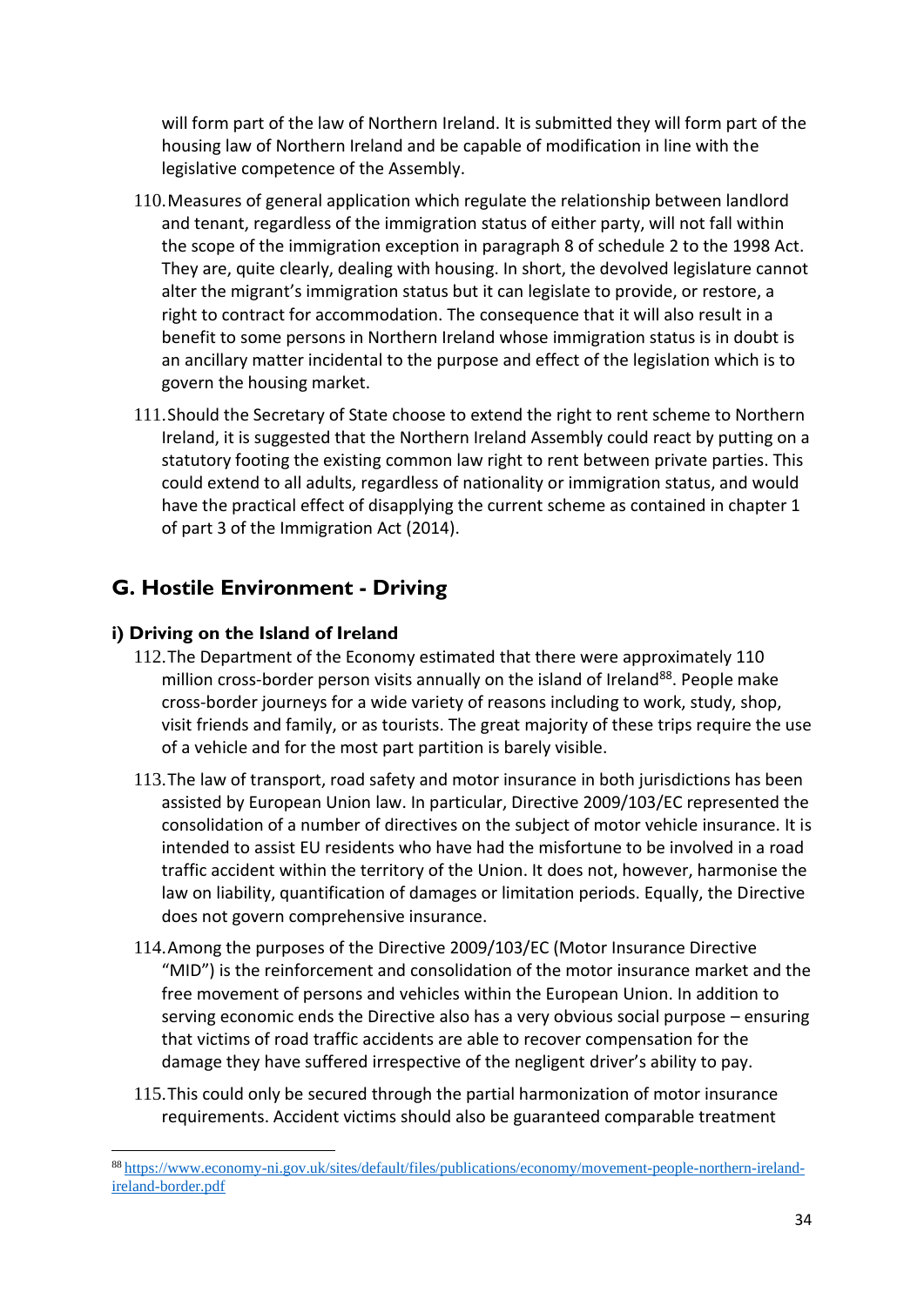will form part of the law of Northern Ireland. It is submitted they will form part of the housing law of Northern Ireland and be capable of modification in line with the legislative competence of the Assembly.

110. Measures of general application which regulate the relationship between landlord and tenant, regardless of the immigration status of either party, will not fall within the scope of the immigration exception in paragraph 8 of schedule 2 to the 1998 Act. They are, quite clearly, dealing with housing. In short, the devolved legislature cannot alter the migrant's immigration status but it can legislate to provide, or restore, a right to contract for accommodation. The consequence that it will also result in a benefit to some persons in Northern Ireland whose immigration status is in doubt is an ancillary matter incidental to the purpose and effect of the legislation which is to govern the housing market.

111. Should the Secretary of State choose to extend the right to rent scheme to Northern Ireland, it is suggested that the Northern Ireland Assembly could react by putting on a statutory footing the existing common law right to rent between private parties. This could extend to all adults, regardless of nationality or immigration status, and would have the practical effect of disapplying the current scheme as contained in chapter 1 of part 3 of the Immigration Act (2014).

## G. Hostile Environment - Driving

### i) Driving on the Island of Ireland

112. The Department of the Economy estimated that there were approximately 110 million cross-border person visits annually on the island of Ireland[88]. People make cross-border journeys for a wide variety of reasons including to work, study, shop, visit friends and family, or as tourists. The great majority of these trips require the use of a vehicle and for the most part partition is barely visible.

113. The law of transport, road safety and motor insurance in both jurisdictions has been assisted by European Union law. In particular, Directive 2009/103/EC represented the consolidation of a number of directives on the subject of motor vehicle insurance. It is intended to assist EU residents who have had the misfortune to be involved in a road traffic accident within the territory of the Union. It does not, however, harmonise the law on liability, quantification of damages or limitation periods. Equally, the Directive does not govern comprehensive insurance.

114. Among the purposes of the Directive 2009/103/EC (Motor Insurance Directive "MID") is the reinforcement and consolidation of the motor insurance market and the free movement of persons and vehicles within the European Union. In addition to serving economic ends the Directive also has a very obvious social purpose – ensuring that victims of road traffic accidents are able to recover compensation for the damage they have suffered irrespective of the negligent driver's ability to pay.

115. This could only be secured through the partial harmonization of motor insurance requirements. Accident victims should also be guaranteed comparable treatment

[88] https://www.economy-ni.gov.uk/sites/default/files/publications/economy/movement-people-northern-ireland-ireland-border.pdf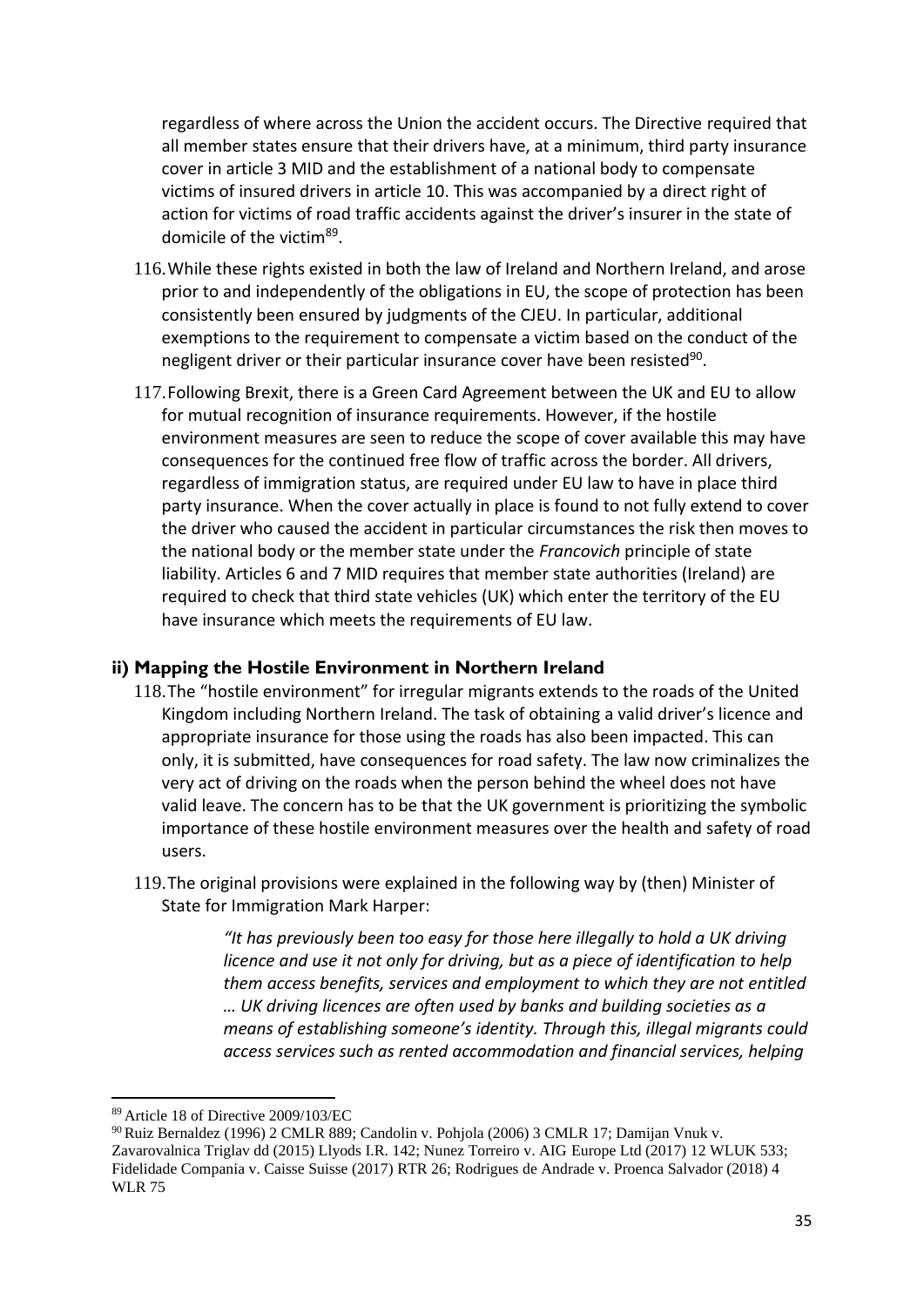regardless of where across the Union the accident occurs. The Directive required that all member states ensure that their drivers have, at a minimum, third party insurance cover in article 3 MID and the establishment of a national body to compensate victims of insured drivers in article 10. This was accompanied by a direct right of action for victims of road traffic accidents against the driver's insurer in the state of domicile of the victim[89].

116. While these rights existed in both the law of Ireland and Northern Ireland, and arose prior to and independently of the obligations in EU, the scope of protection has been consistently been ensured by judgments of the CJEU. In particular, additional exemptions to the requirement to compensate a victim based on the conduct of the negligent driver or their particular insurance cover have been resisted[90].

117. Following Brexit, there is a Green Card Agreement between the UK and EU to allow for mutual recognition of insurance requirements. However, if the hostile environment measures are seen to reduce the scope of cover available this may have consequences for the continued free flow of traffic across the border. All drivers, regardless of immigration status, are required under EU law to have in place third party insurance. When the cover actually in place is found to not fully extend to cover the driver who caused the accident in particular circumstances the risk then moves to the national body or the member state under the *Francovich* principle of state liability. Articles 6 and 7 MID requires that member state authorities (Ireland) are required to check that third state vehicles (UK) which enter the territory of the EU have insurance which meets the requirements of EU law.

### ii) Mapping the Hostile Environment in Northern Ireland

118. The "hostile environment" for irregular migrants extends to the roads of the United Kingdom including Northern Ireland. The task of obtaining a valid driver's licence and appropriate insurance for those using the roads has also been impacted. This can only, it is submitted, have consequences for road safety. The law now criminalizes the very act of driving on the roads when the person behind the wheel does not have valid leave. The concern has to be that the UK government is prioritizing the symbolic importance of these hostile environment measures over the health and safety of road users.

119. The original provisions were explained in the following way by (then) Minister of State for Immigration Mark Harper:

> *"It has previously been too easy for those here illegally to hold a UK driving licence and use it not only for driving, but as a piece of identification to help them access benefits, services and employment to which they are not entitled … UK driving licences are often used by banks and building societies as a means of establishing someone's identity. Through this, illegal migrants could access services such as rented accommodation and financial services, helping*

---

[89] Article 18 of Directive 2009/103/EC

[90] Ruiz Bernaldez (1996) 2 CMLR 889; Candolin v. Pohjola (2006) 3 CMLR 17; Damijan Vnuk v. Zavarovalnica Triglav dd (2015) Llyods I.R. 142; Nunez Torreiro v. AIG Europe Ltd (2017) 12 WLUK 533; Fidelidade Compania v. Caisse Suisse (2017) RTR 26; Rodrigues de Andrade v. Proenca Salvador (2018) 4 WLR 75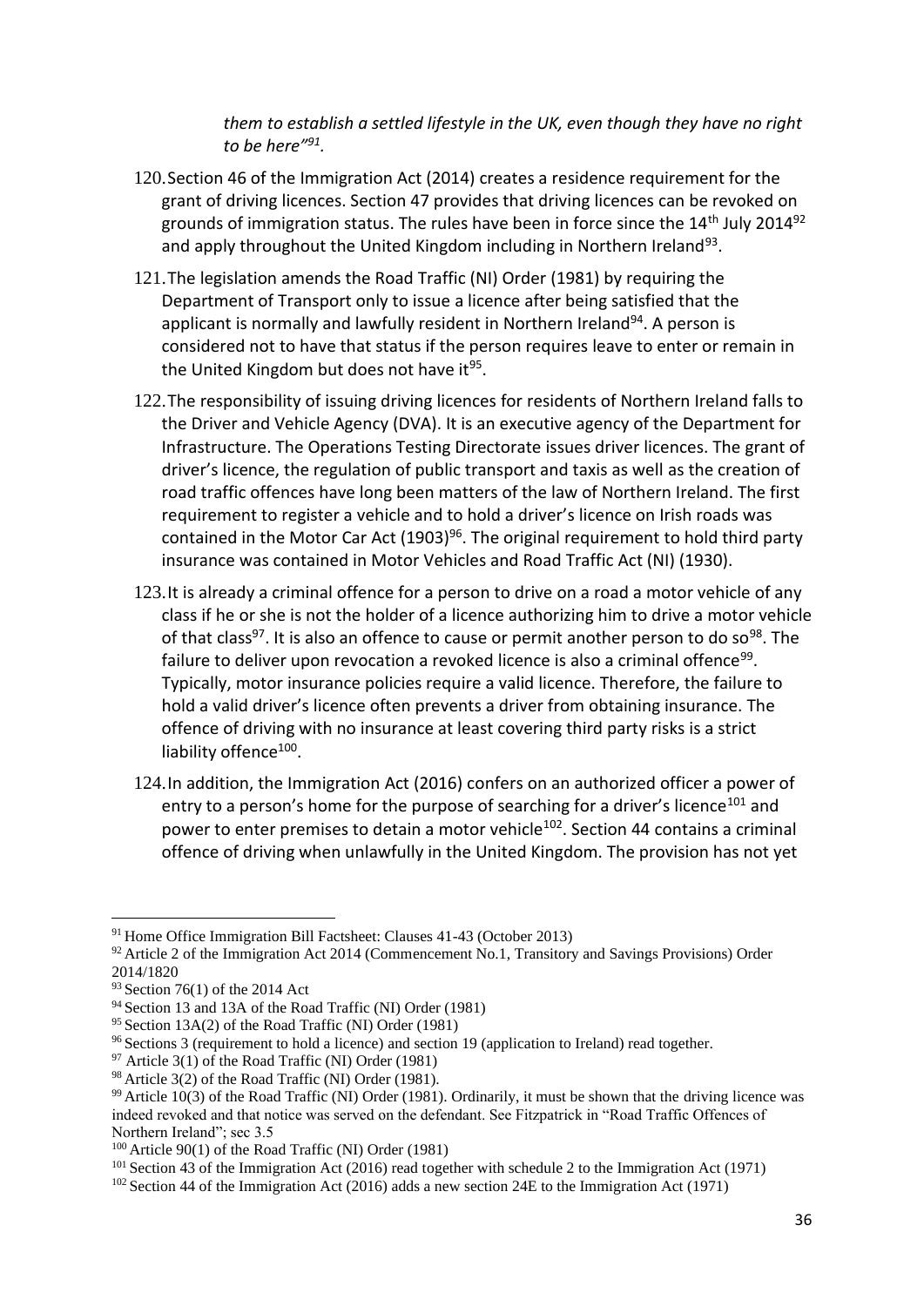*them to establish a settled lifestyle in the UK, even though they have no right to be here"*[91].

120. Section 46 of the Immigration Act (2014) creates a residence requirement for the grant of driving licences. Section 47 provides that driving licences can be revoked on grounds of immigration status. The rules have been in force since the 14th July 2014[92] and apply throughout the United Kingdom including in Northern Ireland[93].

121. The legislation amends the Road Traffic (NI) Order (1981) by requiring the Department of Transport only to issue a licence after being satisfied that the applicant is normally and lawfully resident in Northern Ireland[94]. A person is considered not to have that status if the person requires leave to enter or remain in the United Kingdom but does not have it[95].

122. The responsibility of issuing driving licences for residents of Northern Ireland falls to the Driver and Vehicle Agency (DVA). It is an executive agency of the Department for Infrastructure. The Operations Testing Directorate issues driver licences. The grant of driver's licence, the regulation of public transport and taxis as well as the creation of road traffic offences have long been matters of the law of Northern Ireland. The first requirement to register a vehicle and to hold a driver's licence on Irish roads was contained in the Motor Car Act (1903)[96]. The original requirement to hold third party insurance was contained in Motor Vehicles and Road Traffic Act (NI) (1930).

123. It is already a criminal offence for a person to drive on a road a motor vehicle of any class if he or she is not the holder of a licence authorizing him to drive a motor vehicle of that class[97]. It is also an offence to cause or permit another person to do so[98]. The failure to deliver upon revocation a revoked licence is also a criminal offence[99]. Typically, motor insurance policies require a valid licence. Therefore, the failure to hold a valid driver's licence often prevents a driver from obtaining insurance. The offence of driving with no insurance at least covering third party risks is a strict liability offence[100].

124. In addition, the Immigration Act (2016) confers on an authorized officer a power of entry to a person's home for the purpose of searching for a driver's licence[101] and power to enter premises to detain a motor vehicle[102]. Section 44 contains a criminal offence of driving when unlawfully in the United Kingdom. The provision has not yet

---

[91] Home Office Immigration Bill Factsheet: Clauses 41-43 (October 2013)

[92] Article 2 of the Immigration Act 2014 (Commencement No.1, Transitory and Savings Provisions) Order 2014/1820

[93] Section 76(1) of the 2014 Act

[94] Section 13 and 13A of the Road Traffic (NI) Order (1981)

[95] Section 13A(2) of the Road Traffic (NI) Order (1981)

[96] Sections 3 (requirement to hold a licence) and section 19 (application to Ireland) read together.

[97] Article 3(1) of the Road Traffic (NI) Order (1981)

[98] Article 3(2) of the Road Traffic (NI) Order (1981).

[99] Article 10(3) of the Road Traffic (NI) Order (1981). Ordinarily, it must be shown that the driving licence was indeed revoked and that notice was served on the defendant. See Fitzpatrick in "Road Traffic Offences of Northern Ireland"; sec 3.5

[100] Article 90(1) of the Road Traffic (NI) Order (1981)

[101] Section 43 of the Immigration Act (2016) read together with schedule 2 to the Immigration Act (1971)

[102] Section 44 of the Immigration Act (2016) adds a new section 24E to the Immigration Act (1971)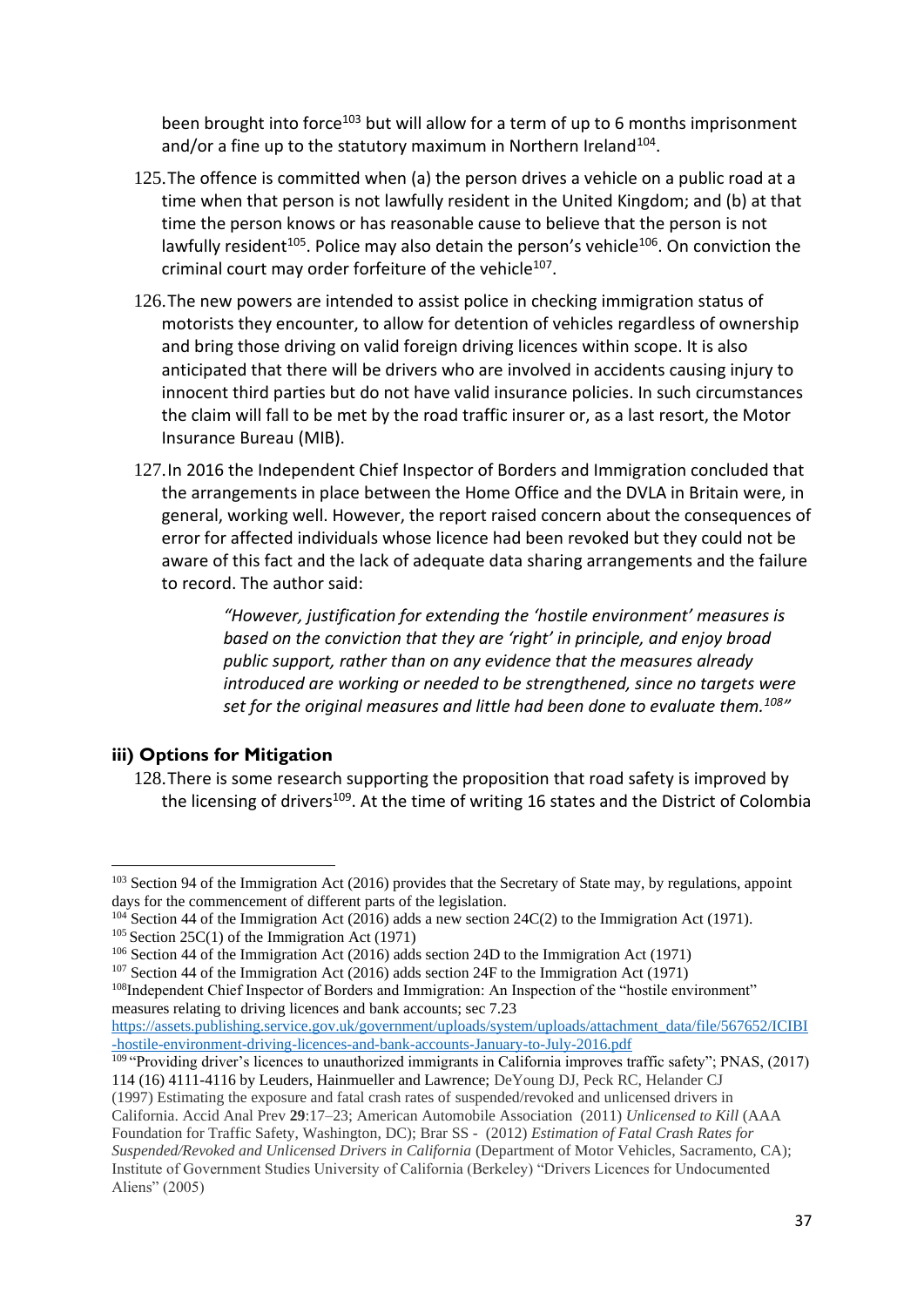been brought into force[103] but will allow for a term of up to 6 months imprisonment and/or a fine up to the statutory maximum in Northern Ireland[104].

125. The offence is committed when (a) the person drives a vehicle on a public road at a time when that person is not lawfully resident in the United Kingdom; and (b) at that time the person knows or has reasonable cause to believe that the person is not lawfully resident[105]. Police may also detain the person's vehicle[106]. On conviction the criminal court may order forfeiture of the vehicle[107].

126. The new powers are intended to assist police in checking immigration status of motorists they encounter, to allow for detention of vehicles regardless of ownership and bring those driving on valid foreign driving licences within scope. It is also anticipated that there will be drivers who are involved in accidents causing injury to innocent third parties but do not have valid insurance policies. In such circumstances the claim will fall to be met by the road traffic insurer or, as a last resort, the Motor Insurance Bureau (MIB).

127. In 2016 the Independent Chief Inspector of Borders and Immigration concluded that the arrangements in place between the Home Office and the DVLA in Britain were, in general, working well. However, the report raised concern about the consequences of error for affected individuals whose licence had been revoked but they could not be aware of this fact and the lack of adequate data sharing arrangements and the failure to record. The author said:

> *"However, justification for extending the 'hostile environment' measures is based on the conviction that they are 'right' in principle, and enjoy broad public support, rather than on any evidence that the measures already introduced are working or needed to be strengthened, since no targets were set for the original measures and little had been done to evaluate them.[108]"*

### iii) Options for Mitigation

128. There is some research supporting the proposition that road safety is improved by the licensing of drivers[109]. At the time of writing 16 states and the District of Colombia

---

[103] Section 94 of the Immigration Act (2016) provides that the Secretary of State may, by regulations, appoint days for the commencement of different parts of the legislation.

[104] Section 44 of the Immigration Act (2016) adds a new section 24C(2) to the Immigration Act (1971).

[105] Section 25C(1) of the Immigration Act (1971)

[106] Section 44 of the Immigration Act (2016) adds section 24D to the Immigration Act (1971)

[107] Section 44 of the Immigration Act (2016) adds section 24F to the Immigration Act (1971)

[108] Independent Chief Inspector of Borders and Immigration: An Inspection of the "hostile environment" measures relating to driving licences and bank accounts; sec 7.23 https://assets.publishing.service.gov.uk/government/uploads/system/uploads/attachment_data/file/567652/ICIBI-hostile-environment-driving-licences-and-bank-accounts-January-to-July-2016.pdf

[109] "Providing driver's licences to unauthorized immigrants in California improves traffic safety"; PNAS, (2017) 114 (16) 4111-4116 by Leuders, Hainmueller and Lawrence; DeYoung DJ, Peck RC, Helander CJ (1997) Estimating the exposure and fatal crash rates of suspended/revoked and unlicensed drivers in California. Accid Anal Prev **29**:17–23; American Automobile Association (2011) *Unlicensed to Kill* (AAA Foundation for Traffic Safety, Washington, DC); Brar SS - (2012) *Estimation of Fatal Crash Rates for Suspended/Revoked and Unlicensed Drivers in California* (Department of Motor Vehicles, Sacramento, CA); Institute of Government Studies University of California (Berkeley) "Drivers Licences for Undocumented Aliens" (2005)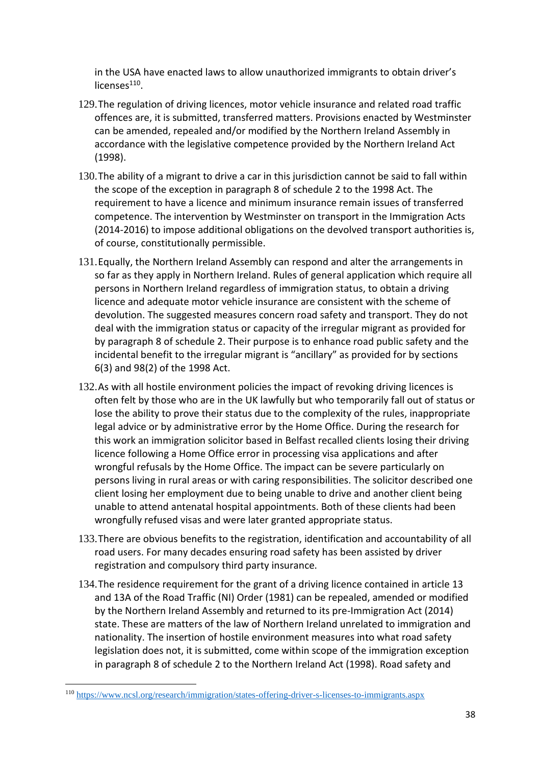in the USA have enacted laws to allow unauthorized immigrants to obtain driver's licenses[110].

129. The regulation of driving licences, motor vehicle insurance and related road traffic offences are, it is submitted, transferred matters. Provisions enacted by Westminster can be amended, repealed and/or modified by the Northern Ireland Assembly in accordance with the legislative competence provided by the Northern Ireland Act (1998).

130. The ability of a migrant to drive a car in this jurisdiction cannot be said to fall within the scope of the exception in paragraph 8 of schedule 2 to the 1998 Act. The requirement to have a licence and minimum insurance remain issues of transferred competence. The intervention by Westminster on transport in the Immigration Acts (2014-2016) to impose additional obligations on the devolved transport authorities is, of course, constitutionally permissible.

131. Equally, the Northern Ireland Assembly can respond and alter the arrangements in so far as they apply in Northern Ireland. Rules of general application which require all persons in Northern Ireland regardless of immigration status, to obtain a driving licence and adequate motor vehicle insurance are consistent with the scheme of devolution. The suggested measures concern road safety and transport. They do not deal with the immigration status or capacity of the irregular migrant as provided for by paragraph 8 of schedule 2. Their purpose is to enhance road public safety and the incidental benefit to the irregular migrant is "ancillary" as provided for by sections 6(3) and 98(2) of the 1998 Act.

132. As with all hostile environment policies the impact of revoking driving licences is often felt by those who are in the UK lawfully but who temporarily fall out of status or lose the ability to prove their status due to the complexity of the rules, inappropriate legal advice or by administrative error by the Home Office. During the research for this work an immigration solicitor based in Belfast recalled clients losing their driving licence following a Home Office error in processing visa applications and after wrongful refusals by the Home Office. The impact can be severe particularly on persons living in rural areas or with caring responsibilities. The solicitor described one client losing her employment due to being unable to drive and another client being unable to attend antenatal hospital appointments. Both of these clients had been wrongfully refused visas and were later granted appropriate status.

133. There are obvious benefits to the registration, identification and accountability of all road users. For many decades ensuring road safety has been assisted by driver registration and compulsory third party insurance.

134. The residence requirement for the grant of a driving licence contained in article 13 and 13A of the Road Traffic (NI) Order (1981) can be repealed, amended or modified by the Northern Ireland Assembly and returned to its pre-Immigration Act (2014) state. These are matters of the law of Northern Ireland unrelated to immigration and nationality. The insertion of hostile environment measures into what road safety legislation does not, it is submitted, come within scope of the immigration exception in paragraph 8 of schedule 2 to the Northern Ireland Act (1998). Road safety and

---

[110] https://www.ncsl.org/research/immigration/states-offering-driver-s-licenses-to-immigrants.aspx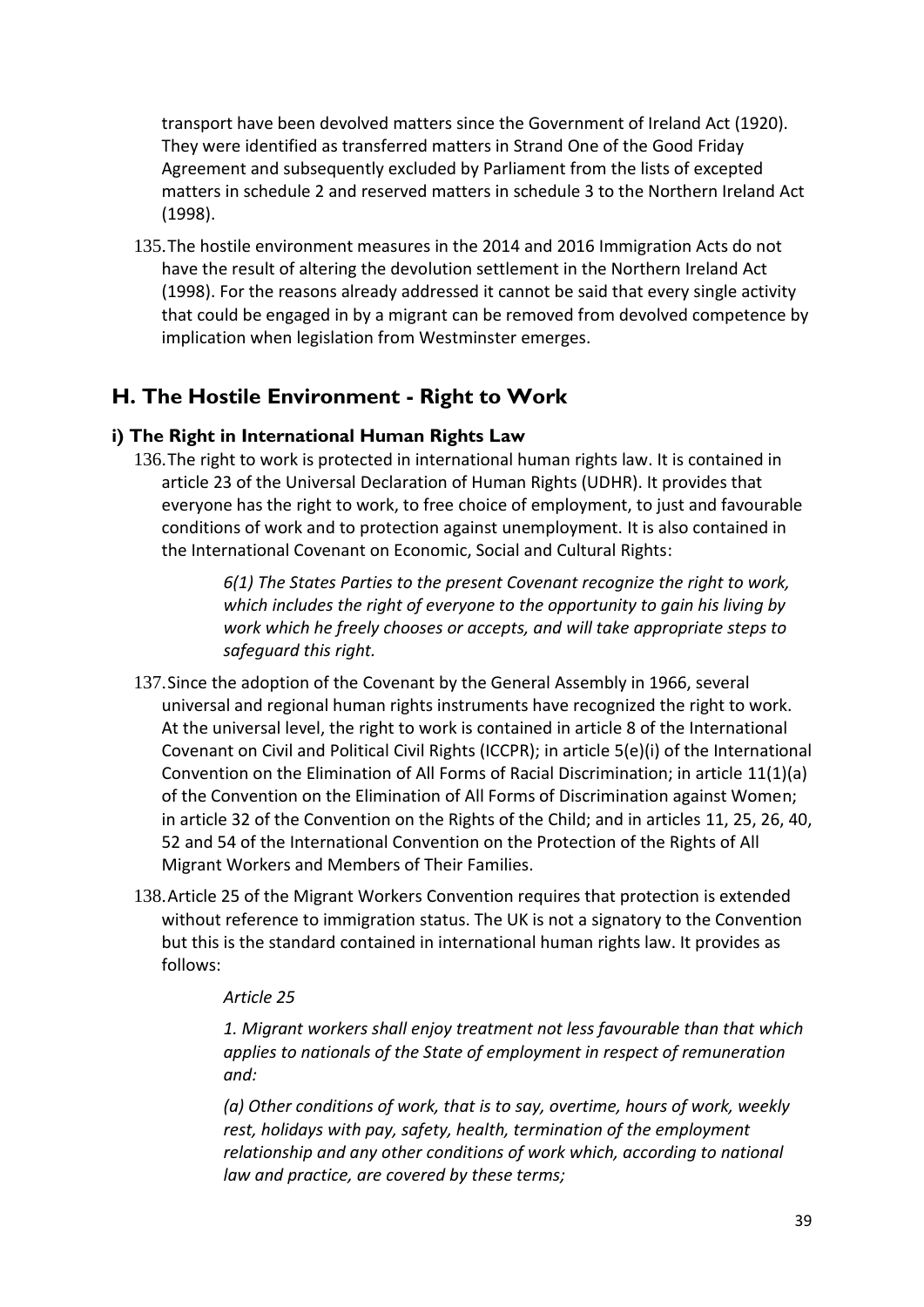transport have been devolved matters since the Government of Ireland Act (1920). They were identified as transferred matters in Strand One of the Good Friday Agreement and subsequently excluded by Parliament from the lists of excepted matters in schedule 2 and reserved matters in schedule 3 to the Northern Ireland Act (1998).

135. The hostile environment measures in the 2014 and 2016 Immigration Acts do not have the result of altering the devolution settlement in the Northern Ireland Act (1998). For the reasons already addressed it cannot be said that every single activity that could be engaged in by a migrant can be removed from devolved competence by implication when legislation from Westminster emerges.

## H. The Hostile Environment - Right to Work

### i) The Right in International Human Rights Law

136. The right to work is protected in international human rights law. It is contained in article 23 of the Universal Declaration of Human Rights (UDHR). It provides that everyone has the right to work, to free choice of employment, to just and favourable conditions of work and to protection against unemployment. It is also contained in the International Covenant on Economic, Social and Cultural Rights:

> *6(1) The States Parties to the present Covenant recognize the right to work, which includes the right of everyone to the opportunity to gain his living by work which he freely chooses or accepts, and will take appropriate steps to safeguard this right.*

137. Since the adoption of the Covenant by the General Assembly in 1966, several universal and regional human rights instruments have recognized the right to work. At the universal level, the right to work is contained in article 8 of the International Covenant on Civil and Political Civil Rights (ICCPR); in article 5(e)(i) of the International Convention on the Elimination of All Forms of Racial Discrimination; in article 11(1)(a) of the Convention on the Elimination of All Forms of Discrimination against Women; in article 32 of the Convention on the Rights of the Child; and in articles 11, 25, 26, 40, 52 and 54 of the International Convention on the Protection of the Rights of All Migrant Workers and Members of Their Families.

138. Article 25 of the Migrant Workers Convention requires that protection is extended without reference to immigration status. The UK is not a signatory to the Convention but this is the standard contained in international human rights law. It provides as follows:

> *Article 25*
>
> *1. Migrant workers shall enjoy treatment not less favourable than that which applies to nationals of the State of employment in respect of remuneration and:*
>
> *(a) Other conditions of work, that is to say, overtime, hours of work, weekly rest, holidays with pay, safety, health, termination of the employment relationship and any other conditions of work which, according to national law and practice, are covered by these terms;*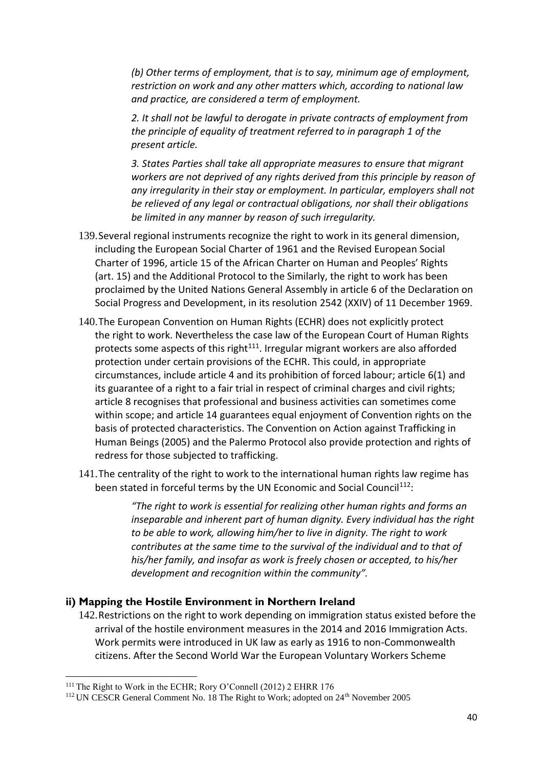*(b) Other terms of employment, that is to say, minimum age of employment, restriction on work and any other matters which, according to national law and practice, are considered a term of employment.*

*2. It shall not be lawful to derogate in private contracts of employment from the principle of equality of treatment referred to in paragraph 1 of the present article.*

*3. States Parties shall take all appropriate measures to ensure that migrant workers are not deprived of any rights derived from this principle by reason of any irregularity in their stay or employment. In particular, employers shall not be relieved of any legal or contractual obligations, nor shall their obligations be limited in any manner by reason of such irregularity.*

139. Several regional instruments recognize the right to work in its general dimension, including the European Social Charter of 1961 and the Revised European Social Charter of 1996, article 15 of the African Charter on Human and Peoples' Rights (art. 15) and the Additional Protocol to the Similarly, the right to work has been proclaimed by the United Nations General Assembly in article 6 of the Declaration on Social Progress and Development, in its resolution 2542 (XXIV) of 11 December 1969.

140. The European Convention on Human Rights (ECHR) does not explicitly protect the right to work. Nevertheless the case law of the European Court of Human Rights protects some aspects of this right[111]. Irregular migrant workers are also afforded protection under certain provisions of the ECHR. This could, in appropriate circumstances, include article 4 and its prohibition of forced labour; article 6(1) and its guarantee of a right to a fair trial in respect of criminal charges and civil rights; article 8 recognises that professional and business activities can sometimes come within scope; and article 14 guarantees equal enjoyment of Convention rights on the basis of protected characteristics. The Convention on Action against Trafficking in Human Beings (2005) and the Palermo Protocol also provide protection and rights of redress for those subjected to trafficking.

141. The centrality of the right to work to the international human rights law regime has been stated in forceful terms by the UN Economic and Social Council[112]:

> *"The right to work is essential for realizing other human rights and forms an inseparable and inherent part of human dignity. Every individual has the right to be able to work, allowing him/her to live in dignity. The right to work contributes at the same time to the survival of the individual and to that of his/her family, and insofar as work is freely chosen or accepted, to his/her development and recognition within the community".*

### ii) Mapping the Hostile Environment in Northern Ireland

142. Restrictions on the right to work depending on immigration status existed before the arrival of the hostile environment measures in the 2014 and 2016 Immigration Acts. Work permits were introduced in UK law as early as 1916 to non-Commonwealth citizens. After the Second World War the European Voluntary Workers Scheme

---

[111] The Right to Work in the ECHR; Rory O'Connell (2012) 2 EHRR 176

[112] UN CESCR General Comment No. 18 The Right to Work; adopted on 24th November 2005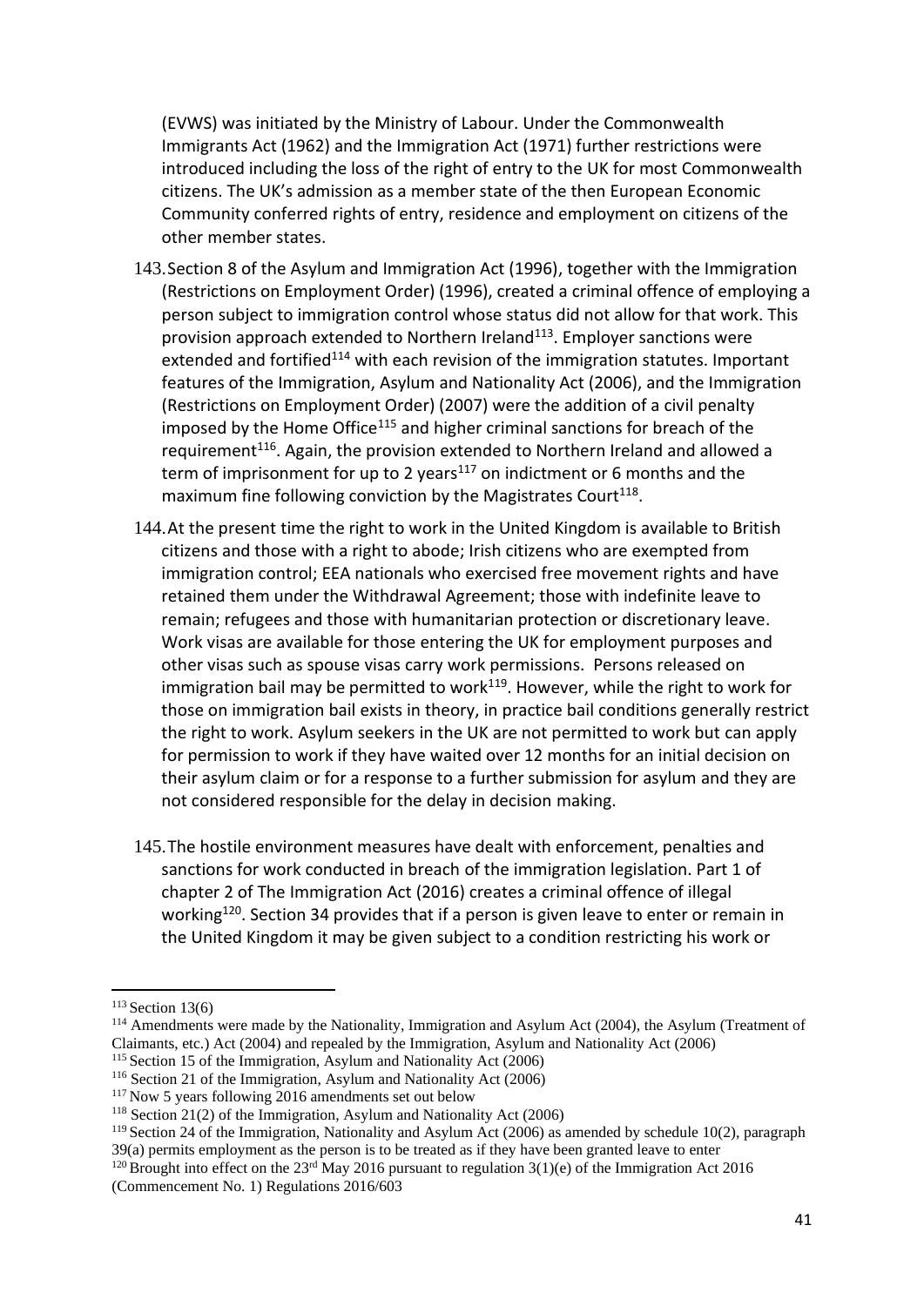(EVWS) was initiated by the Ministry of Labour. Under the Commonwealth Immigrants Act (1962) and the Immigration Act (1971) further restrictions were introduced including the loss of the right of entry to the UK for most Commonwealth citizens. The UK's admission as a member state of the then European Economic Community conferred rights of entry, residence and employment on citizens of the other member states.

143. Section 8 of the Asylum and Immigration Act (1996), together with the Immigration (Restrictions on Employment Order) (1996), created a criminal offence of employing a person subject to immigration control whose status did not allow for that work. This provision approach extended to Northern Ireland[113]. Employer sanctions were extended and fortified[114] with each revision of the immigration statutes. Important features of the Immigration, Asylum and Nationality Act (2006), and the Immigration (Restrictions on Employment Order) (2007) were the addition of a civil penalty imposed by the Home Office[115] and higher criminal sanctions for breach of the requirement[116]. Again, the provision extended to Northern Ireland and allowed a term of imprisonment for up to 2 years[117] on indictment or 6 months and the maximum fine following conviction by the Magistrates Court[118].

144. At the present time the right to work in the United Kingdom is available to British citizens and those with a right to abode; Irish citizens who are exempted from immigration control; EEA nationals who exercised free movement rights and have retained them under the Withdrawal Agreement; those with indefinite leave to remain; refugees and those with humanitarian protection or discretionary leave. Work visas are available for those entering the UK for employment purposes and other visas such as spouse visas carry work permissions. Persons released on immigration bail may be permitted to work[119]. However, while the right to work for those on immigration bail exists in theory, in practice bail conditions generally restrict the right to work. Asylum seekers in the UK are not permitted to work but can apply for permission to work if they have waited over 12 months for an initial decision on their asylum claim or for a response to a further submission for asylum and they are not considered responsible for the delay in decision making.

145. The hostile environment measures have dealt with enforcement, penalties and sanctions for work conducted in breach of the immigration legislation. Part 1 of chapter 2 of The Immigration Act (2016) creates a criminal offence of illegal working[120]. Section 34 provides that if a person is given leave to enter or remain in the United Kingdom it may be given subject to a condition restricting his work or

---

[113] Section 13(6)

[114] Amendments were made by the Nationality, Immigration and Asylum Act (2004), the Asylum (Treatment of Claimants, etc.) Act (2004) and repealed by the Immigration, Asylum and Nationality Act (2006)

[115] Section 15 of the Immigration, Asylum and Nationality Act (2006)

[116] Section 21 of the Immigration, Asylum and Nationality Act (2006)

[117] Now 5 years following 2016 amendments set out below

[118] Section 21(2) of the Immigration, Asylum and Nationality Act (2006)

[119] Section 24 of the Immigration, Nationality and Asylum Act (2006) as amended by schedule 10(2), paragraph 39(a) permits employment as the person is to be treated as if they have been granted leave to enter

[120] Brought into effect on the 23rd May 2016 pursuant to regulation 3(1)(e) of the Immigration Act 2016 (Commencement No. 1) Regulations 2016/603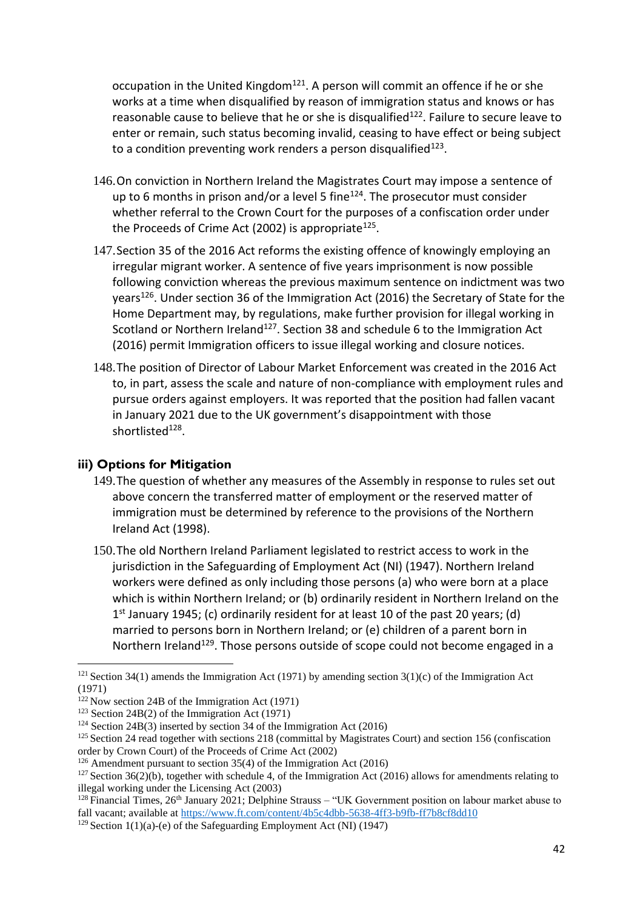occupation in the United Kingdom[121]. A person will commit an offence if he or she works at a time when disqualified by reason of immigration status and knows or has reasonable cause to believe that he or she is disqualified[122]. Failure to secure leave to enter or remain, such status becoming invalid, ceasing to have effect or being subject to a condition preventing work renders a person disqualified[123].

146. On conviction in Northern Ireland the Magistrates Court may impose a sentence of up to 6 months in prison and/or a level 5 fine[124]. The prosecutor must consider whether referral to the Crown Court for the purposes of a confiscation order under the Proceeds of Crime Act (2002) is appropriate[125].

147. Section 35 of the 2016 Act reforms the existing offence of knowingly employing an irregular migrant worker. A sentence of five years imprisonment is now possible following conviction whereas the previous maximum sentence on indictment was two years[126]. Under section 36 of the Immigration Act (2016) the Secretary of State for the Home Department may, by regulations, make further provision for illegal working in Scotland or Northern Ireland[127]. Section 38 and schedule 6 to the Immigration Act (2016) permit Immigration officers to issue illegal working and closure notices.

148. The position of Director of Labour Market Enforcement was created in the 2016 Act to, in part, assess the scale and nature of non-compliance with employment rules and pursue orders against employers. It was reported that the position had fallen vacant in January 2021 due to the UK government's disappointment with those shortlisted[128].

### iii) Options for Mitigation

149. The question of whether any measures of the Assembly in response to rules set out above concern the transferred matter of employment or the reserved matter of immigration must be determined by reference to the provisions of the Northern Ireland Act (1998).

150. The old Northern Ireland Parliament legislated to restrict access to work in the jurisdiction in the Safeguarding of Employment Act (NI) (1947). Northern Ireland workers were defined as only including those persons (a) who were born at a place which is within Northern Ireland; or (b) ordinarily resident in Northern Ireland on the 1st January 1945; (c) ordinarily resident for at least 10 of the past 20 years; (d) married to persons born in Northern Ireland; or (e) children of a parent born in Northern Ireland[129]. Those persons outside of scope could not become engaged in a

---

[121] Section 34(1) amends the Immigration Act (1971) by amending section 3(1)(c) of the Immigration Act (1971)

[122] Now section 24B of the Immigration Act (1971)

[123] Section 24B(2) of the Immigration Act (1971)

[124] Section 24B(3) inserted by section 34 of the Immigration Act (2016)

[125] Section 24 read together with sections 218 (committal by Magistrates Court) and section 156 (confiscation order by Crown Court) of the Proceeds of Crime Act (2002)

[126] Amendment pursuant to section 35(4) of the Immigration Act (2016)

[127] Section 36(2)(b), together with schedule 4, of the Immigration Act (2016) allows for amendments relating to illegal working under the Licensing Act (2003)

[128] Financial Times, 26th January 2021; Delphine Strauss – "UK Government position on labour market abuse to fall vacant; available at https://www.ft.com/content/4b5c4dbb-5638-4ff3-b9fb-ff7b8cf8dd10

[129] Section 1(1)(a)-(e) of the Safeguarding Employment Act (NI) (1947)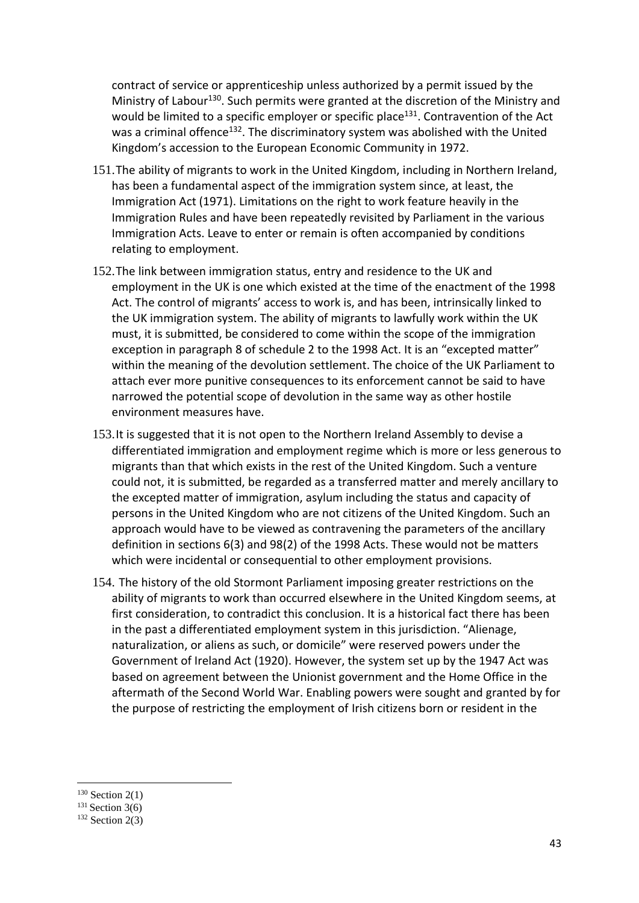contract of service or apprenticeship unless authorized by a permit issued by the Ministry of Labour[130]. Such permits were granted at the discretion of the Ministry and would be limited to a specific employer or specific place[131]. Contravention of the Act was a criminal offence[132]. The discriminatory system was abolished with the United Kingdom's accession to the European Economic Community in 1972.

151. The ability of migrants to work in the United Kingdom, including in Northern Ireland, has been a fundamental aspect of the immigration system since, at least, the Immigration Act (1971). Limitations on the right to work feature heavily in the Immigration Rules and have been repeatedly revisited by Parliament in the various Immigration Acts. Leave to enter or remain is often accompanied by conditions relating to employment.

152. The link between immigration status, entry and residence to the UK and employment in the UK is one which existed at the time of the enactment of the 1998 Act. The control of migrants' access to work is, and has been, intrinsically linked to the UK immigration system. The ability of migrants to lawfully work within the UK must, it is submitted, be considered to come within the scope of the immigration exception in paragraph 8 of schedule 2 to the 1998 Act. It is an "excepted matter" within the meaning of the devolution settlement. The choice of the UK Parliament to attach ever more punitive consequences to its enforcement cannot be said to have narrowed the potential scope of devolution in the same way as other hostile environment measures have.

153. It is suggested that it is not open to the Northern Ireland Assembly to devise a differentiated immigration and employment regime which is more or less generous to migrants than that which exists in the rest of the United Kingdom. Such a venture could not, it is submitted, be regarded as a transferred matter and merely ancillary to the excepted matter of immigration, asylum including the status and capacity of persons in the United Kingdom who are not citizens of the United Kingdom. Such an approach would have to be viewed as contravening the parameters of the ancillary definition in sections 6(3) and 98(2) of the 1998 Acts. These would not be matters which were incidental or consequential to other employment provisions.

154. The history of the old Stormont Parliament imposing greater restrictions on the ability of migrants to work than occurred elsewhere in the United Kingdom seems, at first consideration, to contradict this conclusion. It is a historical fact there has been in the past a differentiated employment system in this jurisdiction. "Alienage, naturalization, or aliens as such, or domicile" were reserved powers under the Government of Ireland Act (1920). However, the system set up by the 1947 Act was based on agreement between the Unionist government and the Home Office in the aftermath of the Second World War. Enabling powers were sought and granted by for the purpose of restricting the employment of Irish citizens born or resident in the

---

[130] Section 2(1)

[131] Section 3(6)

[132] Section 2(3)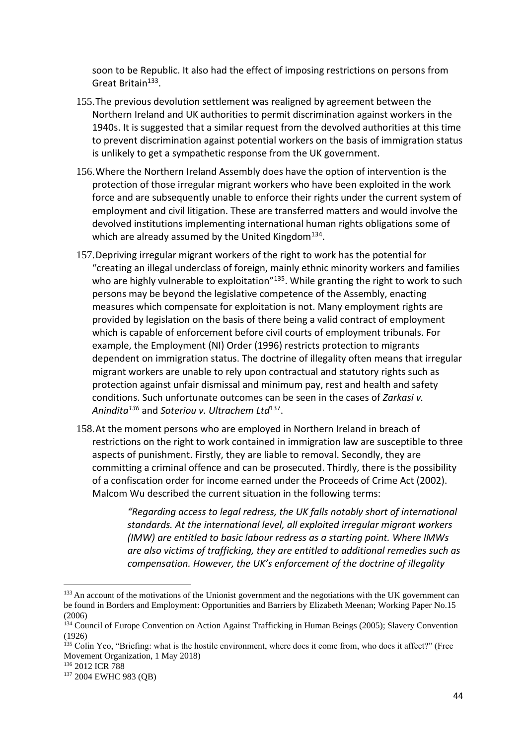soon to be Republic. It also had the effect of imposing restrictions on persons from Great Britain[133].

155. The previous devolution settlement was realigned by agreement between the Northern Ireland and UK authorities to permit discrimination against workers in the 1940s. It is suggested that a similar request from the devolved authorities at this time to prevent discrimination against potential workers on the basis of immigration status is unlikely to get a sympathetic response from the UK government.

156. Where the Northern Ireland Assembly does have the option of intervention is the protection of those irregular migrant workers who have been exploited in the work force and are subsequently unable to enforce their rights under the current system of employment and civil litigation. These are transferred matters and would involve the devolved institutions implementing international human rights obligations some of which are already assumed by the United Kingdom[134].

157. Depriving irregular migrant workers of the right to work has the potential for "creating an illegal underclass of foreign, mainly ethnic minority workers and families who are highly vulnerable to exploitation"[135]. While granting the right to work to such persons may be beyond the legislative competence of the Assembly, enacting measures which compensate for exploitation is not. Many employment rights are provided by legislation on the basis of there being a valid contract of employment which is capable of enforcement before civil courts of employment tribunals. For example, the Employment (NI) Order (1996) restricts protection to migrants dependent on immigration status. The doctrine of illegality often means that irregular migrant workers are unable to rely upon contractual and statutory rights such as protection against unfair dismissal and minimum pay, rest and health and safety conditions. Such unfortunate outcomes can be seen in the cases of *Zarkasi v. Anindita*[136] and *Soteriou v. Ultrachem Ltd*[137].

158. At the moment persons who are employed in Northern Ireland in breach of restrictions on the right to work contained in immigration law are susceptible to three aspects of punishment. Firstly, they are liable to removal. Secondly, they are committing a criminal offence and can be prosecuted. Thirdly, there is the possibility of a confiscation order for income earned under the Proceeds of Crime Act (2002). Malcom Wu described the current situation in the following terms:

> *"Regarding access to legal redress, the UK falls notably short of international standards. At the international level, all exploited irregular migrant workers (IMW) are entitled to basic labour redress as a starting point. Where IMWs are also victims of trafficking, they are entitled to additional remedies such as compensation. However, the UK's enforcement of the doctrine of illegality*

---

[133] An account of the motivations of the Unionist government and the negotiations with the UK government can be found in Borders and Employment: Opportunities and Barriers by Elizabeth Meenan; Working Paper No.15 (2006)

[134] Council of Europe Convention on Action Against Trafficking in Human Beings (2005); Slavery Convention (1926)

[135] Colin Yeo, "Briefing: what is the hostile environment, where does it come from, who does it affect?" (Free Movement Organization, 1 May 2018)

[136] 2012 ICR 788

[137] 2004 EWHC 983 (QB)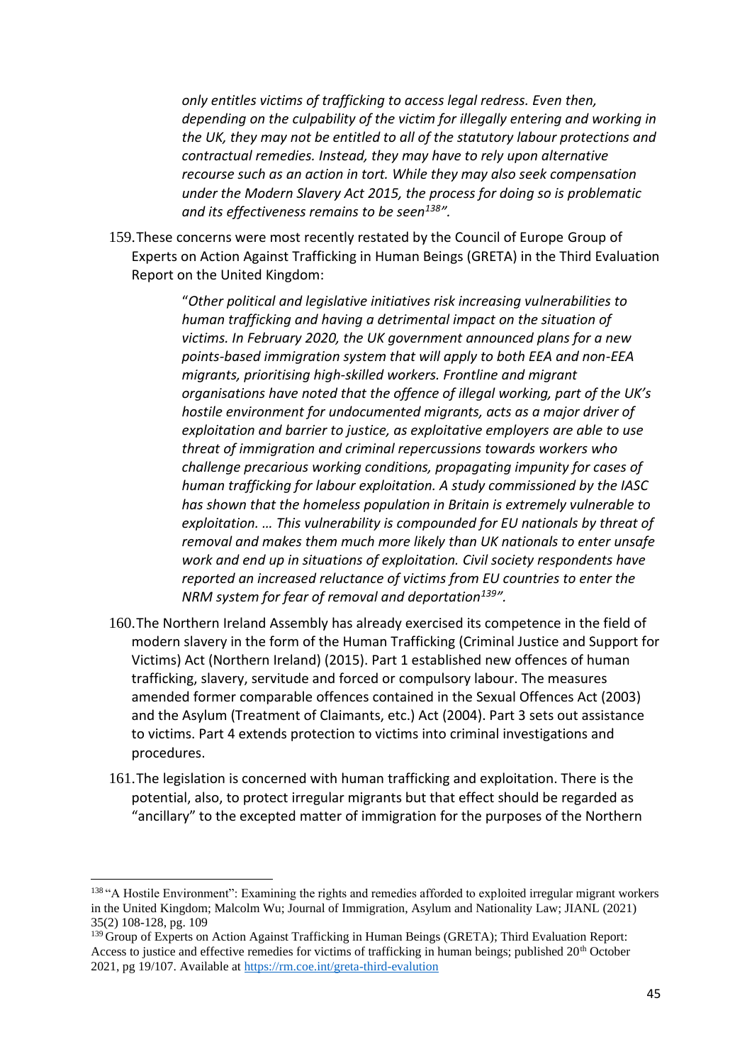> *only entitles victims of trafficking to access legal redress. Even then, depending on the culpability of the victim for illegally entering and working in the UK, they may not be entitled to all of the statutory labour protections and contractual remedies. Instead, they may have to rely upon alternative recourse such as an action in tort. While they may also seek compensation under the Modern Slavery Act 2015, the process for doing so is problematic and its effectiveness remains to be seen[138]".*

159. These concerns were most recently restated by the Council of Europe Group of Experts on Action Against Trafficking in Human Beings (GRETA) in the Third Evaluation Report on the United Kingdom:

> "*Other political and legislative initiatives risk increasing vulnerabilities to human trafficking and having a detrimental impact on the situation of victims. In February 2020, the UK government announced plans for a new points-based immigration system that will apply to both EEA and non-EEA migrants, prioritising high-skilled workers. Frontline and migrant organisations have noted that the offence of illegal working, part of the UK's hostile environment for undocumented migrants, acts as a major driver of exploitation and barrier to justice, as exploitative employers are able to use threat of immigration and criminal repercussions towards workers who challenge precarious working conditions, propagating impunity for cases of human trafficking for labour exploitation. A study commissioned by the IASC has shown that the homeless population in Britain is extremely vulnerable to exploitation. … This vulnerability is compounded for EU nationals by threat of removal and makes them much more likely than UK nationals to enter unsafe work and end up in situations of exploitation. Civil society respondents have reported an increased reluctance of victims from EU countries to enter the NRM system for fear of removal and deportation[139]".*

160. The Northern Ireland Assembly has already exercised its competence in the field of modern slavery in the form of the Human Trafficking (Criminal Justice and Support for Victims) Act (Northern Ireland) (2015). Part 1 established new offences of human trafficking, slavery, servitude and forced or compulsory labour. The measures amended former comparable offences contained in the Sexual Offences Act (2003) and the Asylum (Treatment of Claimants, etc.) Act (2004). Part 3 sets out assistance to victims. Part 4 extends protection to victims into criminal investigations and procedures.

161. The legislation is concerned with human trafficking and exploitation. There is the potential, also, to protect irregular migrants but that effect should be regarded as "ancillary" to the excepted matter of immigration for the purposes of the Northern

---

[138] "A Hostile Environment": Examining the rights and remedies afforded to exploited irregular migrant workers in the United Kingdom; Malcolm Wu; Journal of Immigration, Asylum and Nationality Law; JIANL (2021) 35(2) 108-128, pg. 109

[139] Group of Experts on Action Against Trafficking in Human Beings (GRETA); Third Evaluation Report: Access to justice and effective remedies for victims of trafficking in human beings; published 20th October 2021, pg 19/107. Available at https://rm.coe.int/greta-third-evalution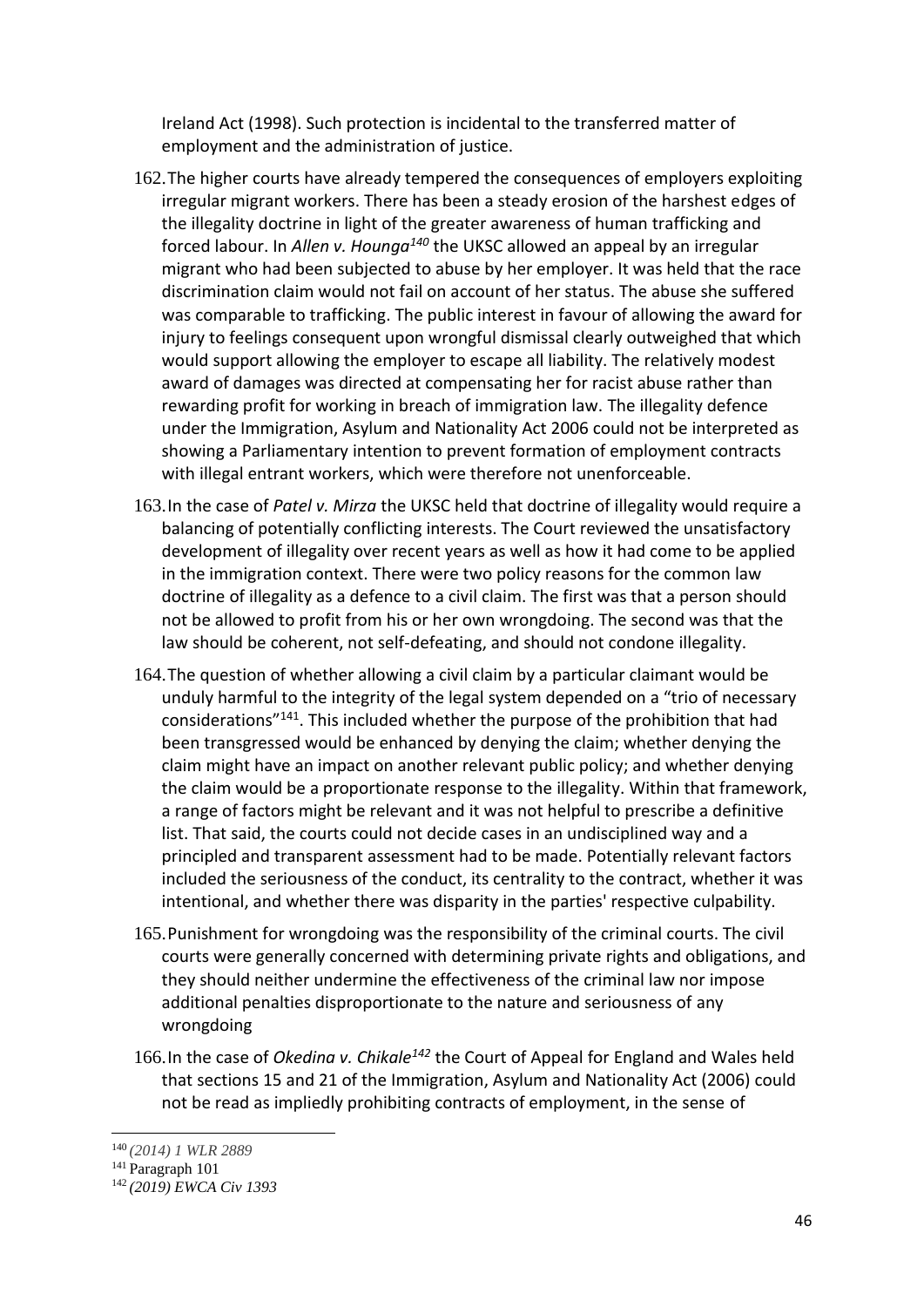Ireland Act (1998). Such protection is incidental to the transferred matter of employment and the administration of justice.

162. The higher courts have already tempered the consequences of employers exploiting irregular migrant workers. There has been a steady erosion of the harshest edges of the illegality doctrine in light of the greater awareness of human trafficking and forced labour. In *Allen v. Hounga*[140] the UKSC allowed an appeal by an irregular migrant who had been subjected to abuse by her employer. It was held that the race discrimination claim would not fail on account of her status. The abuse she suffered was comparable to trafficking. The public interest in favour of allowing the award for injury to feelings consequent upon wrongful dismissal clearly outweighed that which would support allowing the employer to escape all liability. The relatively modest award of damages was directed at compensating her for racist abuse rather than rewarding profit for working in breach of immigration law. The illegality defence under the Immigration, Asylum and Nationality Act 2006 could not be interpreted as showing a Parliamentary intention to prevent formation of employment contracts with illegal entrant workers, which were therefore not unenforceable.

163. In the case of *Patel v. Mirza* the UKSC held that doctrine of illegality would require a balancing of potentially conflicting interests. The Court reviewed the unsatisfactory development of illegality over recent years as well as how it had come to be applied in the immigration context. There were two policy reasons for the common law doctrine of illegality as a defence to a civil claim. The first was that a person should not be allowed to profit from his or her own wrongdoing. The second was that the law should be coherent, not self-defeating, and should not condone illegality.

164. The question of whether allowing a civil claim by a particular claimant would be unduly harmful to the integrity of the legal system depended on a "trio of necessary considerations"[141]. This included whether the purpose of the prohibition that had been transgressed would be enhanced by denying the claim; whether denying the claim might have an impact on another relevant public policy; and whether denying the claim would be a proportionate response to the illegality. Within that framework, a range of factors might be relevant and it was not helpful to prescribe a definitive list. That said, the courts could not decide cases in an undisciplined way and a principled and transparent assessment had to be made. Potentially relevant factors included the seriousness of the conduct, its centrality to the contract, whether it was intentional, and whether there was disparity in the parties' respective culpability.

165. Punishment for wrongdoing was the responsibility of the criminal courts. The civil courts were generally concerned with determining private rights and obligations, and they should neither undermine the effectiveness of the criminal law nor impose additional penalties disproportionate to the nature and seriousness of any wrongdoing

166. In the case of *Okedina v. Chikale*[142] the Court of Appeal for England and Wales held that sections 15 and 21 of the Immigration, Asylum and Nationality Act (2006) could not be read as impliedly prohibiting contracts of employment, in the sense of

---

[140] *(2014) 1 WLR 2889*

[141] Paragraph 101

[142] *(2019) EWCA Civ 1393*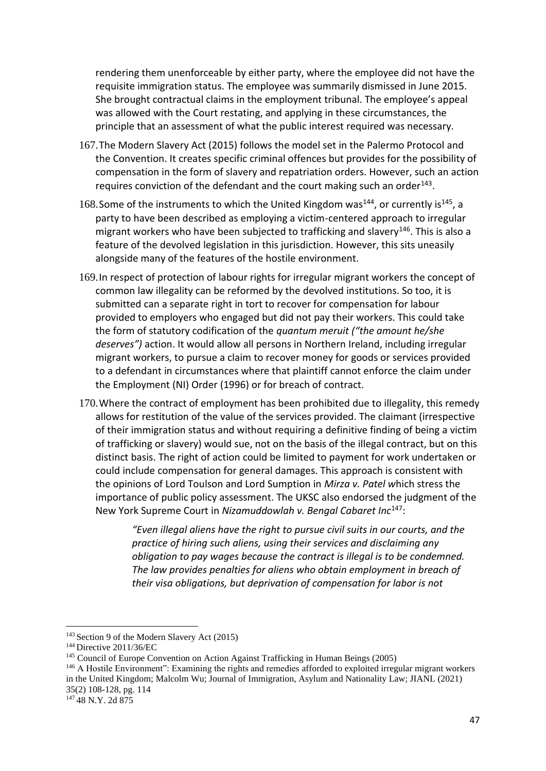rendering them unenforceable by either party, where the employee did not have the requisite immigration status. The employee was summarily dismissed in June 2015. She brought contractual claims in the employment tribunal. The employee's appeal was allowed with the Court restating, and applying in these circumstances, the principle that an assessment of what the public interest required was necessary.

167. The Modern Slavery Act (2015) follows the model set in the Palermo Protocol and the Convention. It creates specific criminal offences but provides for the possibility of compensation in the form of slavery and repatriation orders. However, such an action requires conviction of the defendant and the court making such an order[143].

168. Some of the instruments to which the United Kingdom was[144], or currently is[145], a party to have been described as employing a victim-centered approach to irregular migrant workers who have been subjected to trafficking and slavery[146]. This is also a feature of the devolved legislation in this jurisdiction. However, this sits uneasily alongside many of the features of the hostile environment.

169. In respect of protection of labour rights for irregular migrant workers the concept of common law illegality can be reformed by the devolved institutions. So too, it is submitted can a separate right in tort to recover for compensation for labour provided to employers who engaged but did not pay their workers. This could take the form of statutory codification of the *quantum meruit ("the amount he/she deserves")* action. It would allow all persons in Northern Ireland, including irregular migrant workers, to pursue a claim to recover money for goods or services provided to a defendant in circumstances where that plaintiff cannot enforce the claim under the Employment (NI) Order (1996) or for breach of contract.

170. Where the contract of employment has been prohibited due to illegality, this remedy allows for restitution of the value of the services provided. The claimant (irrespective of their immigration status and without requiring a definitive finding of being a victim of trafficking or slavery) would sue, not on the basis of the illegal contract, but on this distinct basis. The right of action could be limited to payment for work undertaken or could include compensation for general damages. This approach is consistent with the opinions of Lord Toulson and Lord Sumption in *Mirza v. Patel* which stress the importance of public policy assessment. The UKSC also endorsed the judgment of the New York Supreme Court in *Nizamuddowlah v. Bengal Cabaret Inc*[147]:

> *"Even illegal aliens have the right to pursue civil suits in our courts, and the practice of hiring such aliens, using their services and disclaiming any obligation to pay wages because the contract is illegal is to be condemned. The law provides penalties for aliens who obtain employment in breach of their visa obligations, but deprivation of compensation for labor is not*

---

[143] Section 9 of the Modern Slavery Act (2015)

[144] Directive 2011/36/EC

[145] Council of Europe Convention on Action Against Trafficking in Human Beings (2005)

[146] A Hostile Environment": Examining the rights and remedies afforded to exploited irregular migrant workers in the United Kingdom; Malcolm Wu; Journal of Immigration, Asylum and Nationality Law; JIANL (2021) 35(2) 108-128, pg. 114

[147] 48 N.Y. 2d 875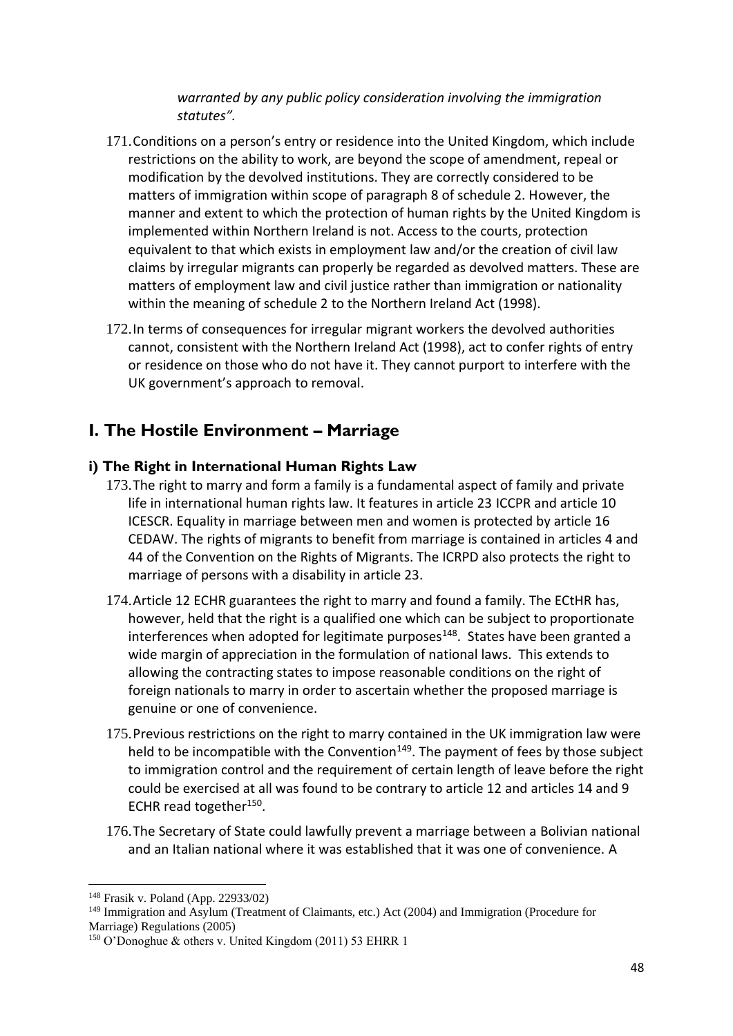*warranted by any public policy consideration involving the immigration statutes".*

171. Conditions on a person's entry or residence into the United Kingdom, which include restrictions on the ability to work, are beyond the scope of amendment, repeal or modification by the devolved institutions. They are correctly considered to be matters of immigration within scope of paragraph 8 of schedule 2. However, the manner and extent to which the protection of human rights by the United Kingdom is implemented within Northern Ireland is not. Access to the courts, protection equivalent to that which exists in employment law and/or the creation of civil law claims by irregular migrants can properly be regarded as devolved matters. These are matters of employment law and civil justice rather than immigration or nationality within the meaning of schedule 2 to the Northern Ireland Act (1998).

172. In terms of consequences for irregular migrant workers the devolved authorities cannot, consistent with the Northern Ireland Act (1998), act to confer rights of entry or residence on those who do not have it. They cannot purport to interfere with the UK government's approach to removal.

## I. The Hostile Environment – Marriage

### i) The Right in International Human Rights Law

173. The right to marry and form a family is a fundamental aspect of family and private life in international human rights law. It features in article 23 ICCPR and article 10 ICESCR. Equality in marriage between men and women is protected by article 16 CEDAW. The rights of migrants to benefit from marriage is contained in articles 4 and 44 of the Convention on the Rights of Migrants. The ICRPD also protects the right to marriage of persons with a disability in article 23.

174. Article 12 ECHR guarantees the right to marry and found a family. The ECtHR has, however, held that the right is a qualified one which can be subject to proportionate interferences when adopted for legitimate purposes[148]. States have been granted a wide margin of appreciation in the formulation of national laws. This extends to allowing the contracting states to impose reasonable conditions on the right of foreign nationals to marry in order to ascertain whether the proposed marriage is genuine or one of convenience.

175. Previous restrictions on the right to marry contained in the UK immigration law were held to be incompatible with the Convention[149]. The payment of fees by those subject to immigration control and the requirement of certain length of leave before the right could be exercised at all was found to be contrary to article 12 and articles 14 and 9 ECHR read together[150].

176. The Secretary of State could lawfully prevent a marriage between a Bolivian national and an Italian national where it was established that it was one of convenience. A

---

[148] Frasik v. Poland (App. 22933/02)

[149] Immigration and Asylum (Treatment of Claimants, etc.) Act (2004) and Immigration (Procedure for Marriage) Regulations (2005)

[150] O'Donoghue & others v. United Kingdom (2011) 53 EHRR 1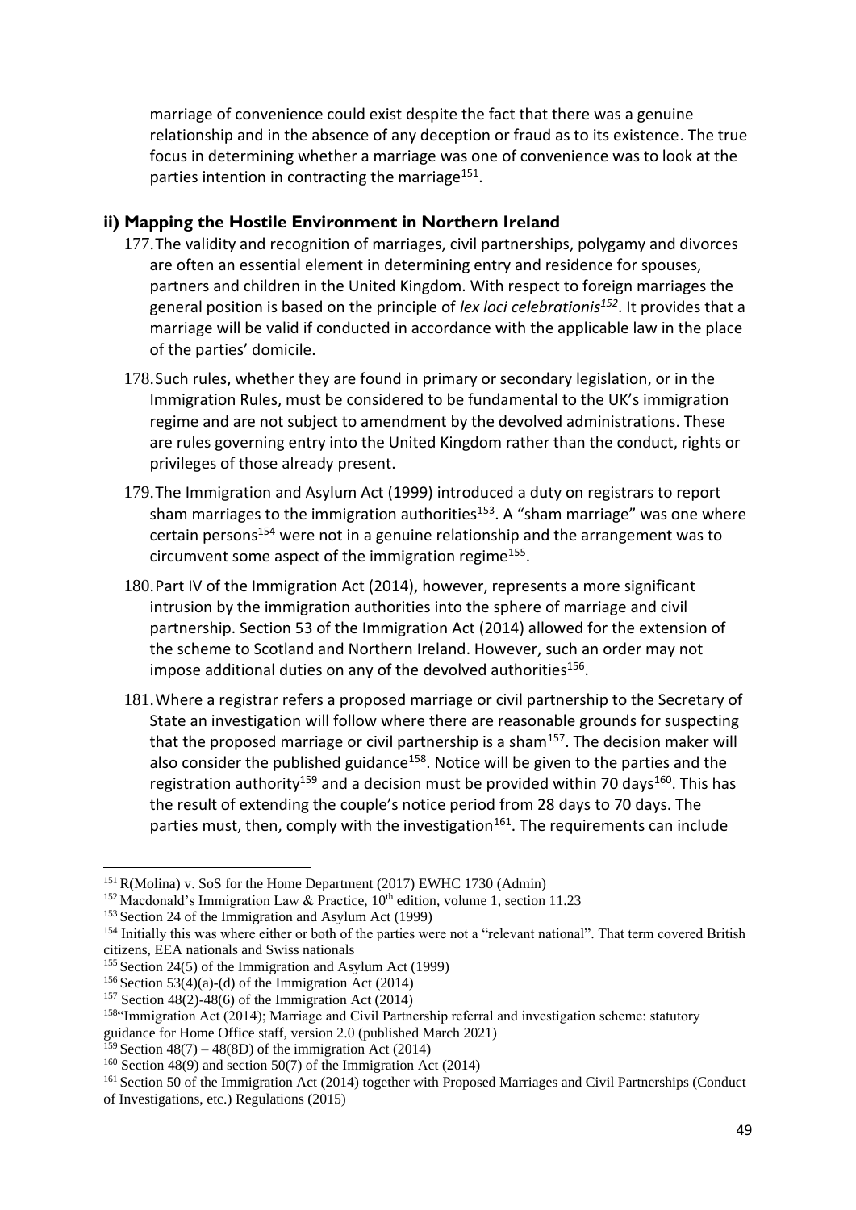marriage of convenience could exist despite the fact that there was a genuine relationship and in the absence of any deception or fraud as to its existence. The true focus in determining whether a marriage was one of convenience was to look at the parties intention in contracting the marriage[151].

### ii) Mapping the Hostile Environment in Northern Ireland

177. The validity and recognition of marriages, civil partnerships, polygamy and divorces are often an essential element in determining entry and residence for spouses, partners and children in the United Kingdom. With respect to foreign marriages the general position is based on the principle of *lex loci celebrationis*[152]. It provides that a marriage will be valid if conducted in accordance with the applicable law in the place of the parties' domicile.

178. Such rules, whether they are found in primary or secondary legislation, or in the Immigration Rules, must be considered to be fundamental to the UK's immigration regime and are not subject to amendment by the devolved administrations. These are rules governing entry into the United Kingdom rather than the conduct, rights or privileges of those already present.

179. The Immigration and Asylum Act (1999) introduced a duty on registrars to report sham marriages to the immigration authorities[153]. A "sham marriage" was one where certain persons[154] were not in a genuine relationship and the arrangement was to circumvent some aspect of the immigration regime[155].

180. Part IV of the Immigration Act (2014), however, represents a more significant intrusion by the immigration authorities into the sphere of marriage and civil partnership. Section 53 of the Immigration Act (2014) allowed for the extension of the scheme to Scotland and Northern Ireland. However, such an order may not impose additional duties on any of the devolved authorities[156].

181. Where a registrar refers a proposed marriage or civil partnership to the Secretary of State an investigation will follow where there are reasonable grounds for suspecting that the proposed marriage or civil partnership is a sham[157]. The decision maker will also consider the published guidance[158]. Notice will be given to the parties and the registration authority[159] and a decision must be provided within 70 days[160]. This has the result of extending the couple's notice period from 28 days to 70 days. The parties must, then, comply with the investigation[161]. The requirements can include

---

[151] R(Molina) v. SoS for the Home Department (2017) EWHC 1730 (Admin)

[152] Macdonald's Immigration Law & Practice, 10th edition, volume 1, section 11.23

[153] Section 24 of the Immigration and Asylum Act (1999)

[154] Initially this was where either or both of the parties were not a "relevant national". That term covered British citizens, EEA nationals and Swiss nationals

[155] Section 24(5) of the Immigration and Asylum Act (1999)

[156] Section 53(4)(a)-(d) of the Immigration Act (2014)

[157] Section 48(2)-48(6) of the Immigration Act (2014)

[158] "Immigration Act (2014); Marriage and Civil Partnership referral and investigation scheme: statutory guidance for Home Office staff, version 2.0 (published March 2021)

[159] Section 48(7) – 48(8D) of the immigration Act (2014)

[160] Section 48(9) and section 50(7) of the Immigration Act (2014)

[161] Section 50 of the Immigration Act (2014) together with Proposed Marriages and Civil Partnerships (Conduct of Investigations, etc.) Regulations (2015)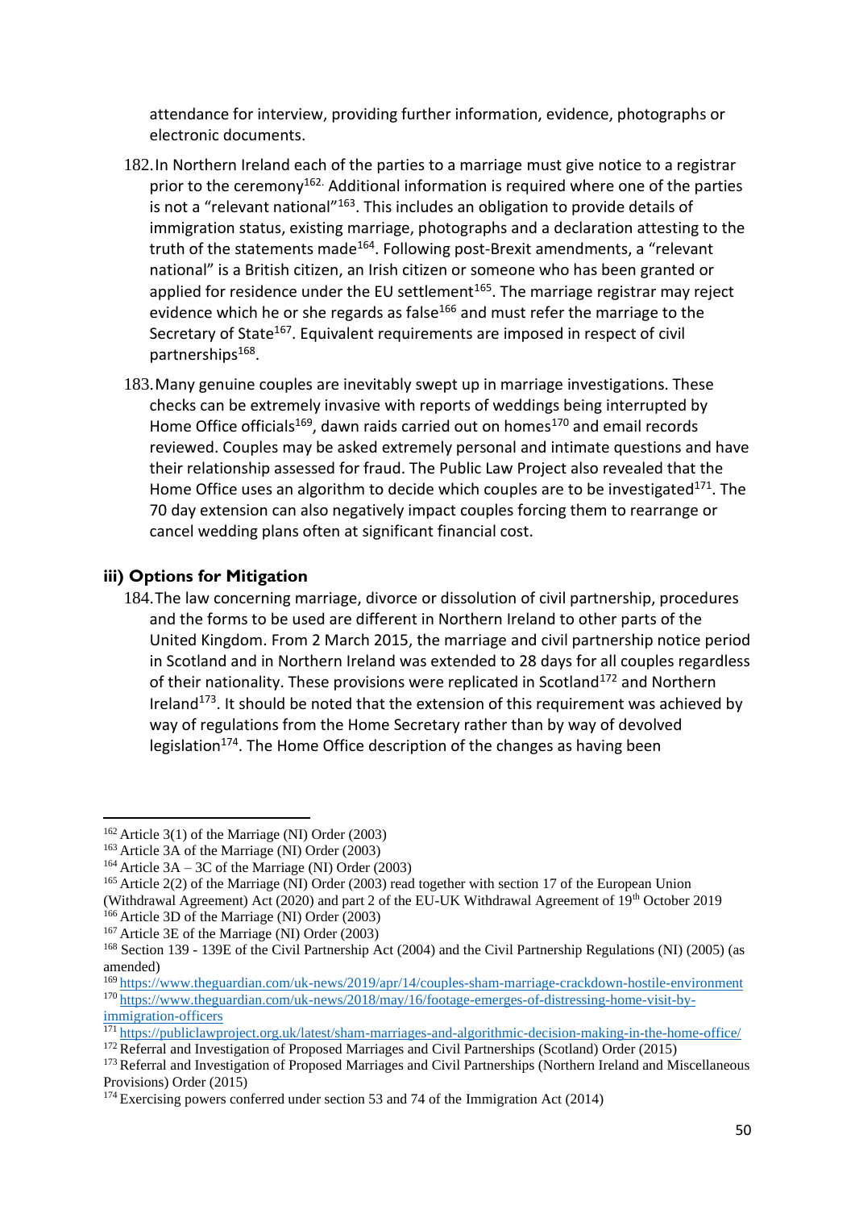attendance for interview, providing further information, evidence, photographs or electronic documents.

182. In Northern Ireland each of the parties to a marriage must give notice to a registrar prior to the ceremony[162]. Additional information is required where one of the parties is not a "relevant national"[163]. This includes an obligation to provide details of immigration status, existing marriage, photographs and a declaration attesting to the truth of the statements made[164]. Following post-Brexit amendments, a "relevant national" is a British citizen, an Irish citizen or someone who has been granted or applied for residence under the EU settlement[165]. The marriage registrar may reject evidence which he or she regards as false[166] and must refer the marriage to the Secretary of State[167]. Equivalent requirements are imposed in respect of civil partnerships[168].

183. Many genuine couples are inevitably swept up in marriage investigations. These checks can be extremely invasive with reports of weddings being interrupted by Home Office officials[169], dawn raids carried out on homes[170] and email records reviewed. Couples may be asked extremely personal and intimate questions and have their relationship assessed for fraud. The Public Law Project also revealed that the Home Office uses an algorithm to decide which couples are to be investigated[171]. The 70 day extension can also negatively impact couples forcing them to rearrange or cancel wedding plans often at significant financial cost.

### iii) Options for Mitigation

184. The law concerning marriage, divorce or dissolution of civil partnership, procedures and the forms to be used are different in Northern Ireland to other parts of the United Kingdom. From 2 March 2015, the marriage and civil partnership notice period in Scotland and in Northern Ireland was extended to 28 days for all couples regardless of their nationality. These provisions were replicated in Scotland[172] and Northern Ireland[173]. It should be noted that the extension of this requirement was achieved by way of regulations from the Home Secretary rather than by way of devolved legislation[174]. The Home Office description of the changes as having been

---

[162] Article 3(1) of the Marriage (NI) Order (2003)

[163] Article 3A of the Marriage (NI) Order (2003)

[164] Article 3A – 3C of the Marriage (NI) Order (2003)

[165] Article 2(2) of the Marriage (NI) Order (2003) read together with section 17 of the European Union (Withdrawal Agreement) Act (2020) and part 2 of the EU-UK Withdrawal Agreement of 19th October 2019

[166] Article 3D of the Marriage (NI) Order (2003)

[167] Article 3E of the Marriage (NI) Order (2003)

[168] Section 139 - 139E of the Civil Partnership Act (2004) and the Civil Partnership Regulations (NI) (2005) (as amended)

[169] https://www.theguardian.com/uk-news/2019/apr/14/couples-sham-marriage-crackdown-hostile-environment

[170] https://www.theguardian.com/uk-news/2018/may/16/footage-emerges-of-distressing-home-visit-by-immigration-officers

[171] https://publiclawproject.org.uk/latest/sham-marriages-and-algorithmic-decision-making-in-the-home-office/

[172] Referral and Investigation of Proposed Marriages and Civil Partnerships (Scotland) Order (2015)

[173] Referral and Investigation of Proposed Marriages and Civil Partnerships (Northern Ireland and Miscellaneous Provisions) Order (2015)

[174] Exercising powers conferred under section 53 and 74 of the Immigration Act (2014)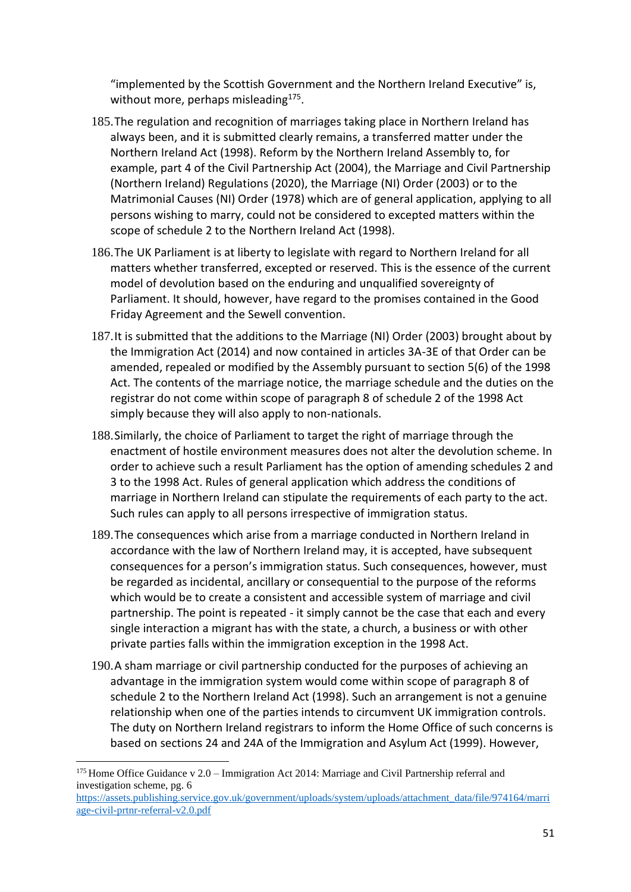"implemented by the Scottish Government and the Northern Ireland Executive" is, without more, perhaps misleading[175].

185. The regulation and recognition of marriages taking place in Northern Ireland has always been, and it is submitted clearly remains, a transferred matter under the Northern Ireland Act (1998). Reform by the Northern Ireland Assembly to, for example, part 4 of the Civil Partnership Act (2004), the Marriage and Civil Partnership (Northern Ireland) Regulations (2020), the Marriage (NI) Order (2003) or to the Matrimonial Causes (NI) Order (1978) which are of general application, applying to all persons wishing to marry, could not be considered to excepted matters within the scope of schedule 2 to the Northern Ireland Act (1998).

186. The UK Parliament is at liberty to legislate with regard to Northern Ireland for all matters whether transferred, excepted or reserved. This is the essence of the current model of devolution based on the enduring and unqualified sovereignty of Parliament. It should, however, have regard to the promises contained in the Good Friday Agreement and the Sewell convention.

187. It is submitted that the additions to the Marriage (NI) Order (2003) brought about by the Immigration Act (2014) and now contained in articles 3A-3E of that Order can be amended, repealed or modified by the Assembly pursuant to section 5(6) of the 1998 Act. The contents of the marriage notice, the marriage schedule and the duties on the registrar do not come within scope of paragraph 8 of schedule 2 of the 1998 Act simply because they will also apply to non-nationals.

188. Similarly, the choice of Parliament to target the right of marriage through the enactment of hostile environment measures does not alter the devolution scheme. In order to achieve such a result Parliament has the option of amending schedules 2 and 3 to the 1998 Act. Rules of general application which address the conditions of marriage in Northern Ireland can stipulate the requirements of each party to the act. Such rules can apply to all persons irrespective of immigration status.

189. The consequences which arise from a marriage conducted in Northern Ireland in accordance with the law of Northern Ireland may, it is accepted, have subsequent consequences for a person's immigration status. Such consequences, however, must be regarded as incidental, ancillary or consequential to the purpose of the reforms which would be to create a consistent and accessible system of marriage and civil partnership. The point is repeated - it simply cannot be the case that each and every single interaction a migrant has with the state, a church, a business or with other private parties falls within the immigration exception in the 1998 Act.

190. A sham marriage or civil partnership conducted for the purposes of achieving an advantage in the immigration system would come within scope of paragraph 8 of schedule 2 to the Northern Ireland Act (1998). Such an arrangement is not a genuine relationship when one of the parties intends to circumvent UK immigration controls. The duty on Northern Ireland registrars to inform the Home Office of such concerns is based on sections 24 and 24A of the Immigration and Asylum Act (1999). However,

---

[175] Home Office Guidance v 2.0 – Immigration Act 2014: Marriage and Civil Partnership referral and investigation scheme, pg. 6 https://assets.publishing.service.gov.uk/government/uploads/system/uploads/attachment_data/file/974164/marriage-civil-prtnr-referral-v2.0.pdf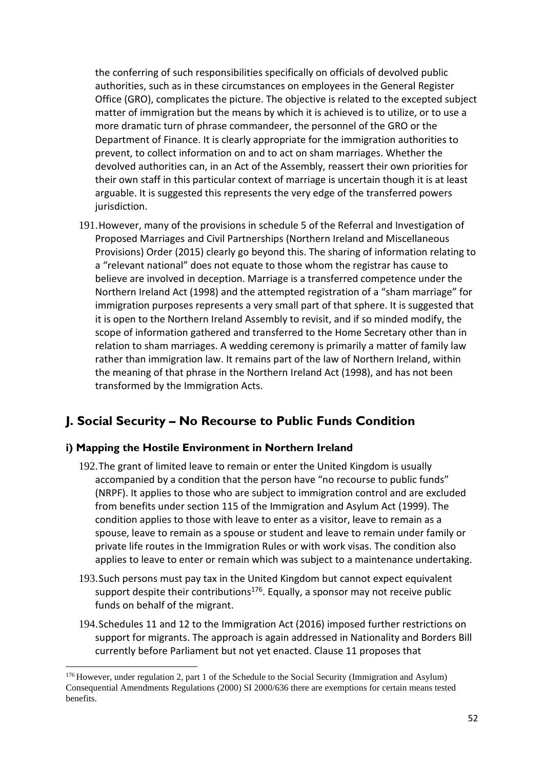the conferring of such responsibilities specifically on officials of devolved public authorities, such as in these circumstances on employees in the General Register Office (GRO), complicates the picture. The objective is related to the excepted subject matter of immigration but the means by which it is achieved is to utilize, or to use a more dramatic turn of phrase commandeer, the personnel of the GRO or the Department of Finance. It is clearly appropriate for the immigration authorities to prevent, to collect information on and to act on sham marriages. Whether the devolved authorities can, in an Act of the Assembly, reassert their own priorities for their own staff in this particular context of marriage is uncertain though it is at least arguable. It is suggested this represents the very edge of the transferred powers jurisdiction.

191. However, many of the provisions in schedule 5 of the Referral and Investigation of Proposed Marriages and Civil Partnerships (Northern Ireland and Miscellaneous Provisions) Order (2015) clearly go beyond this. The sharing of information relating to a "relevant national" does not equate to those whom the registrar has cause to believe are involved in deception. Marriage is a transferred competence under the Northern Ireland Act (1998) and the attempted registration of a "sham marriage" for immigration purposes represents a very small part of that sphere. It is suggested that it is open to the Northern Ireland Assembly to revisit, and if so minded modify, the scope of information gathered and transferred to the Home Secretary other than in relation to sham marriages. A wedding ceremony is primarily a matter of family law rather than immigration law. It remains part of the law of Northern Ireland, within the meaning of that phrase in the Northern Ireland Act (1998), and has not been transformed by the Immigration Acts.

## J. Social Security – No Recourse to Public Funds Condition

### i) Mapping the Hostile Environment in Northern Ireland

192. The grant of limited leave to remain or enter the United Kingdom is usually accompanied by a condition that the person have "no recourse to public funds" (NRPF). It applies to those who are subject to immigration control and are excluded from benefits under section 115 of the Immigration and Asylum Act (1999). The condition applies to those with leave to enter as a visitor, leave to remain as a spouse, leave to remain as a spouse or student and leave to remain under family or private life routes in the Immigration Rules or with work visas. The condition also applies to leave to enter or remain which was subject to a maintenance undertaking.

193. Such persons must pay tax in the United Kingdom but cannot expect equivalent support despite their contributions[176]. Equally, a sponsor may not receive public funds on behalf of the migrant.

194. Schedules 11 and 12 to the Immigration Act (2016) imposed further restrictions on support for migrants. The approach is again addressed in Nationality and Borders Bill currently before Parliament but not yet enacted. Clause 11 proposes that

[176] However, under regulation 2, part 1 of the Schedule to the Social Security (Immigration and Asylum) Consequential Amendments Regulations (2000) SI 2000/636 there are exemptions for certain means tested benefits.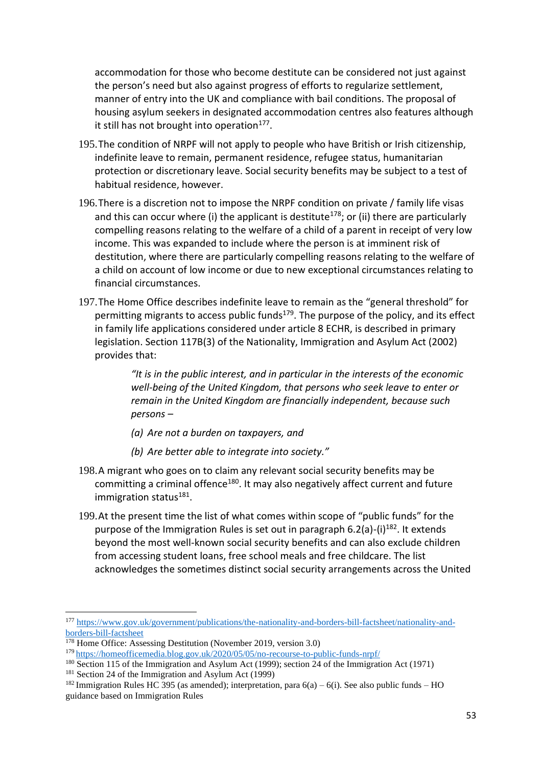accommodation for those who become destitute can be considered not just against the person's need but also against progress of efforts to regularize settlement, manner of entry into the UK and compliance with bail conditions. The proposal of housing asylum seekers in designated accommodation centres also features although it still has not brought into operation[177].

195. The condition of NRPF will not apply to people who have British or Irish citizenship, indefinite leave to remain, permanent residence, refugee status, humanitarian protection or discretionary leave. Social security benefits may be subject to a test of habitual residence, however.

196. There is a discretion not to impose the NRPF condition on private / family life visas and this can occur where (i) the applicant is destitute[178]; or (ii) there are particularly compelling reasons relating to the welfare of a child of a parent in receipt of very low income. This was expanded to include where the person is at imminent risk of destitution, where there are particularly compelling reasons relating to the welfare of a child on account of low income or due to new exceptional circumstances relating to financial circumstances.

197. The Home Office describes indefinite leave to remain as the "general threshold" for permitting migrants to access public funds[179]. The purpose of the policy, and its effect in family life applications considered under article 8 ECHR, is described in primary legislation. Section 117B(3) of the Nationality, Immigration and Asylum Act (2002) provides that:

> *"It is in the public interest, and in particular in the interests of the economic well-being of the United Kingdom, that persons who seek leave to enter or remain in the United Kingdom are financially independent, because such persons –*
>
> *(a) Are not a burden on taxpayers, and*
>
> *(b) Are better able to integrate into society."*

198. A migrant who goes on to claim any relevant social security benefits may be committing a criminal offence[180]. It may also negatively affect current and future immigration status[181].

199. At the present time the list of what comes within scope of "public funds" for the purpose of the Immigration Rules is set out in paragraph 6.2(a)-(i)[182]. It extends beyond the most well-known social security benefits and can also exclude children from accessing student loans, free school meals and free childcare. The list acknowledges the sometimes distinct social security arrangements across the United

---

[177] https://www.gov.uk/government/publications/the-nationality-and-borders-bill-factsheet/nationality-and-borders-bill-factsheet

[178] Home Office: Assessing Destitution (November 2019, version 3.0)

[179] https://homeofficemedia.blog.gov.uk/2020/05/05/no-recourse-to-public-funds-nrpf/

[180] Section 115 of the Immigration and Asylum Act (1999); section 24 of the Immigration Act (1971)

[181] Section 24 of the Immigration and Asylum Act (1999)

[182] Immigration Rules HC 395 (as amended); interpretation, para 6(a) – 6(i). See also public funds – HO guidance based on Immigration Rules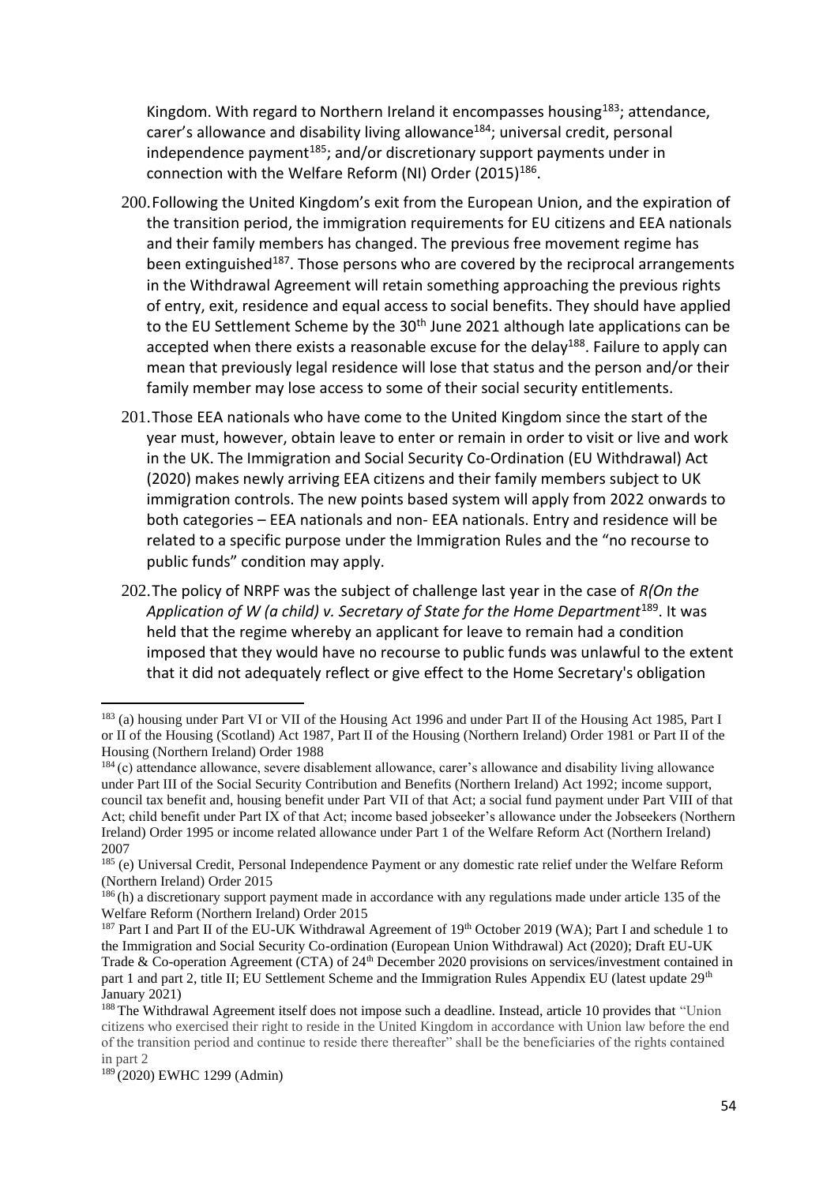Kingdom. With regard to Northern Ireland it encompasses housing[183]; attendance, carer's allowance and disability living allowance[184]; universal credit, personal independence payment[185]; and/or discretionary support payments under in connection with the Welfare Reform (NI) Order (2015)[186].

200. Following the United Kingdom's exit from the European Union, and the expiration of the transition period, the immigration requirements for EU citizens and EEA nationals and their family members has changed. The previous free movement regime has been extinguished[187]. Those persons who are covered by the reciprocal arrangements in the Withdrawal Agreement will retain something approaching the previous rights of entry, exit, residence and equal access to social benefits. They should have applied to the EU Settlement Scheme by the 30th June 2021 although late applications can be accepted when there exists a reasonable excuse for the delay[188]. Failure to apply can mean that previously legal residence will lose that status and the person and/or their family member may lose access to some of their social security entitlements.

201. Those EEA nationals who have come to the United Kingdom since the start of the year must, however, obtain leave to enter or remain in order to visit or live and work in the UK. The Immigration and Social Security Co-Ordination (EU Withdrawal) Act (2020) makes newly arriving EEA citizens and their family members subject to UK immigration controls. The new points based system will apply from 2022 onwards to both categories – EEA nationals and non- EEA nationals. Entry and residence will be related to a specific purpose under the Immigration Rules and the "no recourse to public funds" condition may apply.

202. The policy of NRPF was the subject of challenge last year in the case of *R(On the Application of W (a child) v. Secretary of State for the Home Department*[189]. It was held that the regime whereby an applicant for leave to remain had a condition imposed that they would have no recourse to public funds was unlawful to the extent that it did not adequately reflect or give effect to the Home Secretary's obligation

---

[183] (a) housing under Part VI or VII of the Housing Act 1996 and under Part II of the Housing Act 1985, Part I or II of the Housing (Scotland) Act 1987, Part II of the Housing (Northern Ireland) Order 1981 or Part II of the Housing (Northern Ireland) Order 1988

[184] (c) attendance allowance, severe disablement allowance, carer's allowance and disability living allowance under Part III of the Social Security Contribution and Benefits (Northern Ireland) Act 1992; income support, council tax benefit and, housing benefit under Part VII of that Act; a social fund payment under Part VIII of that Act; child benefit under Part IX of that Act; income based jobseeker's allowance under the Jobseekers (Northern Ireland) Order 1995 or income related allowance under Part 1 of the Welfare Reform Act (Northern Ireland) 2007

[185] (e) Universal Credit, Personal Independence Payment or any domestic rate relief under the Welfare Reform (Northern Ireland) Order 2015

[186] (h) a discretionary support payment made in accordance with any regulations made under article 135 of the Welfare Reform (Northern Ireland) Order 2015

[187] Part I and Part II of the EU-UK Withdrawal Agreement of 19th October 2019 (WA); Part I and schedule 1 to the Immigration and Social Security Co-ordination (European Union Withdrawal) Act (2020); Draft EU-UK Trade & Co-operation Agreement (CTA) of 24th December 2020 provisions on services/investment contained in part 1 and part 2, title II; EU Settlement Scheme and the Immigration Rules Appendix EU (latest update 29th January 2021)

[188] The Withdrawal Agreement itself does not impose such a deadline. Instead, article 10 provides that "Union citizens who exercised their right to reside in the United Kingdom in accordance with Union law before the end of the transition period and continue to reside there thereafter" shall be the beneficiaries of the rights contained in part 2

[189] (2020) EWHC 1299 (Admin)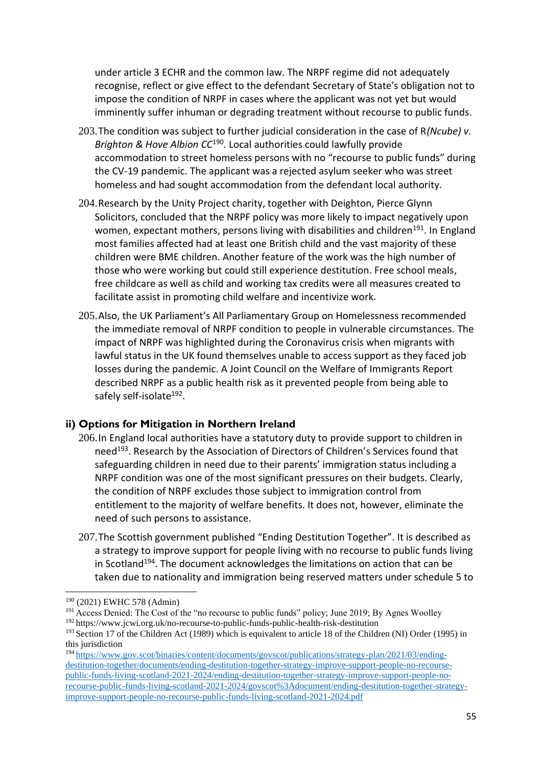under article 3 ECHR and the common law. The NRPF regime did not adequately recognise, reflect or give effect to the defendant Secretary of State's obligation not to impose the condition of NRPF in cases where the applicant was not yet but would imminently suffer inhuman or degrading treatment without recourse to public funds.

203. The condition was subject to further judicial consideration in the case of R*(Ncube) v. Brighton & Hove Albion CC*[190]*.* Local authorities could lawfully provide accommodation to street homeless persons with no "recourse to public funds" during the CV-19 pandemic. The applicant was a rejected asylum seeker who was street homeless and had sought accommodation from the defendant local authority.

204. Research by the Unity Project charity, together with Deighton, Pierce Glynn Solicitors, concluded that the NRPF policy was more likely to impact negatively upon women, expectant mothers, persons living with disabilities and children[191]. In England most families affected had at least one British child and the vast majority of these children were BME children. Another feature of the work was the high number of those who were working but could still experience destitution. Free school meals, free childcare as well as child and working tax credits were all measures created to facilitate assist in promoting child welfare and incentivize work.

205. Also, the UK Parliament's All Parliamentary Group on Homelessness recommended the immediate removal of NRPF condition to people in vulnerable circumstances. The impact of NRPF was highlighted during the Coronavirus crisis when migrants with lawful status in the UK found themselves unable to access support as they faced job losses during the pandemic. A Joint Council on the Welfare of Immigrants Report described NRPF as a public health risk as it prevented people from being able to safely self-isolate[192].

### ii) Options for Mitigation in Northern Ireland

206. In England local authorities have a statutory duty to provide support to children in need[193]. Research by the Association of Directors of Children's Services found that safeguarding children in need due to their parents' immigration status including a NRPF condition was one of the most significant pressures on their budgets. Clearly, the condition of NRPF excludes those subject to immigration control from entitlement to the majority of welfare benefits. It does not, however, eliminate the need of such persons to assistance.

207. The Scottish government published "Ending Destitution Together". It is described as a strategy to improve support for people living with no recourse to public funds living in Scotland[194]. The document acknowledges the limitations on action that can be taken due to nationality and immigration being reserved matters under schedule 5 to

---

[190] (2021) EWHC 578 (Admin)

[191] Access Denied: The Cost of the "no recourse to public funds" policy; June 2019; By Agnes Woolley

[192] https://www.jcwi.org.uk/no-recourse-to-public-funds-public-health-risk-destitution

[193] Section 17 of the Children Act (1989) which is equivalent to article 18 of the Children (NI) Order (1995) in this jurisdiction

[194] https://www.gov.scot/binaries/content/documents/govscot/publications/strategy-plan/2021/03/ending-destitution-together/documents/ending-destitution-together-strategy-improve-support-people-no-recourse-public-funds-living-scotland-2021-2024/ending-destitution-together-strategy-improve-support-people-no-recourse-public-funds-living-scotland-2021-2024/govscot%3Adocument/ending-destitution-together-strategy-improve-support-people-no-recourse-public-funds-living-scotland-2021-2024.pdf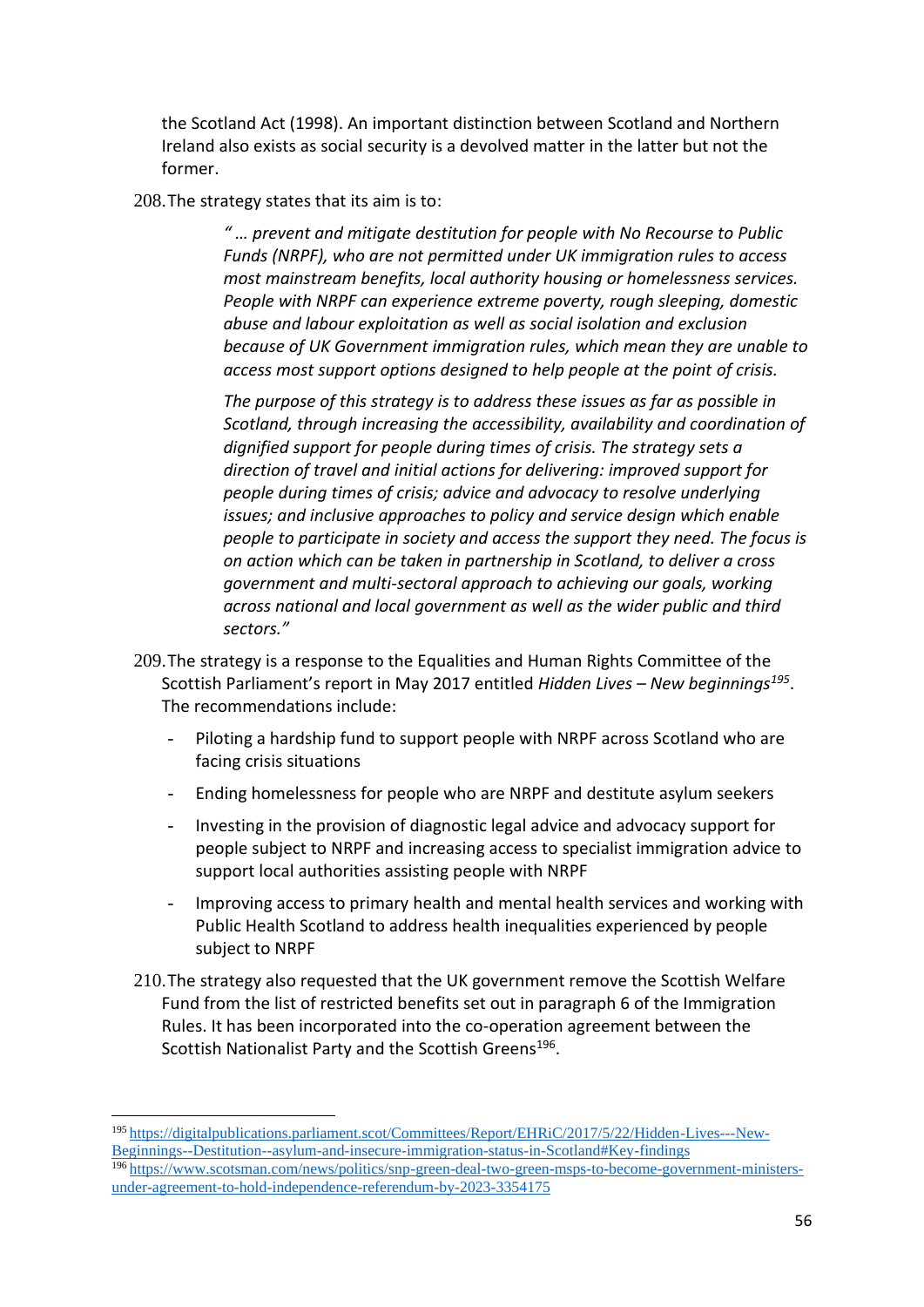the Scotland Act (1998). An important distinction between Scotland and Northern Ireland also exists as social security is a devolved matter in the latter but not the former.

208. The strategy states that its aim is to:

> *" … prevent and mitigate destitution for people with No Recourse to Public Funds (NRPF), who are not permitted under UK immigration rules to access most mainstream benefits, local authority housing or homelessness services. People with NRPF can experience extreme poverty, rough sleeping, domestic abuse and labour exploitation as well as social isolation and exclusion because of UK Government immigration rules, which mean they are unable to access most support options designed to help people at the point of crisis.*
>
> *The purpose of this strategy is to address these issues as far as possible in Scotland, through increasing the accessibility, availability and coordination of dignified support for people during times of crisis. The strategy sets a direction of travel and initial actions for delivering: improved support for people during times of crisis; advice and advocacy to resolve underlying issues; and inclusive approaches to policy and service design which enable people to participate in society and access the support they need. The focus is on action which can be taken in partnership in Scotland, to deliver a cross government and multi-sectoral approach to achieving our goals, working across national and local government as well as the wider public and third sectors."*

209. The strategy is a response to the Equalities and Human Rights Committee of the Scottish Parliament's report in May 2017 entitled *Hidden Lives – New beginnings*[195]. The recommendations include:

- Piloting a hardship fund to support people with NRPF across Scotland who are facing crisis situations
- Ending homelessness for people who are NRPF and destitute asylum seekers
- Investing in the provision of diagnostic legal advice and advocacy support for people subject to NRPF and increasing access to specialist immigration advice to support local authorities assisting people with NRPF
- Improving access to primary health and mental health services and working with Public Health Scotland to address health inequalities experienced by people subject to NRPF

210. The strategy also requested that the UK government remove the Scottish Welfare Fund from the list of restricted benefits set out in paragraph 6 of the Immigration Rules. It has been incorporated into the co-operation agreement between the Scottish Nationalist Party and the Scottish Greens[196].

---

[195] https://digitalpublications.parliament.scot/Committees/Report/EHRiC/2017/5/22/Hidden-Lives---New-Beginnings--Destitution--asylum-and-insecure-immigration-status-in-Scotland#Key-findings

[196] https://www.scotsman.com/news/politics/snp-green-deal-two-green-msps-to-become-government-ministers-under-agreement-to-hold-independence-referendum-by-2023-3354175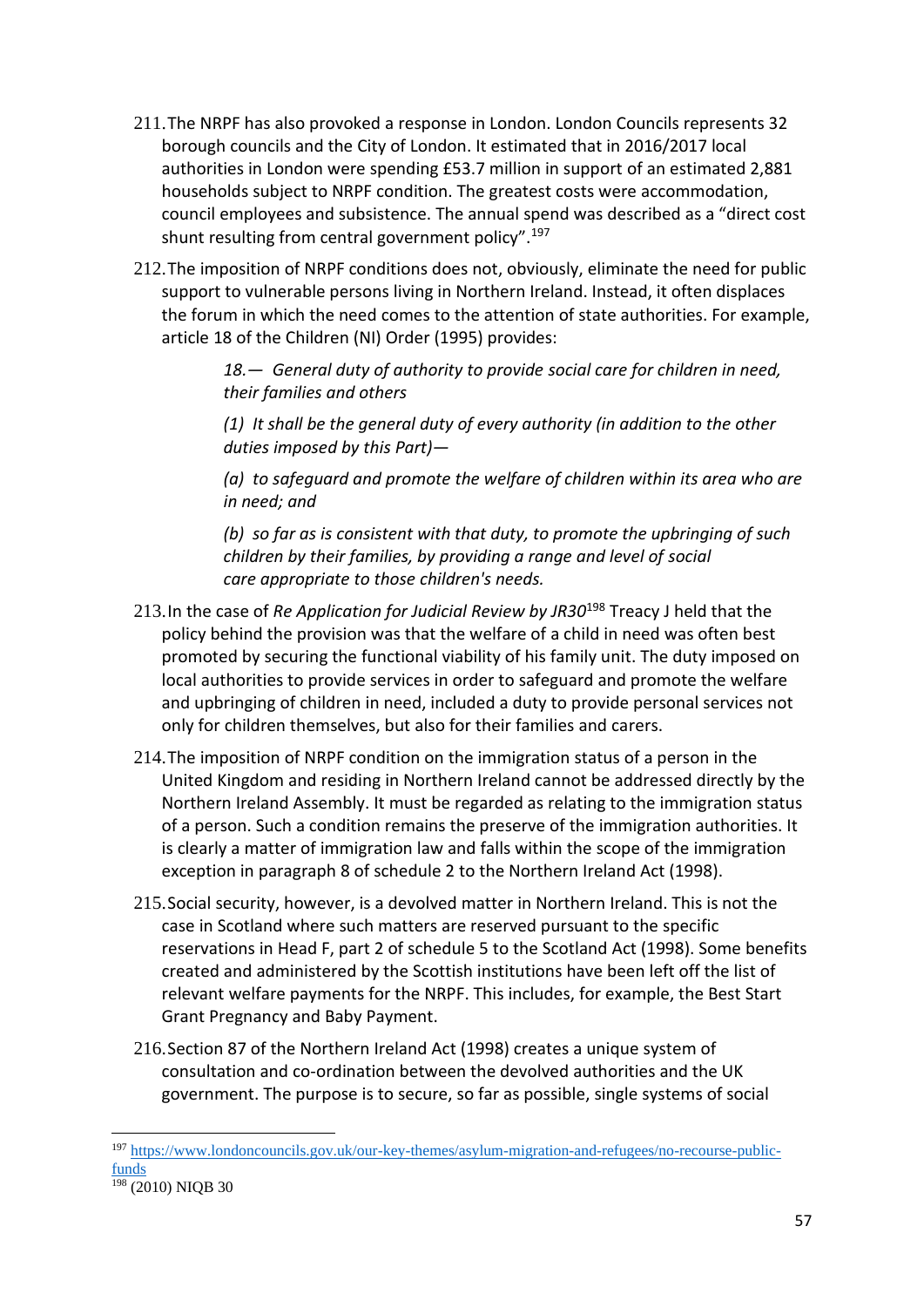211. The NRPF has also provoked a response in London. London Councils represents 32 borough councils and the City of London. It estimated that in 2016/2017 local authorities in London were spending £53.7 million in support of an estimated 2,881 households subject to NRPF condition. The greatest costs were accommodation, council employees and subsistence. The annual spend was described as a "direct cost shunt resulting from central government policy".[197]

212. The imposition of NRPF conditions does not, obviously, eliminate the need for public support to vulnerable persons living in Northern Ireland. Instead, it often displaces the forum in which the need comes to the attention of state authorities. For example, article 18 of the Children (NI) Order (1995) provides:

> *18.— General duty of authority to provide social care for children in need, their families and others*
>
> *(1) It shall be the general duty of every authority (in addition to the other duties imposed by this Part)—*
>
> *(a) to safeguard and promote the welfare of children within its area who are in need; and*
>
> *(b) so far as is consistent with that duty, to promote the upbringing of such children by their families, by providing a range and level of social care appropriate to those children's needs.*

213. In the case of *Re Application for Judicial Review by JR30*[198] Treacy J held that the policy behind the provision was that the welfare of a child in need was often best promoted by securing the functional viability of his family unit. The duty imposed on local authorities to provide services in order to safeguard and promote the welfare and upbringing of children in need, included a duty to provide personal services not only for children themselves, but also for their families and carers.

214. The imposition of NRPF condition on the immigration status of a person in the United Kingdom and residing in Northern Ireland cannot be addressed directly by the Northern Ireland Assembly. It must be regarded as relating to the immigration status of a person. Such a condition remains the preserve of the immigration authorities. It is clearly a matter of immigration law and falls within the scope of the immigration exception in paragraph 8 of schedule 2 to the Northern Ireland Act (1998).

215. Social security, however, is a devolved matter in Northern Ireland. This is not the case in Scotland where such matters are reserved pursuant to the specific reservations in Head F, part 2 of schedule 5 to the Scotland Act (1998). Some benefits created and administered by the Scottish institutions have been left off the list of relevant welfare payments for the NRPF. This includes, for example, the Best Start Grant Pregnancy and Baby Payment.

216. Section 87 of the Northern Ireland Act (1998) creates a unique system of consultation and co-ordination between the devolved authorities and the UK government. The purpose is to secure, so far as possible, single systems of social

---

[197] https://www.londoncouncils.gov.uk/our-key-themes/asylum-migration-and-refugees/no-recourse-public-funds

[198] (2010) NIQB 30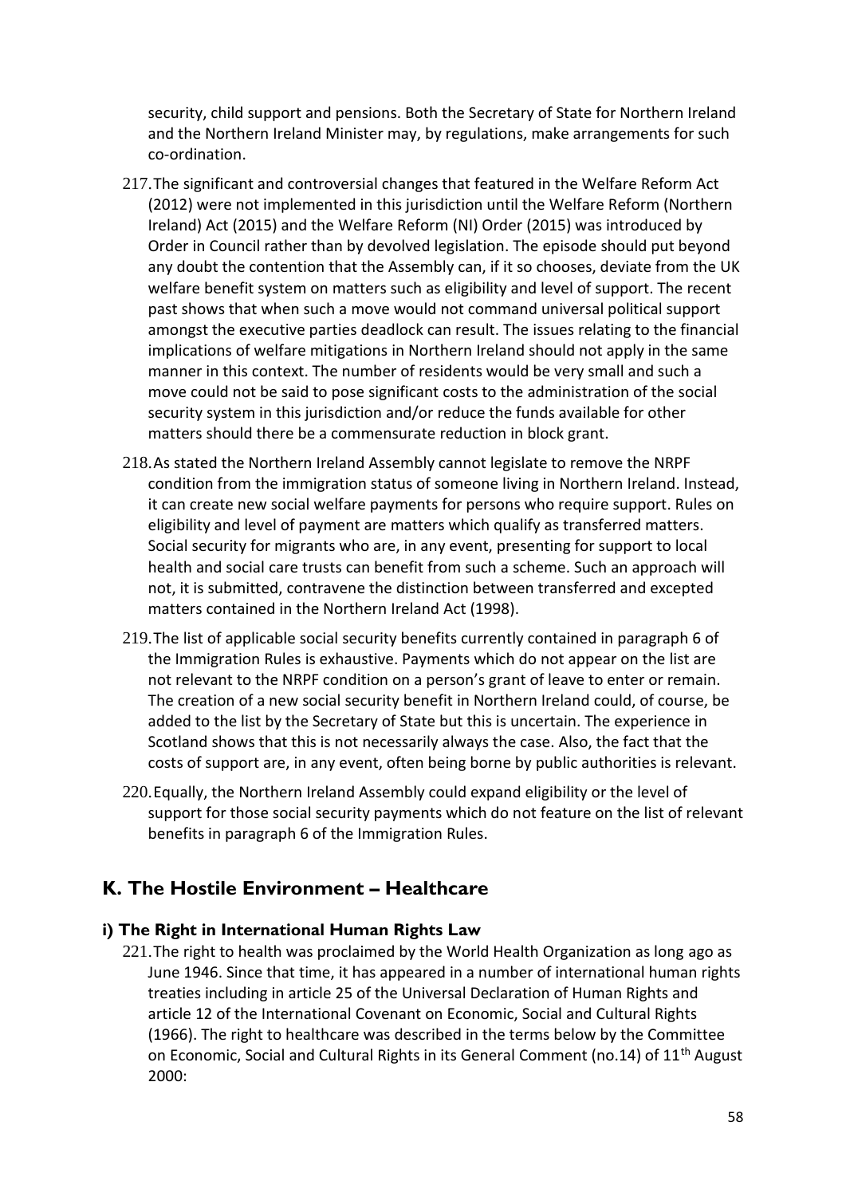security, child support and pensions. Both the Secretary of State for Northern Ireland and the Northern Ireland Minister may, by regulations, make arrangements for such co-ordination.

217. The significant and controversial changes that featured in the Welfare Reform Act (2012) were not implemented in this jurisdiction until the Welfare Reform (Northern Ireland) Act (2015) and the Welfare Reform (NI) Order (2015) was introduced by Order in Council rather than by devolved legislation. The episode should put beyond any doubt the contention that the Assembly can, if it so chooses, deviate from the UK welfare benefit system on matters such as eligibility and level of support. The recent past shows that when such a move would not command universal political support amongst the executive parties deadlock can result. The issues relating to the financial implications of welfare mitigations in Northern Ireland should not apply in the same manner in this context. The number of residents would be very small and such a move could not be said to pose significant costs to the administration of the social security system in this jurisdiction and/or reduce the funds available for other matters should there be a commensurate reduction in block grant.

218. As stated the Northern Ireland Assembly cannot legislate to remove the NRPF condition from the immigration status of someone living in Northern Ireland. Instead, it can create new social welfare payments for persons who require support. Rules on eligibility and level of payment are matters which qualify as transferred matters. Social security for migrants who are, in any event, presenting for support to local health and social care trusts can benefit from such a scheme. Such an approach will not, it is submitted, contravene the distinction between transferred and excepted matters contained in the Northern Ireland Act (1998).

219. The list of applicable social security benefits currently contained in paragraph 6 of the Immigration Rules is exhaustive. Payments which do not appear on the list are not relevant to the NRPF condition on a person's grant of leave to enter or remain. The creation of a new social security benefit in Northern Ireland could, of course, be added to the list by the Secretary of State but this is uncertain. The experience in Scotland shows that this is not necessarily always the case. Also, the fact that the costs of support are, in any event, often being borne by public authorities is relevant.

220. Equally, the Northern Ireland Assembly could expand eligibility or the level of support for those social security payments which do not feature on the list of relevant benefits in paragraph 6 of the Immigration Rules.

## K. The Hostile Environment – Healthcare

### i) The Right in International Human Rights Law

221. The right to health was proclaimed by the World Health Organization as long ago as June 1946. Since that time, it has appeared in a number of international human rights treaties including in article 25 of the Universal Declaration of Human Rights and article 12 of the International Covenant on Economic, Social and Cultural Rights (1966). The right to healthcare was described in the terms below by the Committee on Economic, Social and Cultural Rights in its General Comment (no.14) of 11th August 2000: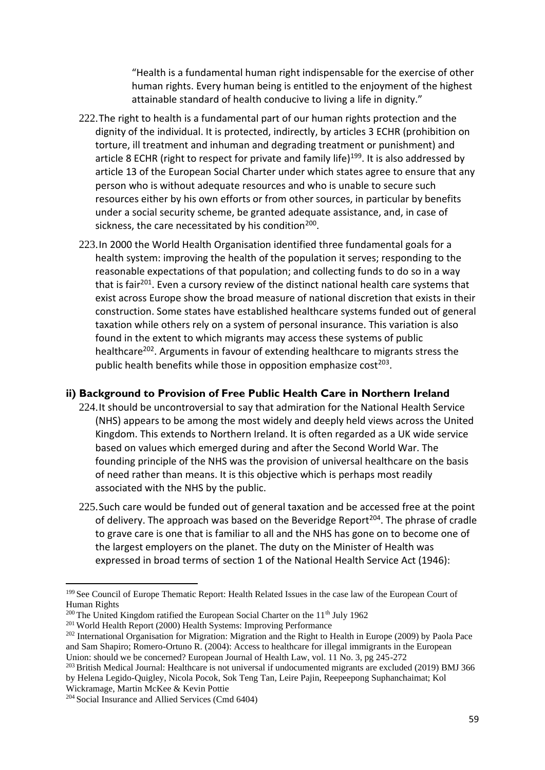> "Health is a fundamental human right indispensable for the exercise of other human rights. Every human being is entitled to the enjoyment of the highest attainable standard of health conducive to living a life in dignity."

222. The right to health is a fundamental part of our human rights protection and the dignity of the individual. It is protected, indirectly, by articles 3 ECHR (prohibition on torture, ill treatment and inhuman and degrading treatment or punishment) and article 8 ECHR (right to respect for private and family life)[199]. It is also addressed by article 13 of the European Social Charter under which states agree to ensure that any person who is without adequate resources and who is unable to secure such resources either by his own efforts or from other sources, in particular by benefits under a social security scheme, be granted adequate assistance, and, in case of sickness, the care necessitated by his condition[200].

223. In 2000 the World Health Organisation identified three fundamental goals for a health system: improving the health of the population it serves; responding to the reasonable expectations of that population; and collecting funds to do so in a way that is fair[201]. Even a cursory review of the distinct national health care systems that exist across Europe show the broad measure of national discretion that exists in their construction. Some states have established healthcare systems funded out of general taxation while others rely on a system of personal insurance. This variation is also found in the extent to which migrants may access these systems of public healthcare[202]. Arguments in favour of extending healthcare to migrants stress the public health benefits while those in opposition emphasize cost[203].

### ii) Background to Provision of Free Public Health Care in Northern Ireland

224. It should be uncontroversial to say that admiration for the National Health Service (NHS) appears to be among the most widely and deeply held views across the United Kingdom. This extends to Northern Ireland. It is often regarded as a UK wide service based on values which emerged during and after the Second World War. The founding principle of the NHS was the provision of universal healthcare on the basis of need rather than means. It is this objective which is perhaps most readily associated with the NHS by the public.

225. Such care would be funded out of general taxation and be accessed free at the point of delivery. The approach was based on the Beveridge Report[204]. The phrase of cradle to grave care is one that is familiar to all and the NHS has gone on to become one of the largest employers on the planet. The duty on the Minister of Health was expressed in broad terms of section 1 of the National Health Service Act (1946):

---

[199] See Council of Europe Thematic Report: Health Related Issues in the case law of the European Court of Human Rights

[200] The United Kingdom ratified the European Social Charter on the 11th July 1962

[201] World Health Report (2000) Health Systems: Improving Performance

[202] International Organisation for Migration: Migration and the Right to Health in Europe (2009) by Paola Pace and Sam Shapiro; Romero-Ortuno R. (2004): Access to healthcare for illegal immigrants in the European Union: should we be concerned? European Journal of Health Law, vol. 11 No. 3, pg 245-272

[203] British Medical Journal: Healthcare is not universal if undocumented migrants are excluded (2019) BMJ 366 by Helena Legido-Quigley, Nicola Pocok, Sok Teng Tan, Leire Pajin, Reepeepong Suphanchaimat; Kol Wickramage, Martin McKee & Kevin Pottie

[204] Social Insurance and Allied Services (Cmd 6404)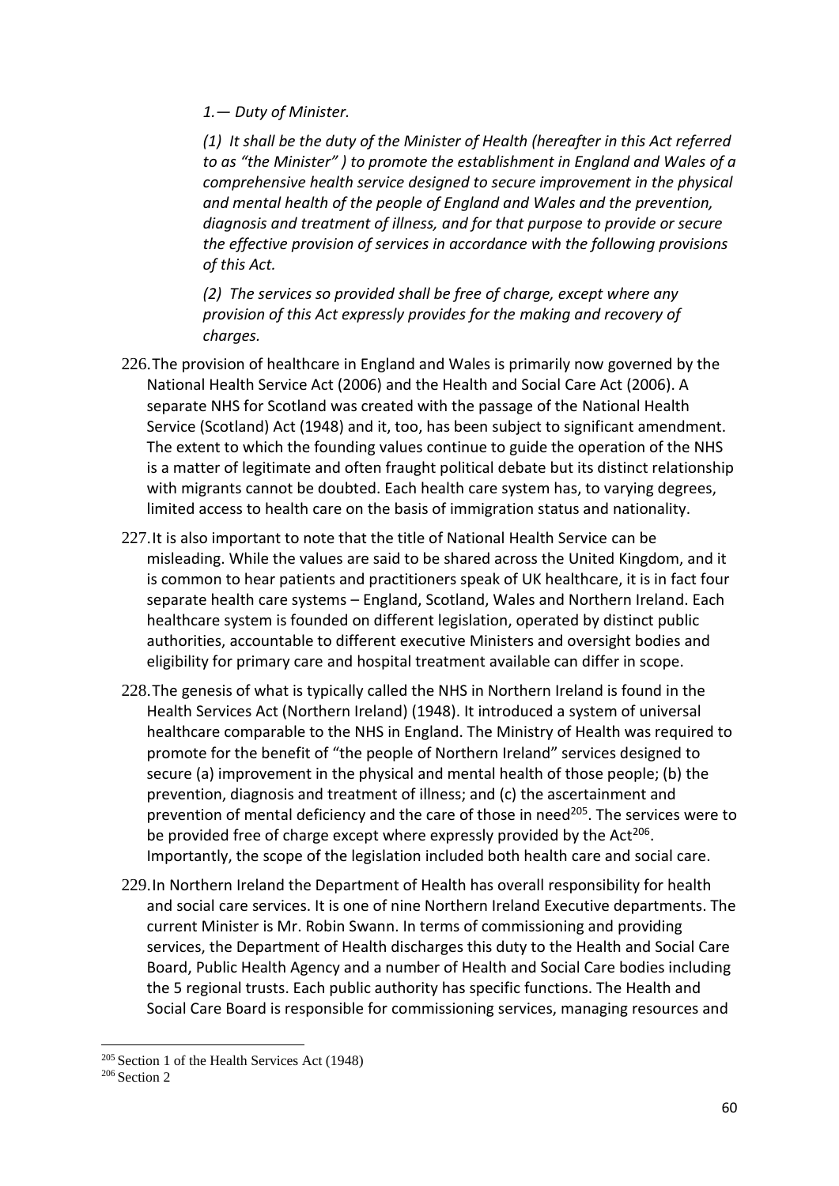*1.— Duty of Minister.*

*(1) It shall be the duty of the Minister of Health (hereafter in this Act referred to as "the Minister" ) to promote the establishment in England and Wales of a comprehensive health service designed to secure improvement in the physical and mental health of the people of England and Wales and the prevention, diagnosis and treatment of illness, and for that purpose to provide or secure the effective provision of services in accordance with the following provisions of this Act.*

*(2) The services so provided shall be free of charge, except where any provision of this Act expressly provides for the making and recovery of charges.*

226. The provision of healthcare in England and Wales is primarily now governed by the National Health Service Act (2006) and the Health and Social Care Act (2006). A separate NHS for Scotland was created with the passage of the National Health Service (Scotland) Act (1948) and it, too, has been subject to significant amendment. The extent to which the founding values continue to guide the operation of the NHS is a matter of legitimate and often fraught political debate but its distinct relationship with migrants cannot be doubted. Each health care system has, to varying degrees, limited access to health care on the basis of immigration status and nationality.

227. It is also important to note that the title of National Health Service can be misleading. While the values are said to be shared across the United Kingdom, and it is common to hear patients and practitioners speak of UK healthcare, it is in fact four separate health care systems – England, Scotland, Wales and Northern Ireland. Each healthcare system is founded on different legislation, operated by distinct public authorities, accountable to different executive Ministers and oversight bodies and eligibility for primary care and hospital treatment available can differ in scope.

228. The genesis of what is typically called the NHS in Northern Ireland is found in the Health Services Act (Northern Ireland) (1948). It introduced a system of universal healthcare comparable to the NHS in England. The Ministry of Health was required to promote for the benefit of "the people of Northern Ireland" services designed to secure (a) improvement in the physical and mental health of those people; (b) the prevention, diagnosis and treatment of illness; and (c) the ascertainment and prevention of mental deficiency and the care of those in need[205]. The services were to be provided free of charge except where expressly provided by the Act[206]. Importantly, the scope of the legislation included both health care and social care.

229. In Northern Ireland the Department of Health has overall responsibility for health and social care services. It is one of nine Northern Ireland Executive departments. The current Minister is Mr. Robin Swann. In terms of commissioning and providing services, the Department of Health discharges this duty to the Health and Social Care Board, Public Health Agency and a number of Health and Social Care bodies including the 5 regional trusts. Each public authority has specific functions. The Health and Social Care Board is responsible for commissioning services, managing resources and

[205] Section 1 of the Health Services Act (1948)

[206] Section 2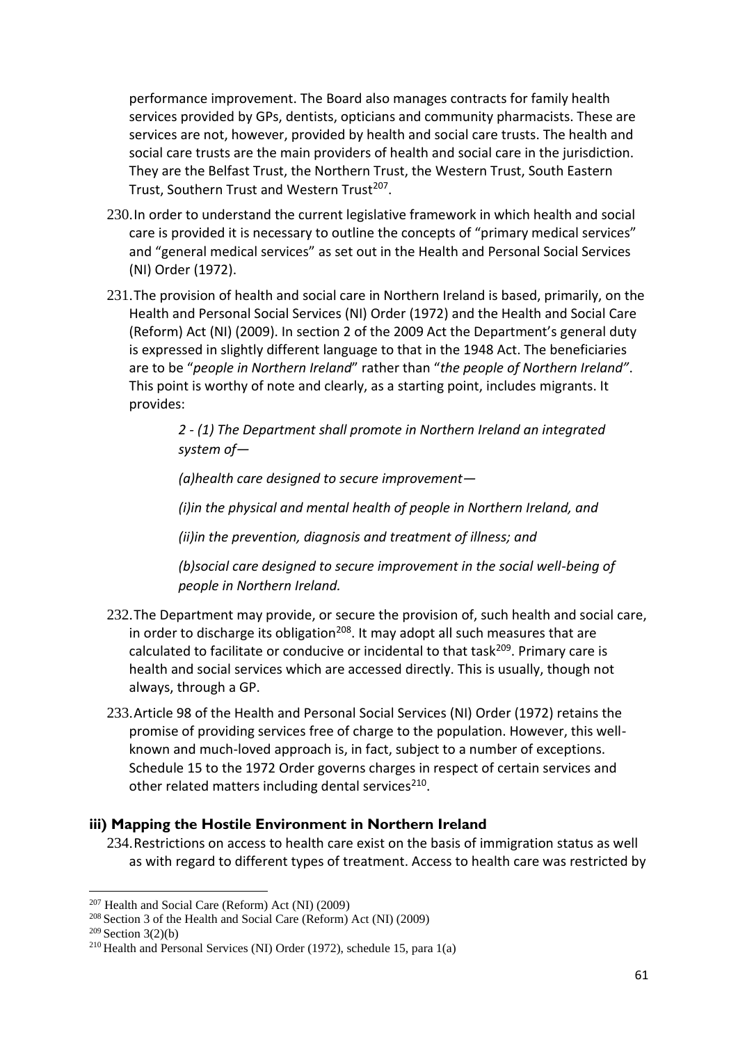performance improvement. The Board also manages contracts for family health services provided by GPs, dentists, opticians and community pharmacists. These are services are not, however, provided by health and social care trusts. The health and social care trusts are the main providers of health and social care in the jurisdiction. They are the Belfast Trust, the Northern Trust, the Western Trust, South Eastern Trust, Southern Trust and Western Trust[207].

230. In order to understand the current legislative framework in which health and social care is provided it is necessary to outline the concepts of "primary medical services" and "general medical services" as set out in the Health and Personal Social Services (NI) Order (1972).

231. The provision of health and social care in Northern Ireland is based, primarily, on the Health and Personal Social Services (NI) Order (1972) and the Health and Social Care (Reform) Act (NI) (2009). In section 2 of the 2009 Act the Department's general duty is expressed in slightly different language to that in the 1948 Act. The beneficiaries are to be "*people in Northern Ireland*" rather than "*the people of Northern Ireland"*. This point is worthy of note and clearly, as a starting point, includes migrants. It provides:

> *2 - (1) The Department shall promote in Northern Ireland an integrated system of—*
>
> *(a)health care designed to secure improvement—*
>
> *(i)in the physical and mental health of people in Northern Ireland, and*
>
> *(ii)in the prevention, diagnosis and treatment of illness; and*
>
> *(b)social care designed to secure improvement in the social well-being of people in Northern Ireland.*

232. The Department may provide, or secure the provision of, such health and social care, in order to discharge its obligation[208]. It may adopt all such measures that are calculated to facilitate or conducive or incidental to that task[209]. Primary care is health and social services which are accessed directly. This is usually, though not always, through a GP.

233. Article 98 of the Health and Personal Social Services (NI) Order (1972) retains the promise of providing services free of charge to the population. However, this well-known and much-loved approach is, in fact, subject to a number of exceptions. Schedule 15 to the 1972 Order governs charges in respect of certain services and other related matters including dental services[210].

### iii) Mapping the Hostile Environment in Northern Ireland

234. Restrictions on access to health care exist on the basis of immigration status as well as with regard to different types of treatment. Access to health care was restricted by

---

[207] Health and Social Care (Reform) Act (NI) (2009)

[208] Section 3 of the Health and Social Care (Reform) Act (NI) (2009)

[209] Section 3(2)(b)

[210] Health and Personal Services (NI) Order (1972), schedule 15, para 1(a)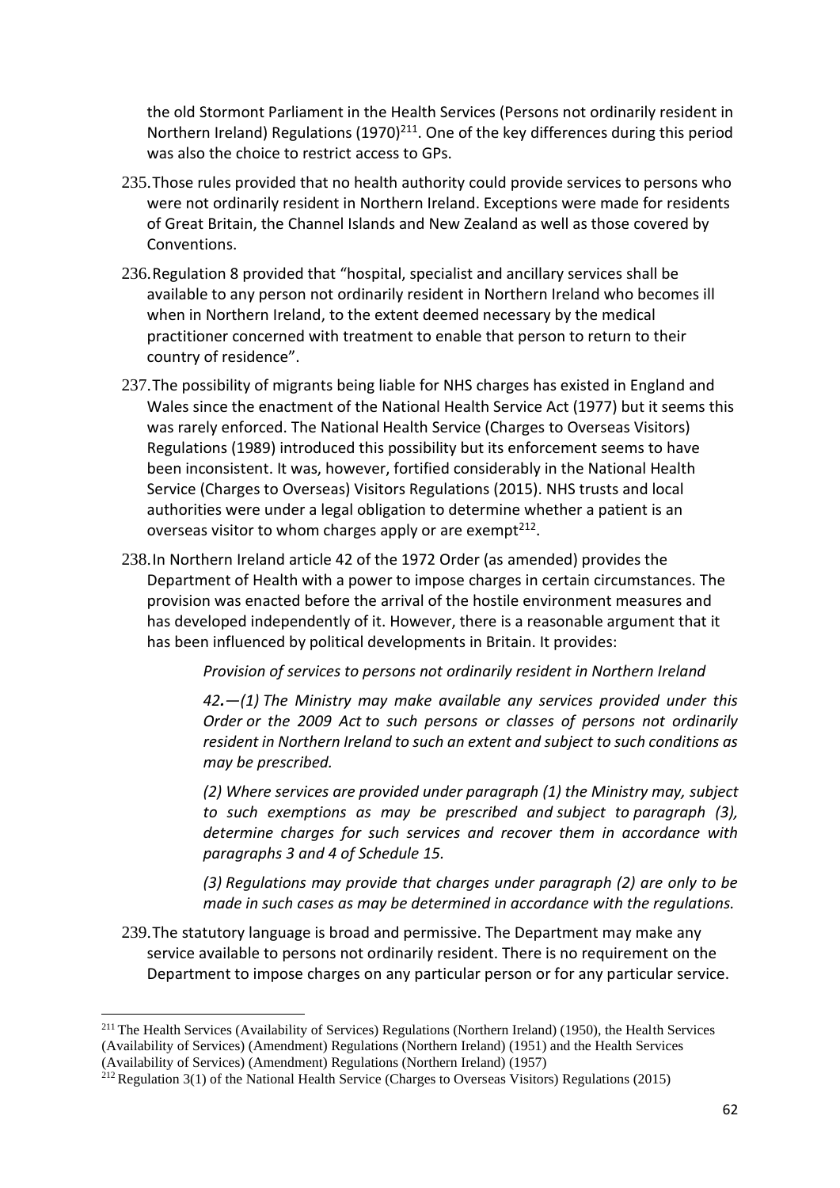the old Stormont Parliament in the Health Services (Persons not ordinarily resident in Northern Ireland) Regulations (1970)[211]. One of the key differences during this period was also the choice to restrict access to GPs.

235. Those rules provided that no health authority could provide services to persons who were not ordinarily resident in Northern Ireland. Exceptions were made for residents of Great Britain, the Channel Islands and New Zealand as well as those covered by Conventions.

236. Regulation 8 provided that "hospital, specialist and ancillary services shall be available to any person not ordinarily resident in Northern Ireland who becomes ill when in Northern Ireland, to the extent deemed necessary by the medical practitioner concerned with treatment to enable that person to return to their country of residence".

237. The possibility of migrants being liable for NHS charges has existed in England and Wales since the enactment of the National Health Service Act (1977) but it seems this was rarely enforced. The National Health Service (Charges to Overseas Visitors) Regulations (1989) introduced this possibility but its enforcement seems to have been inconsistent. It was, however, fortified considerably in the National Health Service (Charges to Overseas) Visitors Regulations (2015). NHS trusts and local authorities were under a legal obligation to determine whether a patient is an overseas visitor to whom charges apply or are exempt[212].

238. In Northern Ireland article 42 of the 1972 Order (as amended) provides the Department of Health with a power to impose charges in certain circumstances. The provision was enacted before the arrival of the hostile environment measures and has developed independently of it. However, there is a reasonable argument that it has been influenced by political developments in Britain. It provides:

> *Provision of services to persons not ordinarily resident in Northern Ireland*
>
> *42.—(1) The Ministry may make available any services provided under this Order or the 2009 Act to such persons or classes of persons not ordinarily resident in Northern Ireland to such an extent and subject to such conditions as may be prescribed.*
>
> *(2) Where services are provided under paragraph (1) the Ministry may, subject to such exemptions as may be prescribed and subject to paragraph (3), determine charges for such services and recover them in accordance with paragraphs 3 and 4 of Schedule 15.*
>
> *(3) Regulations may provide that charges under paragraph (2) are only to be made in such cases as may be determined in accordance with the regulations.*

239. The statutory language is broad and permissive. The Department may make any service available to persons not ordinarily resident. There is no requirement on the Department to impose charges on any particular person or for any particular service.

---

[211] The Health Services (Availability of Services) Regulations (Northern Ireland) (1950), the Health Services (Availability of Services) (Amendment) Regulations (Northern Ireland) (1951) and the Health Services (Availability of Services) (Amendment) Regulations (Northern Ireland) (1957)

[212] Regulation 3(1) of the National Health Service (Charges to Overseas Visitors) Regulations (2015)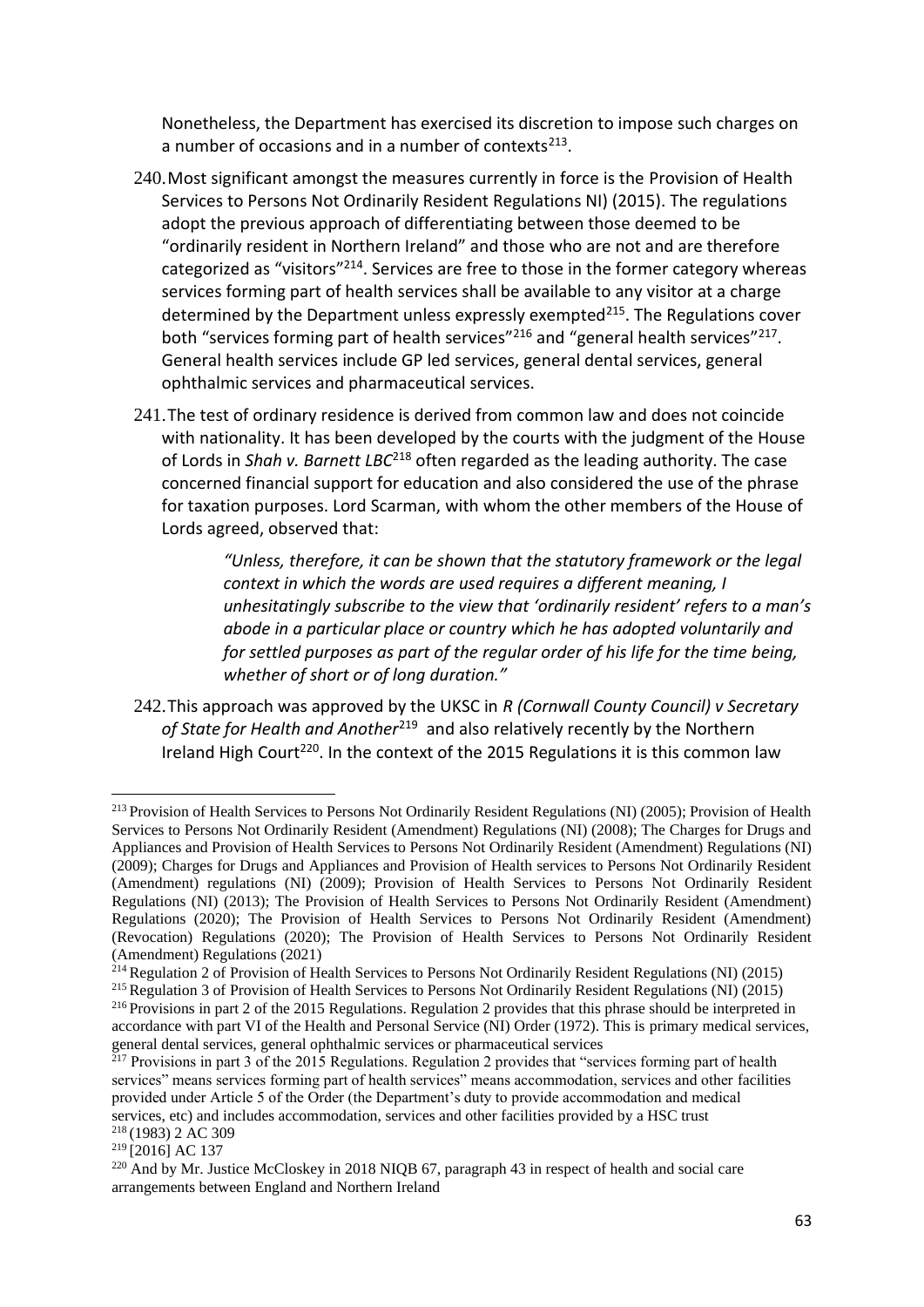Nonetheless, the Department has exercised its discretion to impose such charges on a number of occasions and in a number of contexts[213].

240. Most significant amongst the measures currently in force is the Provision of Health Services to Persons Not Ordinarily Resident Regulations NI) (2015). The regulations adopt the previous approach of differentiating between those deemed to be "ordinarily resident in Northern Ireland" and those who are not and are therefore categorized as "visitors"[214]. Services are free to those in the former category whereas services forming part of health services shall be available to any visitor at a charge determined by the Department unless expressly exempted[215]. The Regulations cover both "services forming part of health services"[216] and "general health services"[217]. General health services include GP led services, general dental services, general ophthalmic services and pharmaceutical services.

241. The test of ordinary residence is derived from common law and does not coincide with nationality. It has been developed by the courts with the judgment of the House of Lords in *Shah v. Barnett LBC*[218] often regarded as the leading authority. The case concerned financial support for education and also considered the use of the phrase for taxation purposes. Lord Scarman, with whom the other members of the House of Lords agreed, observed that:

> *"Unless, therefore, it can be shown that the statutory framework or the legal context in which the words are used requires a different meaning, I unhesitatingly subscribe to the view that 'ordinarily resident' refers to a man's abode in a particular place or country which he has adopted voluntarily and for settled purposes as part of the regular order of his life for the time being, whether of short or of long duration."*

242. This approach was approved by the UKSC in *R (Cornwall County Council) v Secretary of State for Health and Another*[219] and also relatively recently by the Northern Ireland High Court[220]. In the context of the 2015 Regulations it is this common law

---

[213] Provision of Health Services to Persons Not Ordinarily Resident Regulations (NI) (2005); Provision of Health Services to Persons Not Ordinarily Resident (Amendment) Regulations (NI) (2008); The Charges for Drugs and Appliances and Provision of Health Services to Persons Not Ordinarily Resident (Amendment) Regulations (NI) (2009); Charges for Drugs and Appliances and Provision of Health services to Persons Not Ordinarily Resident (Amendment) regulations (NI) (2009); Provision of Health Services to Persons Not Ordinarily Resident Regulations (NI) (2013); The Provision of Health Services to Persons Not Ordinarily Resident (Amendment) Regulations (2020); The Provision of Health Services to Persons Not Ordinarily Resident (Amendment) (Revocation) Regulations (2020); The Provision of Health Services to Persons Not Ordinarily Resident (Amendment) Regulations (2021)

[214] Regulation 2 of Provision of Health Services to Persons Not Ordinarily Resident Regulations (NI) (2015)

[215] Regulation 3 of Provision of Health Services to Persons Not Ordinarily Resident Regulations (NI) (2015)

[216] Provisions in part 2 of the 2015 Regulations. Regulation 2 provides that this phrase should be interpreted in accordance with part VI of the Health and Personal Service (NI) Order (1972). This is primary medical services, general dental services, general ophthalmic services or pharmaceutical services

[217] Provisions in part 3 of the 2015 Regulations. Regulation 2 provides that "services forming part of health services" means services forming part of health services" means accommodation, services and other facilities provided under Article 5 of the Order (the Department's duty to provide accommodation and medical services, etc) and includes accommodation, services and other facilities provided by a HSC trust

[218] (1983) 2 AC 309

[219] [2016] AC 137

[220] And by Mr. Justice McCloskey in 2018 NIQB 67, paragraph 43 in respect of health and social care arrangements between England and Northern Ireland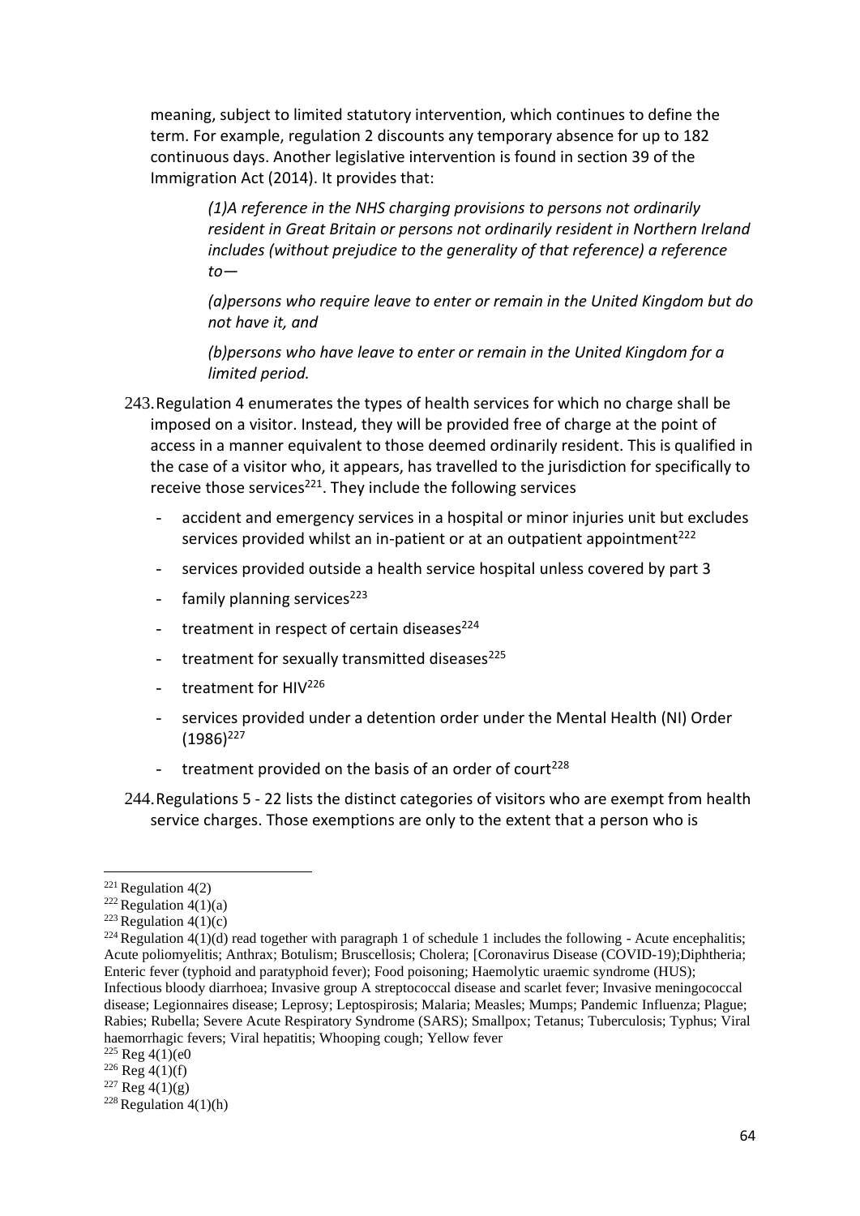meaning, subject to limited statutory intervention, which continues to define the term. For example, regulation 2 discounts any temporary absence for up to 182 continuous days. Another legislative intervention is found in section 39 of the Immigration Act (2014). It provides that:

> *(1)A reference in the NHS charging provisions to persons not ordinarily resident in Great Britain or persons not ordinarily resident in Northern Ireland includes (without prejudice to the generality of that reference) a reference to—*
>
> *(a)persons who require leave to enter or remain in the United Kingdom but do not have it, and*
>
> *(b)persons who have leave to enter or remain in the United Kingdom for a limited period.*

243. Regulation 4 enumerates the types of health services for which no charge shall be imposed on a visitor. Instead, they will be provided free of charge at the point of access in a manner equivalent to those deemed ordinarily resident. This is qualified in the case of a visitor who, it appears, has travelled to the jurisdiction for specifically to receive those services[221]. They include the following services

- accident and emergency services in a hospital or minor injuries unit but excludes services provided whilst an in-patient or at an outpatient appointment[222]
- services provided outside a health service hospital unless covered by part 3
- family planning services[223]
- treatment in respect of certain diseases[224]
- treatment for sexually transmitted diseases[225]
- treatment for HIV[226]
- services provided under a detention order under the Mental Health (NI) Order (1986)[227]
- treatment provided on the basis of an order of court[228]

244. Regulations 5 - 22 lists the distinct categories of visitors who are exempt from health service charges. Those exemptions are only to the extent that a person who is

---

[221] Regulation 4(2)

[222] Regulation 4(1)(a)

[223] Regulation 4(1)(c)

[224] Regulation 4(1)(d) read together with paragraph 1 of schedule 1 includes the following - Acute encephalitis; Acute poliomyelitis; Anthrax; Botulism; Bruscellosis; Cholera; [Coronavirus Disease (COVID-19);Diphtheria; Enteric fever (typhoid and paratyphoid fever); Food poisoning; Haemolytic uraemic syndrome (HUS); Infectious bloody diarrhoea; Invasive group A streptococcal disease and scarlet fever; Invasive meningococcal disease; Legionnaires disease; Leprosy; Leptospirosis; Malaria; Measles; Mumps; Pandemic Influenza; Plague; Rabies; Rubella; Severe Acute Respiratory Syndrome (SARS); Smallpox; Tetanus; Tuberculosis; Typhus; Viral haemorrhagic fevers; Viral hepatitis; Whooping cough; Yellow fever

[225] Reg 4(1)(e0

[226] Reg 4(1)(f)

[227] Reg 4(1)(g)

[228] Regulation 4(1)(h)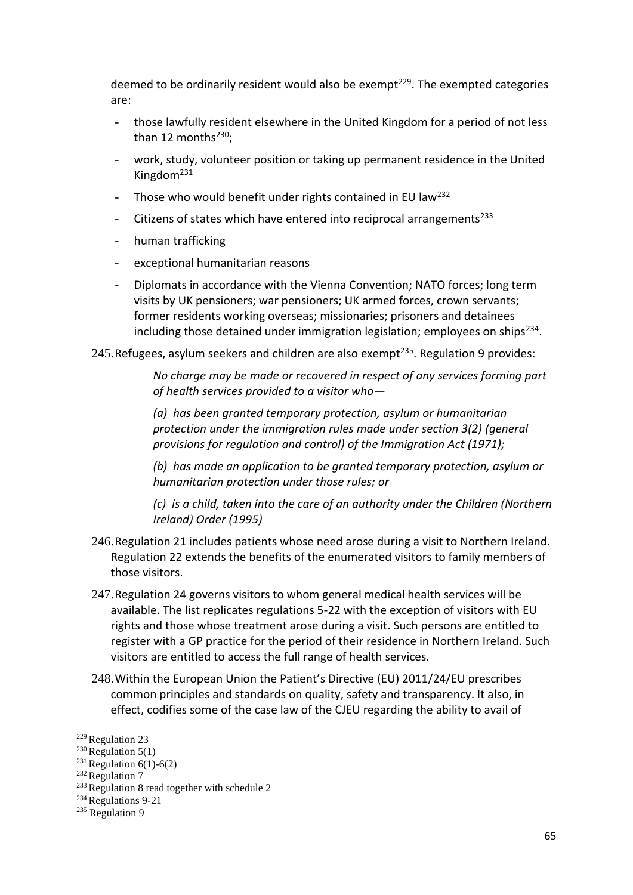deemed to be ordinarily resident would also be exempt[229]. The exempted categories are:

- those lawfully resident elsewhere in the United Kingdom for a period of not less than 12 months[230];
- work, study, volunteer position or taking up permanent residence in the United Kingdom[231]
- Those who would benefit under rights contained in EU law[232]
- Citizens of states which have entered into reciprocal arrangements[233]
- human trafficking
- exceptional humanitarian reasons
- Diplomats in accordance with the Vienna Convention; NATO forces; long term visits by UK pensioners; war pensioners; UK armed forces, crown servants; former residents working overseas; missionaries; prisoners and detainees including those detained under immigration legislation; employees on ships[234].

245. Refugees, asylum seekers and children are also exempt[235]. Regulation 9 provides:

> *No charge may be made or recovered in respect of any services forming part of health services provided to a visitor who—*
>
> *(a) has been granted temporary protection, asylum or humanitarian protection under the immigration rules made under section 3(2) (general provisions for regulation and control) of the Immigration Act (1971);*
>
> *(b) has made an application to be granted temporary protection, asylum or humanitarian protection under those rules; or*
>
> *(c) is a child, taken into the care of an authority under the Children (Northern Ireland) Order (1995)*

246. Regulation 21 includes patients whose need arose during a visit to Northern Ireland. Regulation 22 extends the benefits of the enumerated visitors to family members of those visitors.

247. Regulation 24 governs visitors to whom general medical health services will be available. The list replicates regulations 5-22 with the exception of visitors with EU rights and those whose treatment arose during a visit. Such persons are entitled to register with a GP practice for the period of their residence in Northern Ireland. Such visitors are entitled to access the full range of health services.

248. Within the European Union the Patient's Directive (EU) 2011/24/EU prescribes common principles and standards on quality, safety and transparency. It also, in effect, codifies some of the case law of the CJEU regarding the ability to avail of

---

[229] Regulation 23

[230] Regulation 5(1)

[231] Regulation 6(1)-6(2)

[232] Regulation 7

[233] Regulation 8 read together with schedule 2

[234] Regulations 9-21

[235] Regulation 9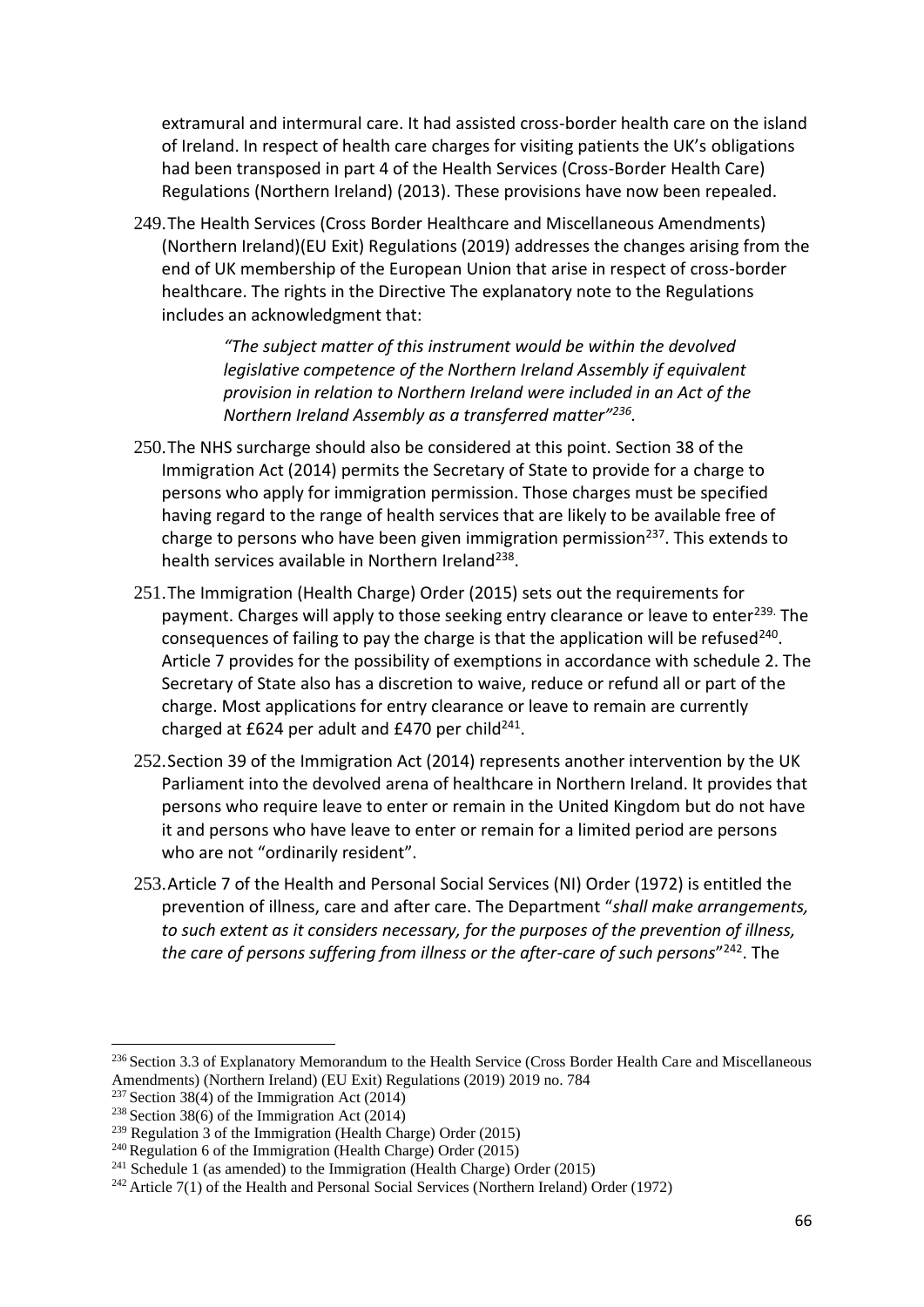extramural and intermural care. It had assisted cross-border health care on the island of Ireland. In respect of health care charges for visiting patients the UK's obligations had been transposed in part 4 of the Health Services (Cross-Border Health Care) Regulations (Northern Ireland) (2013). These provisions have now been repealed.

249. The Health Services (Cross Border Healthcare and Miscellaneous Amendments) (Northern Ireland)(EU Exit) Regulations (2019) addresses the changes arising from the end of UK membership of the European Union that arise in respect of cross-border healthcare. The rights in the Directive The explanatory note to the Regulations includes an acknowledgment that:

> *"The subject matter of this instrument would be within the devolved legislative competence of the Northern Ireland Assembly if equivalent provision in relation to Northern Ireland were included in an Act of the Northern Ireland Assembly as a transferred matter"*[236].

250. The NHS surcharge should also be considered at this point. Section 38 of the Immigration Act (2014) permits the Secretary of State to provide for a charge to persons who apply for immigration permission. Those charges must be specified having regard to the range of health services that are likely to be available free of charge to persons who have been given immigration permission[237]. This extends to health services available in Northern Ireland[238].

251. The Immigration (Health Charge) Order (2015) sets out the requirements for payment. Charges will apply to those seeking entry clearance or leave to enter[239]. The consequences of failing to pay the charge is that the application will be refused[240]. Article 7 provides for the possibility of exemptions in accordance with schedule 2. The Secretary of State also has a discretion to waive, reduce or refund all or part of the charge. Most applications for entry clearance or leave to remain are currently charged at £624 per adult and £470 per child[241].

252. Section 39 of the Immigration Act (2014) represents another intervention by the UK Parliament into the devolved arena of healthcare in Northern Ireland. It provides that persons who require leave to enter or remain in the United Kingdom but do not have it and persons who have leave to enter or remain for a limited period are persons who are not "ordinarily resident".

253. Article 7 of the Health and Personal Social Services (NI) Order (1972) is entitled the prevention of illness, care and after care. The Department "*shall make arrangements, to such extent as it considers necessary, for the purposes of the prevention of illness, the care of persons suffering from illness or the after-care of such persons*"[242]. The

---

[236] Section 3.3 of Explanatory Memorandum to the Health Service (Cross Border Health Care and Miscellaneous Amendments) (Northern Ireland) (EU Exit) Regulations (2019) 2019 no. 784

[237] Section 38(4) of the Immigration Act (2014)

[238] Section 38(6) of the Immigration Act (2014)

[239] Regulation 3 of the Immigration (Health Charge) Order (2015)

[240] Regulation 6 of the Immigration (Health Charge) Order (2015)

[241] Schedule 1 (as amended) to the Immigration (Health Charge) Order (2015)

[242] Article 7(1) of the Health and Personal Social Services (Northern Ireland) Order (1972)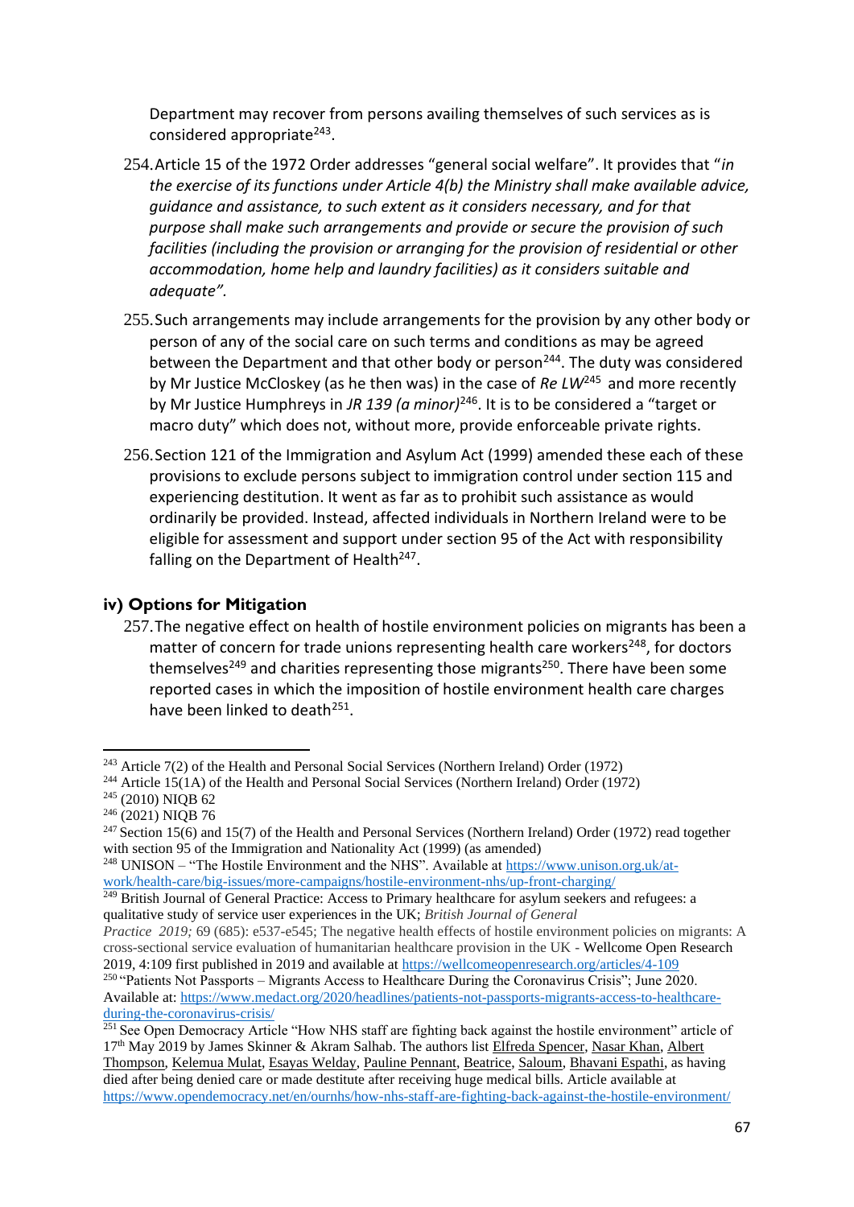Department may recover from persons availing themselves of such services as is considered appropriate[243].

254. Article 15 of the 1972 Order addresses "general social welfare". It provides that "*in the exercise of its functions under Article 4(b) the Ministry shall make available advice, guidance and assistance, to such extent as it considers necessary, and for that purpose shall make such arrangements and provide or secure the provision of such facilities (including the provision or arranging for the provision of residential or other accommodation, home help and laundry facilities) as it considers suitable and adequate".*

255. Such arrangements may include arrangements for the provision by any other body or person of any of the social care on such terms and conditions as may be agreed between the Department and that other body or person[244]. The duty was considered by Mr Justice McCloskey (as he then was) in the case of *Re LW*[245] and more recently by Mr Justice Humphreys in *JR 139 (a minor)*[246]. It is to be considered a "target or macro duty" which does not, without more, provide enforceable private rights.

256. Section 121 of the Immigration and Asylum Act (1999) amended these each of these provisions to exclude persons subject to immigration control under section 115 and experiencing destitution. It went as far as to prohibit such assistance as would ordinarily be provided. Instead, affected individuals in Northern Ireland were to be eligible for assessment and support under section 95 of the Act with responsibility falling on the Department of Health[247].

### iv) Options for Mitigation

257. The negative effect on health of hostile environment policies on migrants has been a matter of concern for trade unions representing health care workers[248], for doctors themselves[249] and charities representing those migrants[250]. There have been some reported cases in which the imposition of hostile environment health care charges have been linked to death[251].

---

[243] Article 7(2) of the Health and Personal Social Services (Northern Ireland) Order (1972)

[244] Article 15(1A) of the Health and Personal Social Services (Northern Ireland) Order (1972)

[245] (2010) NIQB 62

[246] (2021) NIQB 76

[247] Section 15(6) and 15(7) of the Health and Personal Services (Northern Ireland) Order (1972) read together with section 95 of the Immigration and Nationality Act (1999) (as amended)

[248] UNISON – "The Hostile Environment and the NHS". Available at https://www.unison.org.uk/at-work/health-care/big-issues/more-campaigns/hostile-environment-nhs/up-front-charging/

[249] British Journal of General Practice: Access to Primary healthcare for asylum seekers and refugees: a qualitative study of service user experiences in the UK; *British Journal of General Practice 2019;* 69 (685): e537-e545; The negative health effects of hostile environment policies on migrants: A cross-sectional service evaluation of humanitarian healthcare provision in the UK - Wellcome Open Research 2019, 4:109 first published in 2019 and available at https://wellcomeopenresearch.org/articles/4-109

[250] "Patients Not Passports – Migrants Access to Healthcare During the Coronavirus Crisis"; June 2020. Available at: https://www.medact.org/2020/headlines/patients-not-passports-migrants-access-to-healthcare-during-the-coronavirus-crisis/

[251] See Open Democracy Article "How NHS staff are fighting back against the hostile environment" article of 17th May 2019 by James Skinner & Akram Salhab. The authors list Elfreda Spencer, Nasar Khan, Albert Thompson, Kelemua Mulat, Esayas Welday, Pauline Pennant, Beatrice, Saloum, Bhavani Espathi, as having died after being denied care or made destitute after receiving huge medical bills. Article available at https://www.opendemocracy.net/en/ournhs/how-nhs-staff-are-fighting-back-against-the-hostile-environment/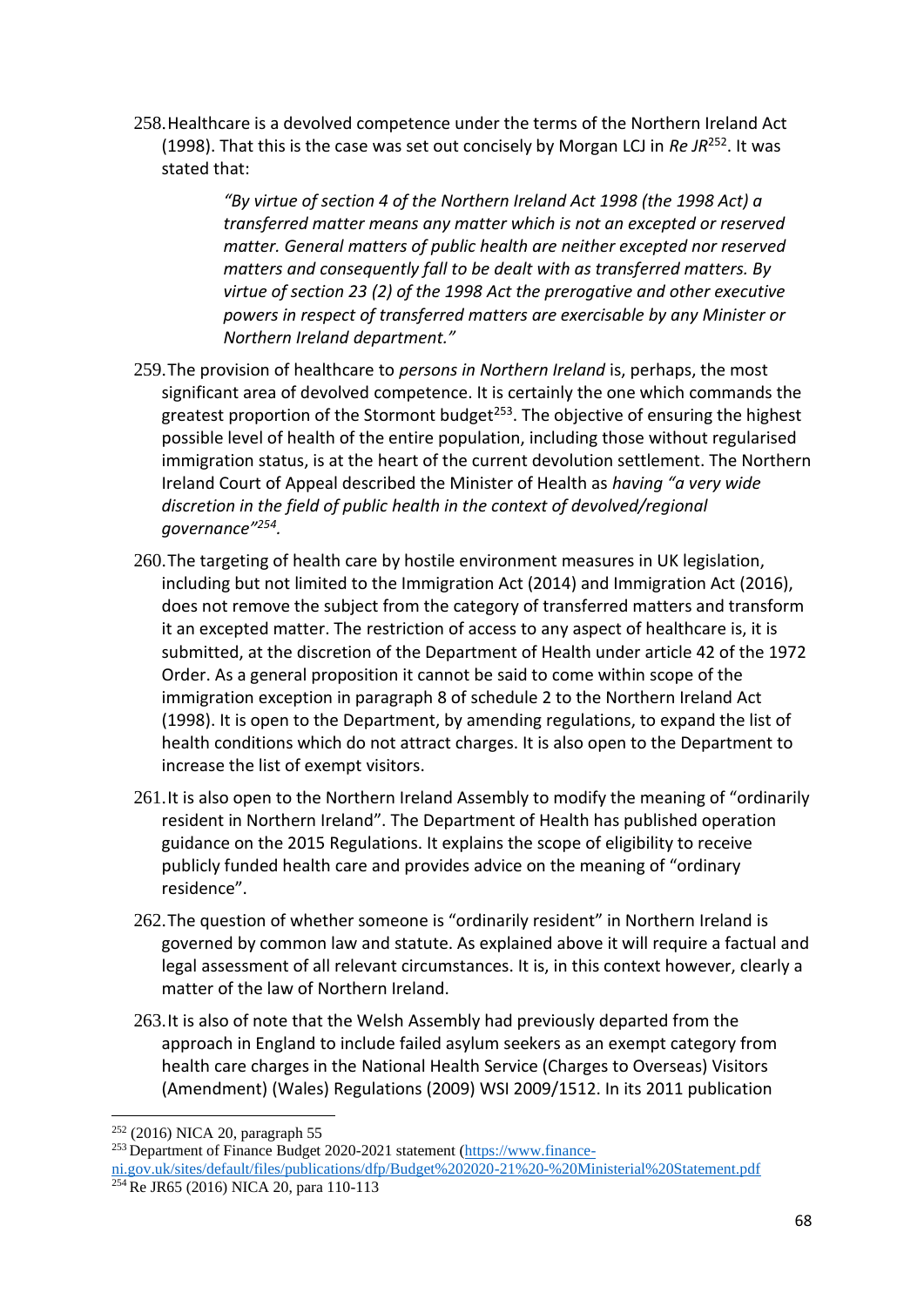258. Healthcare is a devolved competence under the terms of the Northern Ireland Act (1998). That this is the case was set out concisely by Morgan LCJ in *Re JR*[252]. It was stated that:

> *"By virtue of section 4 of the Northern Ireland Act 1998 (the 1998 Act) a transferred matter means any matter which is not an excepted or reserved matter. General matters of public health are neither excepted nor reserved matters and consequently fall to be dealt with as transferred matters. By virtue of section 23 (2) of the 1998 Act the prerogative and other executive powers in respect of transferred matters are exercisable by any Minister or Northern Ireland department."*

259. The provision of healthcare to *persons in Northern Ireland* is, perhaps, the most significant area of devolved competence. It is certainly the one which commands the greatest proportion of the Stormont budget[253]. The objective of ensuring the highest possible level of health of the entire population, including those without regularised immigration status, is at the heart of the current devolution settlement. The Northern Ireland Court of Appeal described the Minister of Health as *having "a very wide discretion in the field of public health in the context of devolved/regional governance"*[254].

260. The targeting of health care by hostile environment measures in UK legislation, including but not limited to the Immigration Act (2014) and Immigration Act (2016), does not remove the subject from the category of transferred matters and transform it an excepted matter. The restriction of access to any aspect of healthcare is, it is submitted, at the discretion of the Department of Health under article 42 of the 1972 Order. As a general proposition it cannot be said to come within scope of the immigration exception in paragraph 8 of schedule 2 to the Northern Ireland Act (1998). It is open to the Department, by amending regulations, to expand the list of health conditions which do not attract charges. It is also open to the Department to increase the list of exempt visitors.

261. It is also open to the Northern Ireland Assembly to modify the meaning of "ordinarily resident in Northern Ireland". The Department of Health has published operation guidance on the 2015 Regulations. It explains the scope of eligibility to receive publicly funded health care and provides advice on the meaning of "ordinary residence".

262. The question of whether someone is "ordinarily resident" in Northern Ireland is governed by common law and statute. As explained above it will require a factual and legal assessment of all relevant circumstances. It is, in this context however, clearly a matter of the law of Northern Ireland.

263. It is also of note that the Welsh Assembly had previously departed from the approach in England to include failed asylum seekers as an exempt category from health care charges in the National Health Service (Charges to Overseas) Visitors (Amendment) (Wales) Regulations (2009) WSI 2009/1512. In its 2011 publication

---

[252] (2016) NICA 20, paragraph 55

[253] Department of Finance Budget 2020-2021 statement (https://www.finance-ni.gov.uk/sites/default/files/publications/dfp/Budget%202020-21%20-%20Ministerial%20Statement.pdf

[254] Re JR65 (2016) NICA 20, para 110-113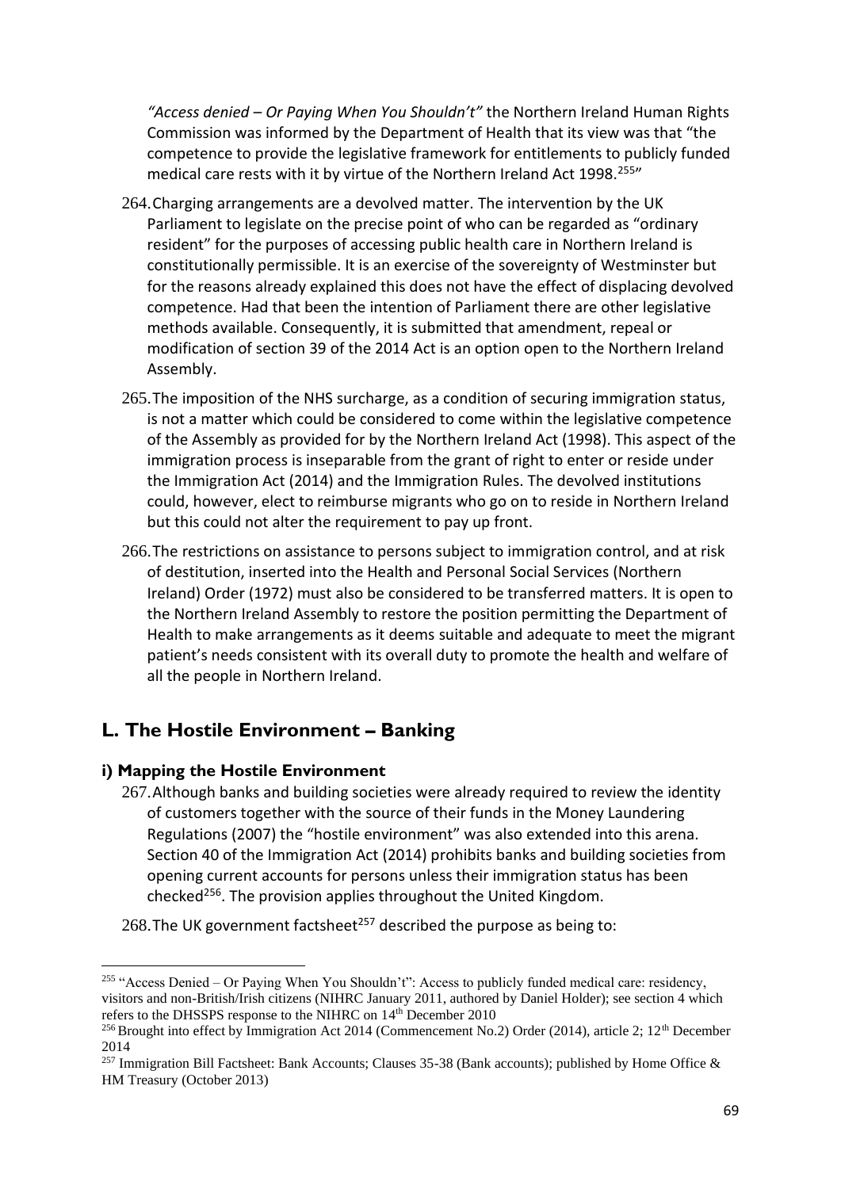*"Access denied – Or Paying When You Shouldn't"* the Northern Ireland Human Rights Commission was informed by the Department of Health that its view was that "the competence to provide the legislative framework for entitlements to publicly funded medical care rests with it by virtue of the Northern Ireland Act 1998.[255]"

264. Charging arrangements are a devolved matter. The intervention by the UK Parliament to legislate on the precise point of who can be regarded as "ordinary resident" for the purposes of accessing public health care in Northern Ireland is constitutionally permissible. It is an exercise of the sovereignty of Westminster but for the reasons already explained this does not have the effect of displacing devolved competence. Had that been the intention of Parliament there are other legislative methods available. Consequently, it is submitted that amendment, repeal or modification of section 39 of the 2014 Act is an option open to the Northern Ireland Assembly.

265. The imposition of the NHS surcharge, as a condition of securing immigration status, is not a matter which could be considered to come within the legislative competence of the Assembly as provided for by the Northern Ireland Act (1998). This aspect of the immigration process is inseparable from the grant of right to enter or reside under the Immigration Act (2014) and the Immigration Rules. The devolved institutions could, however, elect to reimburse migrants who go on to reside in Northern Ireland but this could not alter the requirement to pay up front.

266. The restrictions on assistance to persons subject to immigration control, and at risk of destitution, inserted into the Health and Personal Social Services (Northern Ireland) Order (1972) must also be considered to be transferred matters. It is open to the Northern Ireland Assembly to restore the position permitting the Department of Health to make arrangements as it deems suitable and adequate to meet the migrant patient's needs consistent with its overall duty to promote the health and welfare of all the people in Northern Ireland.

## L. The Hostile Environment – Banking

### i) Mapping the Hostile Environment

267. Although banks and building societies were already required to review the identity of customers together with the source of their funds in the Money Laundering Regulations (2007) the "hostile environment" was also extended into this arena. Section 40 of the Immigration Act (2014) prohibits banks and building societies from opening current accounts for persons unless their immigration status has been checked[256]. The provision applies throughout the United Kingdom.

268. The UK government factsheet[257] described the purpose as being to:

---

[255] "Access Denied – Or Paying When You Shouldn't": Access to publicly funded medical care: residency, visitors and non-British/Irish citizens (NIHRC January 2011, authored by Daniel Holder); see section 4 which refers to the DHSSPS response to the NIHRC on 14th December 2010

[256] Brought into effect by Immigration Act 2014 (Commencement No.2) Order (2014), article 2; 12th December 2014

[257] Immigration Bill Factsheet: Bank Accounts; Clauses 35-38 (Bank accounts); published by Home Office & HM Treasury (October 2013)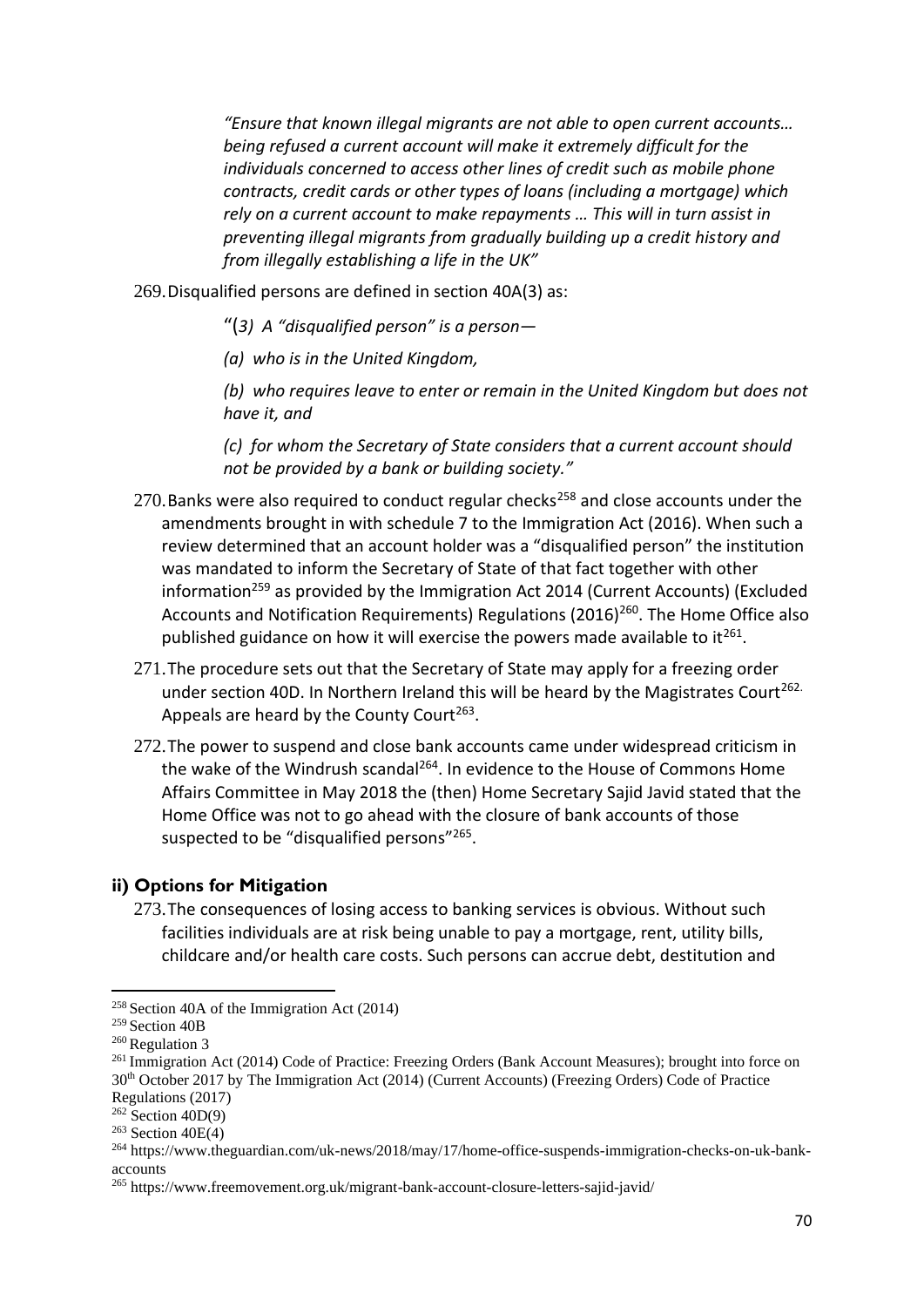> *"Ensure that known illegal migrants are not able to open current accounts… being refused a current account will make it extremely difficult for the individuals concerned to access other lines of credit such as mobile phone contracts, credit cards or other types of loans (including a mortgage) which rely on a current account to make repayments … This will in turn assist in preventing illegal migrants from gradually building up a credit history and from illegally establishing a life in the UK"*

269. Disqualified persons are defined in section 40A(3) as:

> "(*3) A "disqualified person" is a person—*
>
> *(a) who is in the United Kingdom,*
>
> *(b) who requires leave to enter or remain in the United Kingdom but does not have it, and*
>
> *(c) for whom the Secretary of State considers that a current account should not be provided by a bank or building society."*

270. Banks were also required to conduct regular checks[258] and close accounts under the amendments brought in with schedule 7 to the Immigration Act (2016). When such a review determined that an account holder was a "disqualified person" the institution was mandated to inform the Secretary of State of that fact together with other information[259] as provided by the Immigration Act 2014 (Current Accounts) (Excluded Accounts and Notification Requirements) Regulations (2016)[260]. The Home Office also published guidance on how it will exercise the powers made available to it[261].

271. The procedure sets out that the Secretary of State may apply for a freezing order under section 40D. In Northern Ireland this will be heard by the Magistrates Court[262]. Appeals are heard by the County Court[263].

272. The power to suspend and close bank accounts came under widespread criticism in the wake of the Windrush scandal[264]. In evidence to the House of Commons Home Affairs Committee in May 2018 the (then) Home Secretary Sajid Javid stated that the Home Office was not to go ahead with the closure of bank accounts of those suspected to be "disqualified persons"[265].

### ii) Options for Mitigation

273. The consequences of losing access to banking services is obvious. Without such facilities individuals are at risk being unable to pay a mortgage, rent, utility bills, childcare and/or health care costs. Such persons can accrue debt, destitution and

---

[258] Section 40A of the Immigration Act (2014)

[259] Section 40B

[260] Regulation 3

[261] Immigration Act (2014) Code of Practice: Freezing Orders (Bank Account Measures); brought into force on 30th October 2017 by The Immigration Act (2014) (Current Accounts) (Freezing Orders) Code of Practice Regulations (2017)

[262] Section 40D(9)

[263] Section 40E(4)

[264] https://www.theguardian.com/uk-news/2018/may/17/home-office-suspends-immigration-checks-on-uk-bank-accounts

[265] https://www.freemovement.org.uk/migrant-bank-account-closure-letters-sajid-javid/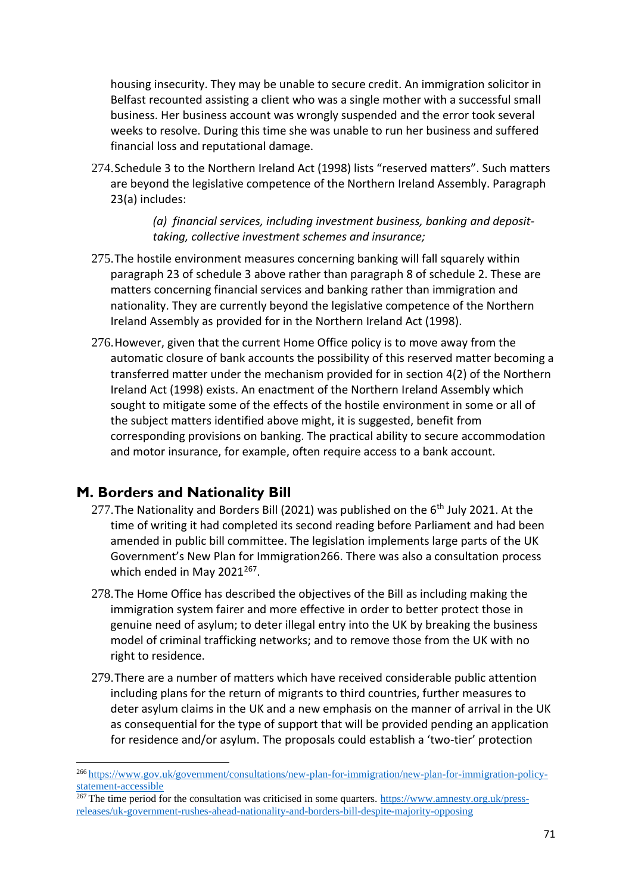housing insecurity. They may be unable to secure credit. An immigration solicitor in Belfast recounted assisting a client who was a single mother with a successful small business. Her business account was wrongly suspended and the error took several weeks to resolve. During this time she was unable to run her business and suffered financial loss and reputational damage.

274. Schedule 3 to the Northern Ireland Act (1998) lists "reserved matters". Such matters are beyond the legislative competence of the Northern Ireland Assembly. Paragraph 23(a) includes:

> *(a) financial services, including investment business, banking and deposit-taking, collective investment schemes and insurance;*

275. The hostile environment measures concerning banking will fall squarely within paragraph 23 of schedule 3 above rather than paragraph 8 of schedule 2. These are matters concerning financial services and banking rather than immigration and nationality. They are currently beyond the legislative competence of the Northern Ireland Assembly as provided for in the Northern Ireland Act (1998).

276. However, given that the current Home Office policy is to move away from the automatic closure of bank accounts the possibility of this reserved matter becoming a transferred matter under the mechanism provided for in section 4(2) of the Northern Ireland Act (1998) exists. An enactment of the Northern Ireland Assembly which sought to mitigate some of the effects of the hostile environment in some or all of the subject matters identified above might, it is suggested, benefit from corresponding provisions on banking. The practical ability to secure accommodation and motor insurance, for example, often require access to a bank account.

## M. Borders and Nationality Bill

277. The Nationality and Borders Bill (2021) was published on the 6th July 2021. At the time of writing it had completed its second reading before Parliament and had been amended in public bill committee. The legislation implements large parts of the UK Government's New Plan for Immigration266. There was also a consultation process which ended in May 2021[267].

278. The Home Office has described the objectives of the Bill as including making the immigration system fairer and more effective in order to better protect those in genuine need of asylum; to deter illegal entry into the UK by breaking the business model of criminal trafficking networks; and to remove those from the UK with no right to residence.

279. There are a number of matters which have received considerable public attention including plans for the return of migrants to third countries, further measures to deter asylum claims in the UK and a new emphasis on the manner of arrival in the UK as consequential for the type of support that will be provided pending an application for residence and/or asylum. The proposals could establish a 'two-tier' protection

---

[266] https://www.gov.uk/government/consultations/new-plan-for-immigration/new-plan-for-immigration-policy-statement-accessible

[267] The time period for the consultation was criticised in some quarters. https://www.amnesty.org.uk/press-releases/uk-government-rushes-ahead-nationality-and-borders-bill-despite-majority-opposing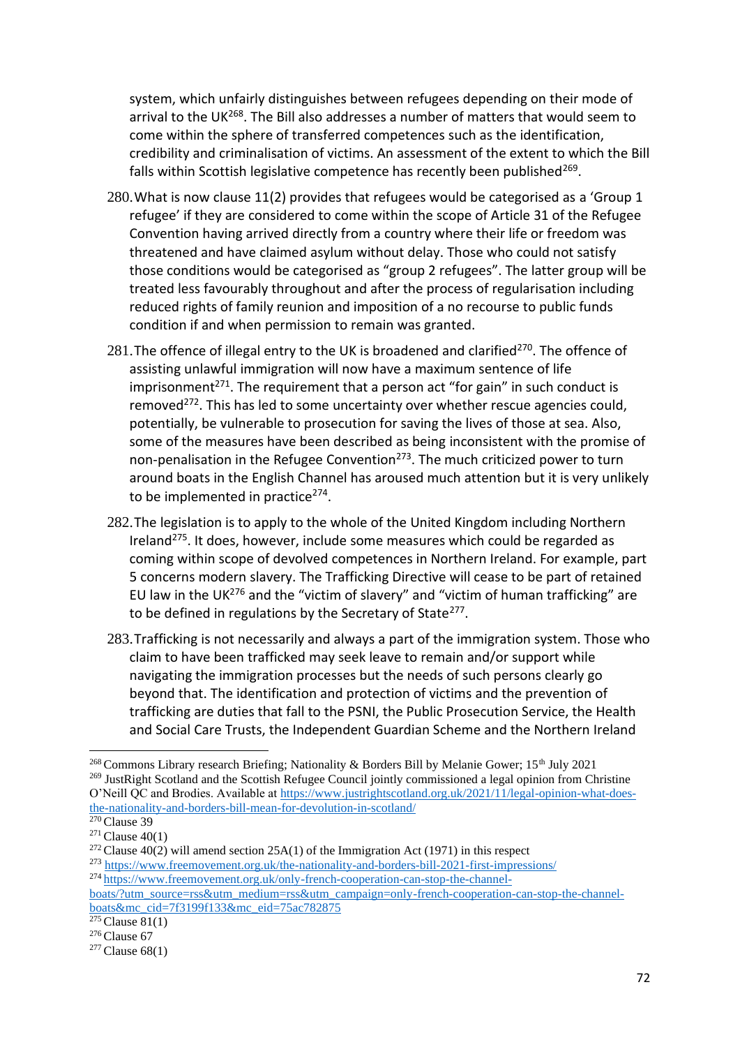system, which unfairly distinguishes between refugees depending on their mode of arrival to the UK[268]. The Bill also addresses a number of matters that would seem to come within the sphere of transferred competences such as the identification, credibility and criminalisation of victims. An assessment of the extent to which the Bill falls within Scottish legislative competence has recently been published[269].

280. What is now clause 11(2) provides that refugees would be categorised as a 'Group 1 refugee' if they are considered to come within the scope of Article 31 of the Refugee Convention having arrived directly from a country where their life or freedom was threatened and have claimed asylum without delay. Those who could not satisfy those conditions would be categorised as "group 2 refugees". The latter group will be treated less favourably throughout and after the process of regularisation including reduced rights of family reunion and imposition of a no recourse to public funds condition if and when permission to remain was granted.

281. The offence of illegal entry to the UK is broadened and clarified[270]. The offence of assisting unlawful immigration will now have a maximum sentence of life imprisonment[271]. The requirement that a person act "for gain" in such conduct is removed[272]. This has led to some uncertainty over whether rescue agencies could, potentially, be vulnerable to prosecution for saving the lives of those at sea. Also, some of the measures have been described as being inconsistent with the promise of non-penalisation in the Refugee Convention[273]. The much criticized power to turn around boats in the English Channel has aroused much attention but it is very unlikely to be implemented in practice[274].

282. The legislation is to apply to the whole of the United Kingdom including Northern Ireland[275]. It does, however, include some measures which could be regarded as coming within scope of devolved competences in Northern Ireland. For example, part 5 concerns modern slavery. The Trafficking Directive will cease to be part of retained EU law in the UK[276] and the "victim of slavery" and "victim of human trafficking" are to be defined in regulations by the Secretary of State[277].

283. Trafficking is not necessarily and always a part of the immigration system. Those who claim to have been trafficked may seek leave to remain and/or support while navigating the immigration processes but the needs of such persons clearly go beyond that. The identification and protection of victims and the prevention of trafficking are duties that fall to the PSNI, the Public Prosecution Service, the Health and Social Care Trusts, the Independent Guardian Scheme and the Northern Ireland

---

[268] Commons Library research Briefing; Nationality & Borders Bill by Melanie Gower; 15th July 2021

[269] JustRight Scotland and the Scottish Refugee Council jointly commissioned a legal opinion from Christine O'Neill QC and Brodies. Available at https://www.justrightscotland.org.uk/2021/11/legal-opinion-what-does-the-nationality-and-borders-bill-mean-for-devolution-in-scotland/

[270] Clause 39

[271] Clause 40(1)

[272] Clause 40(2) will amend section 25A(1) of the Immigration Act (1971) in this respect

[273] https://www.freemovement.org.uk/the-nationality-and-borders-bill-2021-first-impressions/

[274] https://www.freemovement.org.uk/only-french-cooperation-can-stop-the-channel-boats/?utm_source=rss&utm_medium=rss&utm_campaign=only-french-cooperation-can-stop-the-channel-boats&mc_cid=7f3199f133&mc_eid=75ac782875

[275] Clause 81(1)

[276] Clause 67

[277] Clause 68(1)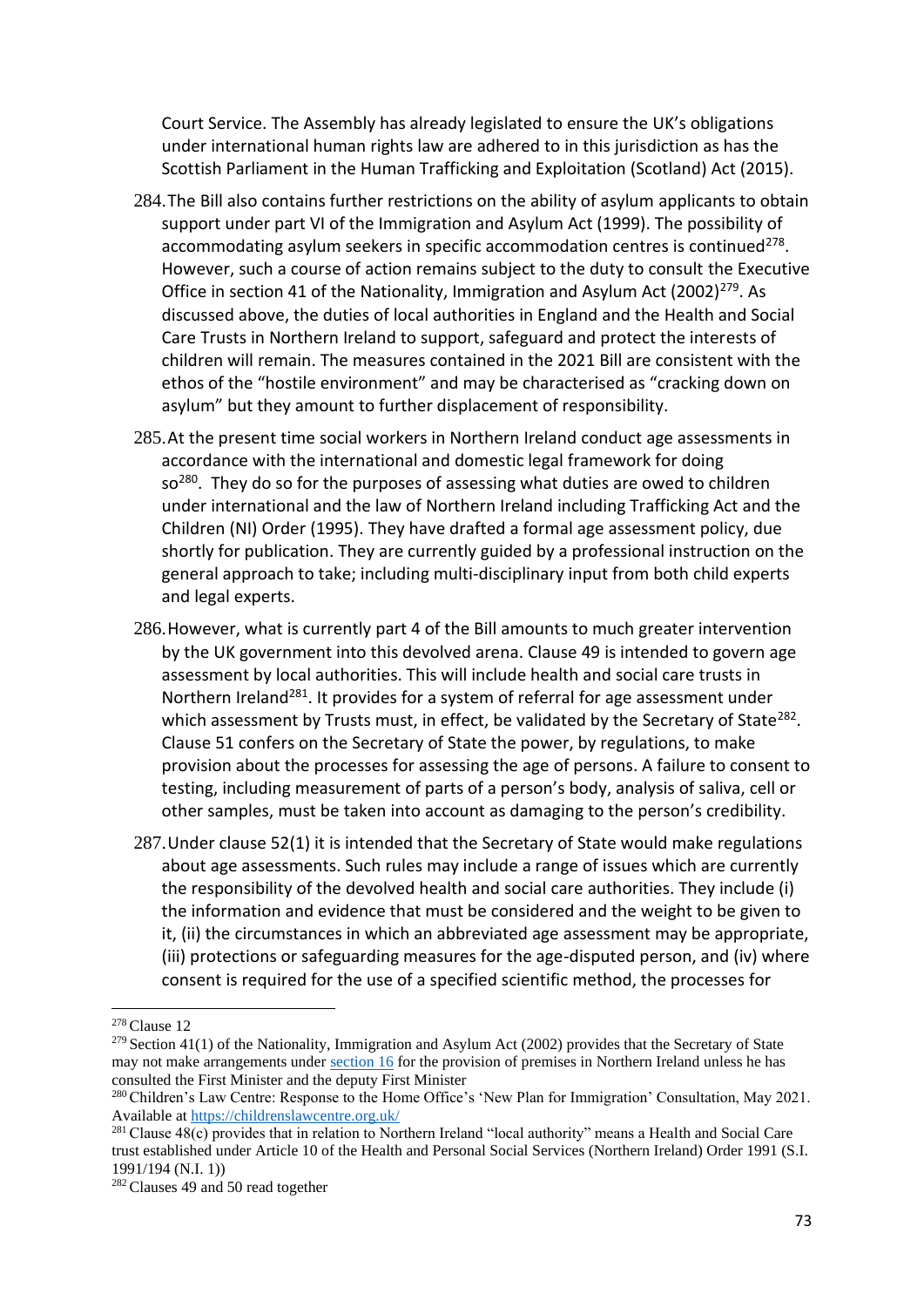Court Service. The Assembly has already legislated to ensure the UK's obligations under international human rights law are adhered to in this jurisdiction as has the Scottish Parliament in the Human Trafficking and Exploitation (Scotland) Act (2015).

284. The Bill also contains further restrictions on the ability of asylum applicants to obtain support under part VI of the Immigration and Asylum Act (1999). The possibility of accommodating asylum seekers in specific accommodation centres is continued[278]. However, such a course of action remains subject to the duty to consult the Executive Office in section 41 of the Nationality, Immigration and Asylum Act (2002)[279]. As discussed above, the duties of local authorities in England and the Health and Social Care Trusts in Northern Ireland to support, safeguard and protect the interests of children will remain. The measures contained in the 2021 Bill are consistent with the ethos of the "hostile environment" and may be characterised as "cracking down on asylum" but they amount to further displacement of responsibility.

285. At the present time social workers in Northern Ireland conduct age assessments in accordance with the international and domestic legal framework for doing so[280]. They do so for the purposes of assessing what duties are owed to children under international and the law of Northern Ireland including Trafficking Act and the Children (NI) Order (1995). They have drafted a formal age assessment policy, due shortly for publication. They are currently guided by a professional instruction on the general approach to take; including multi-disciplinary input from both child experts and legal experts.

286. However, what is currently part 4 of the Bill amounts to much greater intervention by the UK government into this devolved arena. Clause 49 is intended to govern age assessment by local authorities. This will include health and social care trusts in Northern Ireland[281]. It provides for a system of referral for age assessment under which assessment by Trusts must, in effect, be validated by the Secretary of State[282]. Clause 51 confers on the Secretary of State the power, by regulations, to make provision about the processes for assessing the age of persons. A failure to consent to testing, including measurement of parts of a person's body, analysis of saliva, cell or other samples, must be taken into account as damaging to the person's credibility.

287. Under clause 52(1) it is intended that the Secretary of State would make regulations about age assessments. Such rules may include a range of issues which are currently the responsibility of the devolved health and social care authorities. They include (i) the information and evidence that must be considered and the weight to be given to it, (ii) the circumstances in which an abbreviated age assessment may be appropriate, (iii) protections or safeguarding measures for the age-disputed person, and (iv) where consent is required for the use of a specified scientific method, the processes for

---

[278] Clause 12

[279] Section 41(1) of the Nationality, Immigration and Asylum Act (2002) provides that the Secretary of State may not make arrangements under section 16 for the provision of premises in Northern Ireland unless he has consulted the First Minister and the deputy First Minister

[280] Children's Law Centre: Response to the Home Office's 'New Plan for Immigration' Consultation, May 2021. Available at https://childrenslawcentre.org.uk/

[281] Clause 48(c) provides that in relation to Northern Ireland "local authority" means a Health and Social Care trust established under Article 10 of the Health and Personal Social Services (Northern Ireland) Order 1991 (S.I. 1991/194 (N.I. 1))

[282] Clauses 49 and 50 read together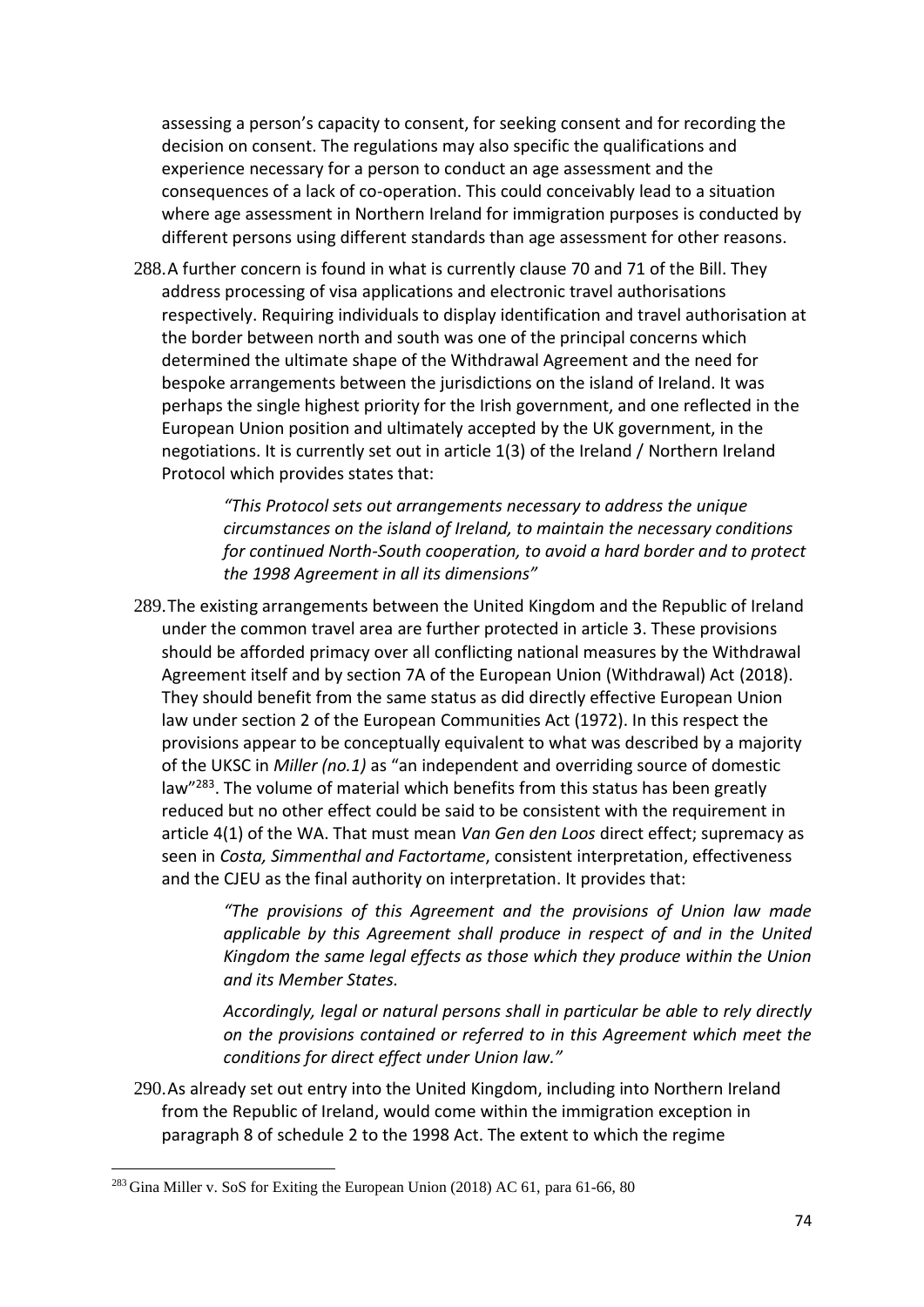assessing a person's capacity to consent, for seeking consent and for recording the decision on consent. The regulations may also specific the qualifications and experience necessary for a person to conduct an age assessment and the consequences of a lack of co-operation. This could conceivably lead to a situation where age assessment in Northern Ireland for immigration purposes is conducted by different persons using different standards than age assessment for other reasons.

288. A further concern is found in what is currently clause 70 and 71 of the Bill. They address processing of visa applications and electronic travel authorisations respectively. Requiring individuals to display identification and travel authorisation at the border between north and south was one of the principal concerns which determined the ultimate shape of the Withdrawal Agreement and the need for bespoke arrangements between the jurisdictions on the island of Ireland. It was perhaps the single highest priority for the Irish government, and one reflected in the European Union position and ultimately accepted by the UK government, in the negotiations. It is currently set out in article 1(3) of the Ireland / Northern Ireland Protocol which provides states that:

> *"This Protocol sets out arrangements necessary to address the unique circumstances on the island of Ireland, to maintain the necessary conditions for continued North-South cooperation, to avoid a hard border and to protect the 1998 Agreement in all its dimensions"*

289. The existing arrangements between the United Kingdom and the Republic of Ireland under the common travel area are further protected in article 3. These provisions should be afforded primacy over all conflicting national measures by the Withdrawal Agreement itself and by section 7A of the European Union (Withdrawal) Act (2018). They should benefit from the same status as did directly effective European Union law under section 2 of the European Communities Act (1972). In this respect the provisions appear to be conceptually equivalent to what was described by a majority of the UKSC in *Miller (no.1)* as "an independent and overriding source of domestic law"[283]. The volume of material which benefits from this status has been greatly reduced but no other effect could be said to be consistent with the requirement in article 4(1) of the WA. That must mean *Van Gen den Loos* direct effect; supremacy as seen in *Costa, Simmenthal and Factortame*, consistent interpretation, effectiveness and the CJEU as the final authority on interpretation. It provides that:

> *"The provisions of this Agreement and the provisions of Union law made applicable by this Agreement shall produce in respect of and in the United Kingdom the same legal effects as those which they produce within the Union and its Member States.*
>
> *Accordingly, legal or natural persons shall in particular be able to rely directly on the provisions contained or referred to in this Agreement which meet the conditions for direct effect under Union law."*

290. As already set out entry into the United Kingdom, including into Northern Ireland from the Republic of Ireland, would come within the immigration exception in paragraph 8 of schedule 2 to the 1998 Act. The extent to which the regime

---

[283] Gina Miller v. SoS for Exiting the European Union (2018) AC 61, para 61-66, 80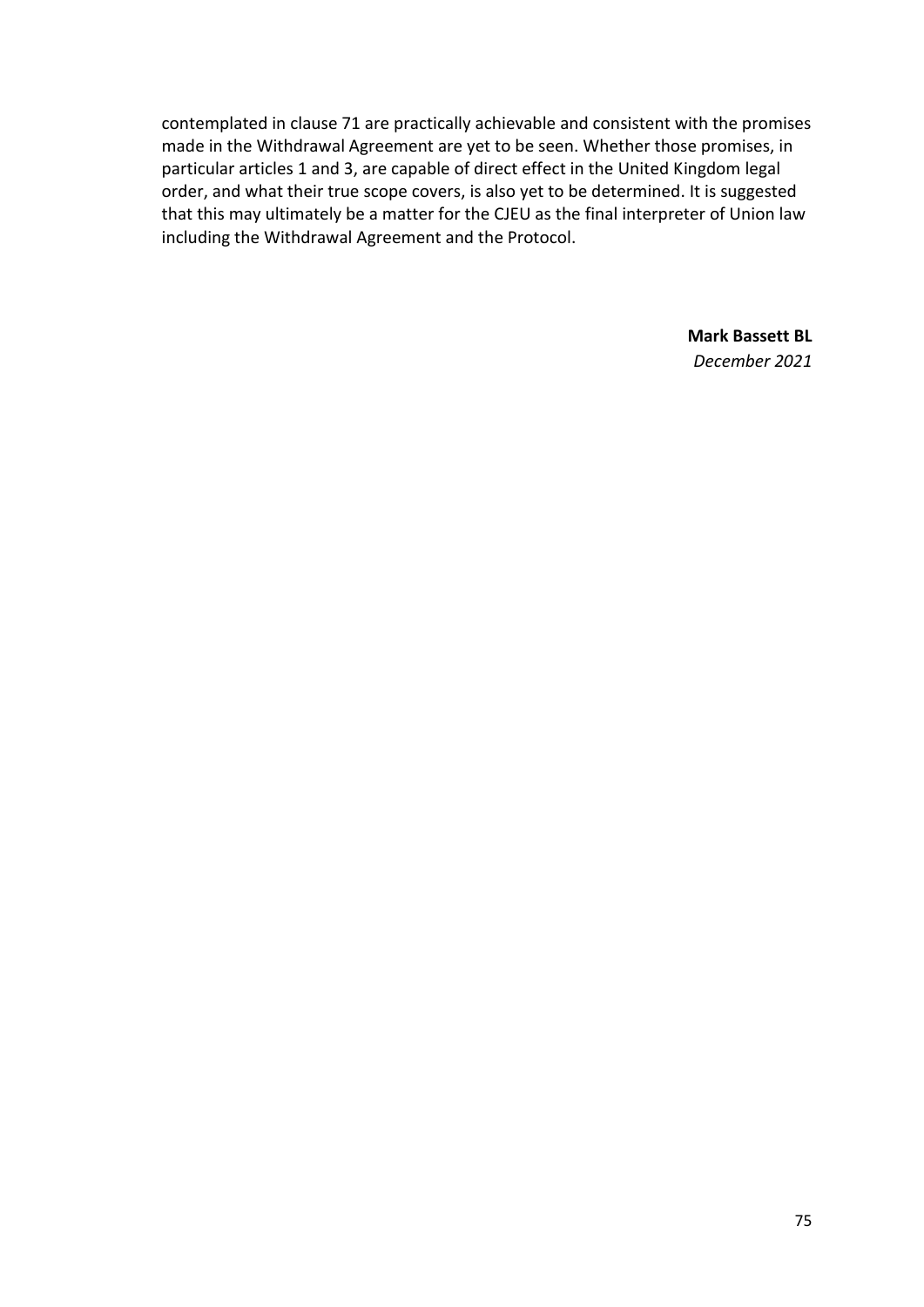contemplated in clause 71 are practically achievable and consistent with the promises made in the Withdrawal Agreement are yet to be seen. Whether those promises, in particular articles 1 and 3, are capable of direct effect in the United Kingdom legal order, and what their true scope covers, is also yet to be determined. It is suggested that this may ultimately be a matter for the CJEU as the final interpreter of Union law including the Withdrawal Agreement and the Protocol.

**Mark Bassett BL**
*December 2021*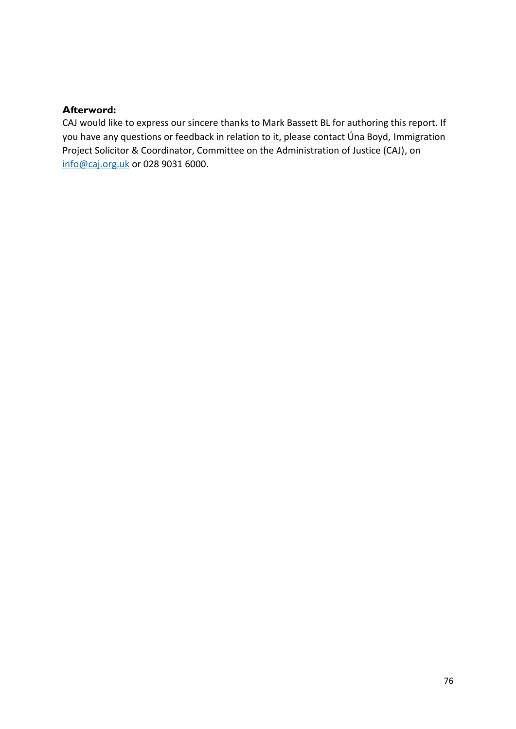**Afterword:**

CAJ would like to express our sincere thanks to Mark Bassett BL for authoring this report. If you have any questions or feedback in relation to it, please contact Úna Boyd, Immigration Project Solicitor & Coordinator, Committee on the Administration of Justice (CAJ), on [info@caj.org.uk](mailto:info@caj.org.uk) or 028 9031 6000.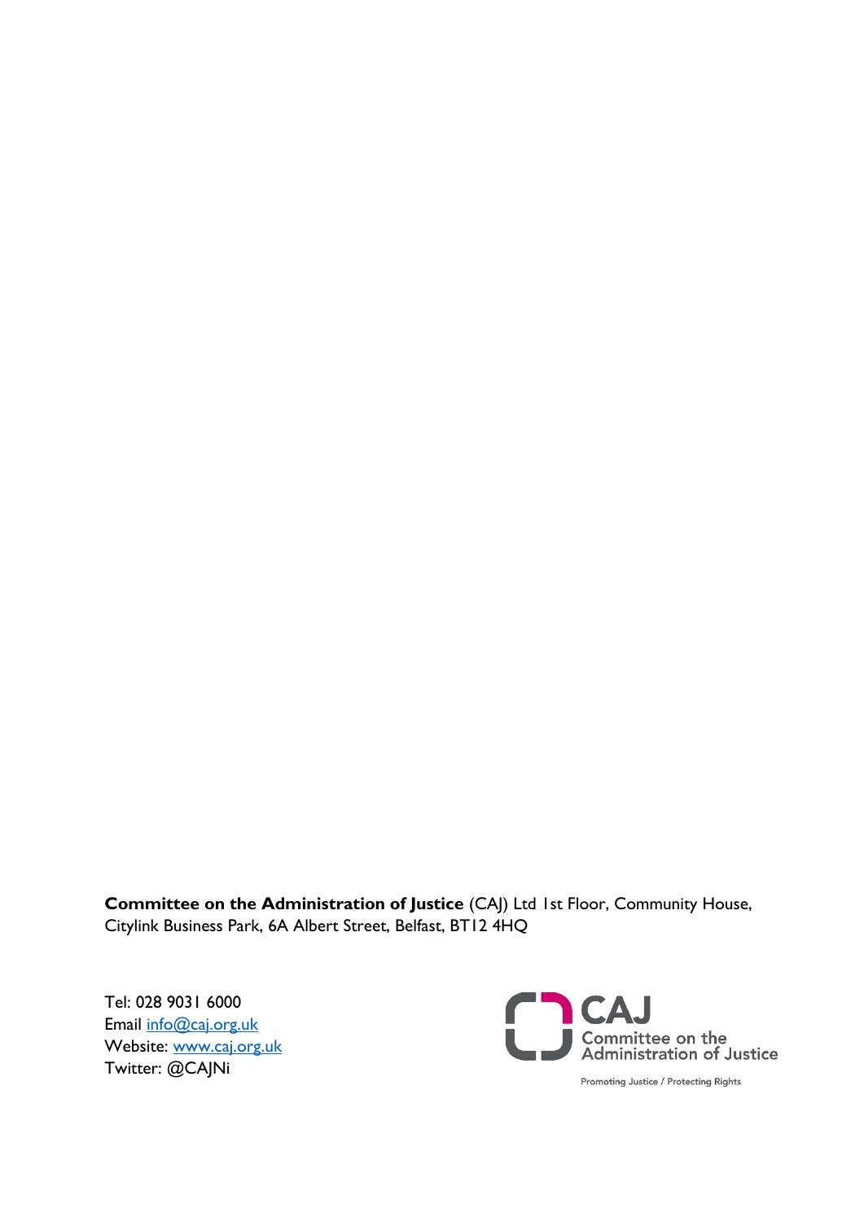**Committee on the Administration of Justice** (CAJ) Ltd 1st Floor, Community House, Citylink Business Park, 6A Albert Street, Belfast, BT12 4HQ

Tel: 028 9031 6000
Email info@caj.org.uk
Website: www.caj.org.uk
Twitter: @CAJNi

CAJ
Committee on the Administration of Justice

Promoting Justice / Protecting Rights